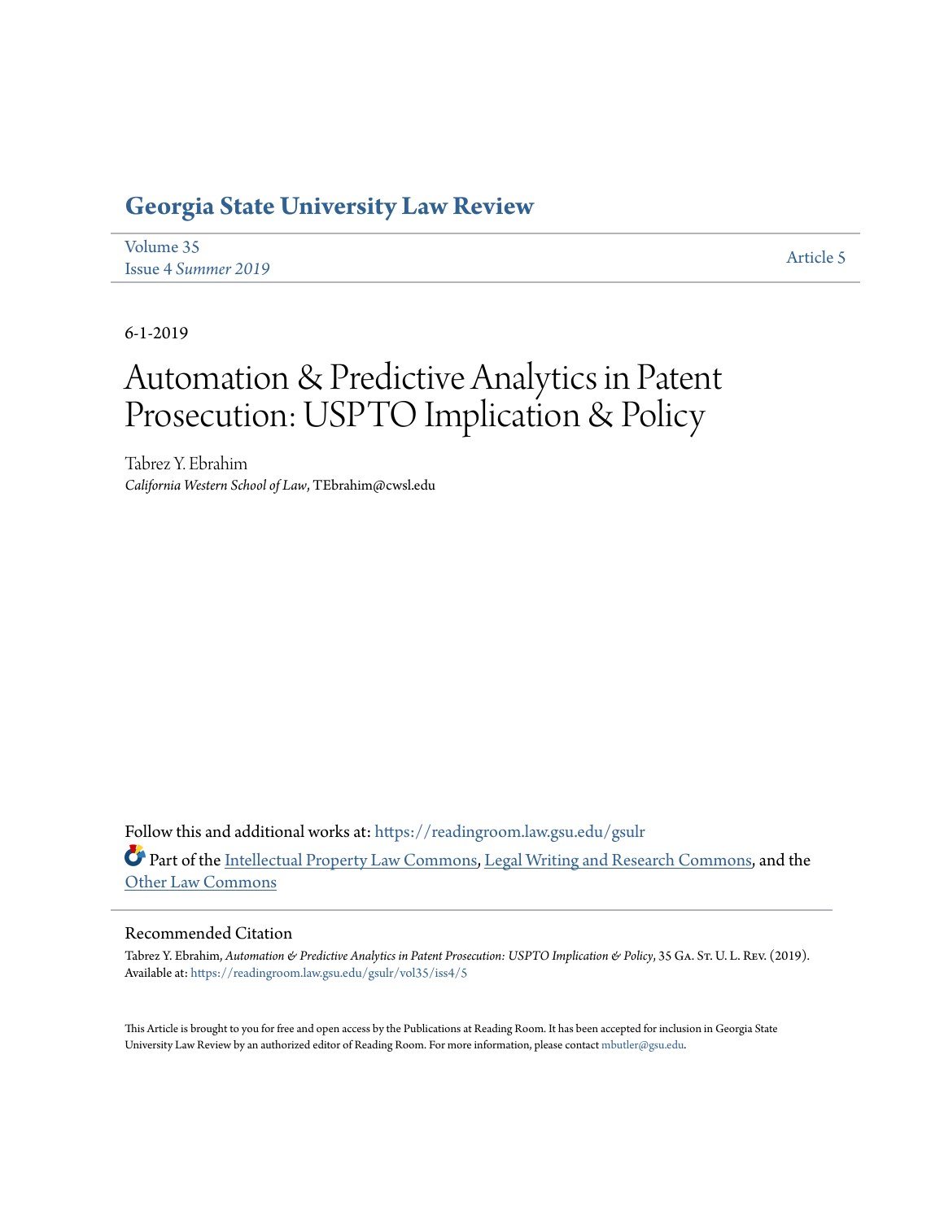# Georgia State University Law Review

Volume 35
Issue 4 *Summer 2019*

Article 5

6-1-2019

# Automation & Predictive Analytics in Patent Prosecution: USPTO Implication & Policy

Tabrez Y. Ebrahim
*California Western School of Law*, TEbrahim@cwsl.edu

Follow this and additional works at: https://readingroom.law.gsu.edu/gsulr

Part of the Intellectual Property Law Commons, Legal Writing and Research Commons, and the Other Law Commons

## Recommended Citation

Tabrez Y. Ebrahim, *Automation & Predictive Analytics in Patent Prosecution: USPTO Implication & Policy*, 35 Ga. St. U. L. Rev. (2019).
Available at: https://readingroom.law.gsu.edu/gsulr/vol35/iss4/5

This Article is brought to you for free and open access by the Publications at Reading Room. It has been accepted for inclusion in Georgia State University Law Review by an authorized editor of Reading Room. For more information, please contact mbutler@gsu.edu.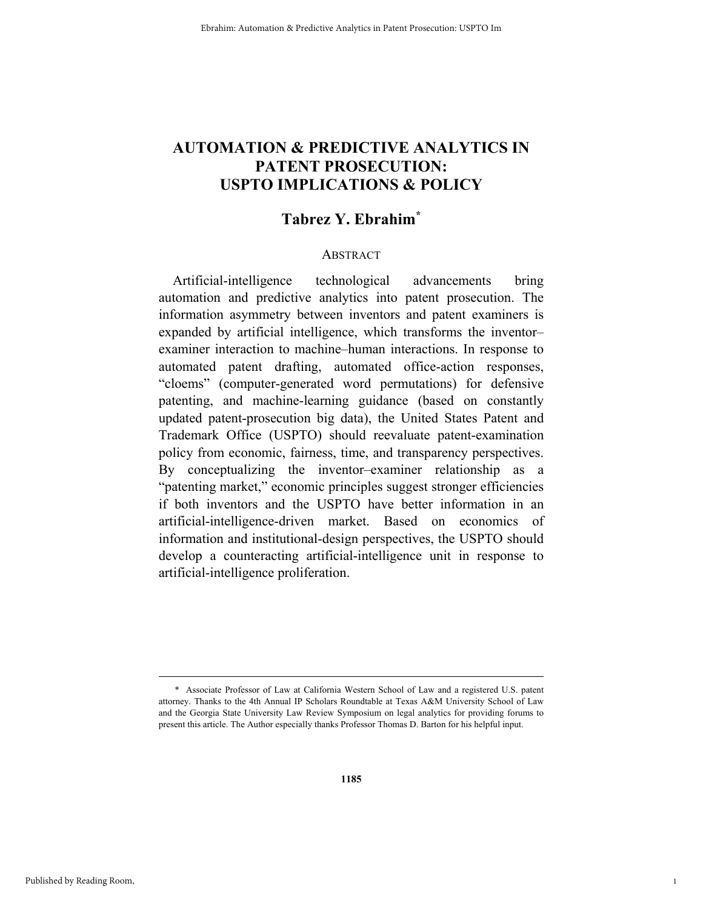# AUTOMATION & PREDICTIVE ANALYTICS IN PATENT PROSECUTION: USPTO IMPLICATIONS & POLICY

## Tabrez Y. Ebrahim*

ABSTRACT

Artificial-intelligence technological advancements bring automation and predictive analytics into patent prosecution. The information asymmetry between inventors and patent examiners is expanded by artificial intelligence, which transforms the inventor–examiner interaction to machine–human interactions. In response to automated patent drafting, automated office-action responses, "cloems" (computer-generated word permutations) for defensive patenting, and machine-learning guidance (based on constantly updated patent-prosecution big data), the United States Patent and Trademark Office (USPTO) should reevaluate patent-examination policy from economic, fairness, time, and transparency perspectives. By conceptualizing the inventor–examiner relationship as a "patenting market," economic principles suggest stronger efficiencies if both inventors and the USPTO have better information in an artificial-intelligence-driven market. Based on economics of information and institutional-design perspectives, the USPTO should develop a counteracting artificial-intelligence unit in response to artificial-intelligence proliferation.

---

\* Associate Professor of Law at California Western School of Law and a registered U.S. patent attorney. Thanks to the 4th Annual IP Scholars Roundtable at Texas A&M University School of Law and the Georgia State University Law Review Symposium on legal analytics for providing forums to present this article. The Author especially thanks Professor Thomas D. Barton for his helpful input.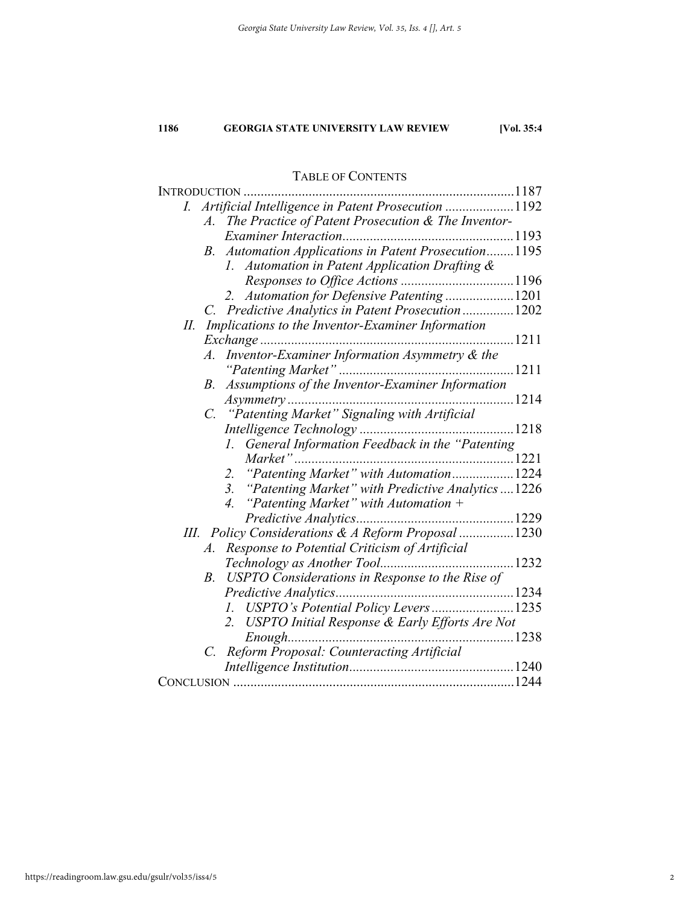## TABLE OF CONTENTS

INTRODUCTION ............................................................................1187

*I. Artificial Intelligence in Patent Prosecution* ...................1192

- *A. The Practice of Patent Prosecution & The Inventor-Examiner Interaction*................................................1193
- *B. Automation Applications in Patent Prosecution*........1195
  - *1. Automation in Patent Application Drafting & Responses to Office Actions* ................................1196
  - *2. Automation for Defensive Patenting* ...................1201
- *C. Predictive Analytics in Patent Prosecution* ..............1202

*II. Implications to the Inventor-Examiner Information Exchange* ........................................................................1211

- *A. Inventor-Examiner Information Asymmetry & the "Patenting Market"* ..................................................1211
- *B. Assumptions of the Inventor-Examiner Information Asymmetry* ...............................................................1214
- *C. "Patenting Market" Signaling with Artificial Intelligence Technology* ............................................1218
  - *1. General Information Feedback in the "Patenting Market"* ...............................................................1221
  - *2. "Patenting Market" with Automation*..................1224
  - *3. "Patenting Market" with Predictive Analytics* ....1226
  - *4. "Patenting Market" with Automation + Predictive Analytics*.............................................1229

*III. Policy Considerations & A Reform Proposal* ................1230

- *A. Response to Potential Criticism of Artificial Technology as Another Tool*......................................1232
- *B. USPTO Considerations in Response to the Rise of Predictive Analytics*...................................................1234
  - *1. USPTO's Potential Policy Levers* .......................1235
  - *2. USPTO Initial Response & Early Efforts Are Not Enough*.................................................................1238
- *C. Reform Proposal: Counteracting Artificial Intelligence Institution*...............................................1240

CONCLUSION ................................................................................1244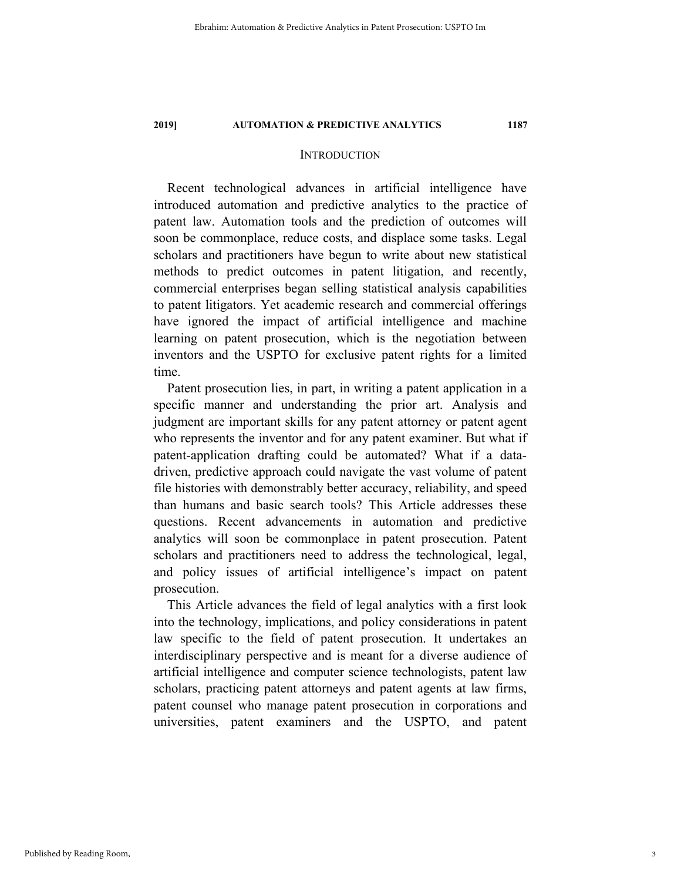## INTRODUCTION

Recent technological advances in artificial intelligence have introduced automation and predictive analytics to the practice of patent law. Automation tools and the prediction of outcomes will soon be commonplace, reduce costs, and displace some tasks. Legal scholars and practitioners have begun to write about new statistical methods to predict outcomes in patent litigation, and recently, commercial enterprises began selling statistical analysis capabilities to patent litigators. Yet academic research and commercial offerings have ignored the impact of artificial intelligence and machine learning on patent prosecution, which is the negotiation between inventors and the USPTO for exclusive patent rights for a limited time.

Patent prosecution lies, in part, in writing a patent application in a specific manner and understanding the prior art. Analysis and judgment are important skills for any patent attorney or patent agent who represents the inventor and for any patent examiner. But what if patent-application drafting could be automated? What if a data-driven, predictive approach could navigate the vast volume of patent file histories with demonstrably better accuracy, reliability, and speed than humans and basic search tools? This Article addresses these questions. Recent advancements in automation and predictive analytics will soon be commonplace in patent prosecution. Patent scholars and practitioners need to address the technological, legal, and policy issues of artificial intelligence's impact on patent prosecution.

This Article advances the field of legal analytics with a first look into the technology, implications, and policy considerations in patent law specific to the field of patent prosecution. It undertakes an interdisciplinary perspective and is meant for a diverse audience of artificial intelligence and computer science technologists, patent law scholars, practicing patent attorneys and patent agents at law firms, patent counsel who manage patent prosecution in corporations and universities, patent examiners and the USPTO, and patent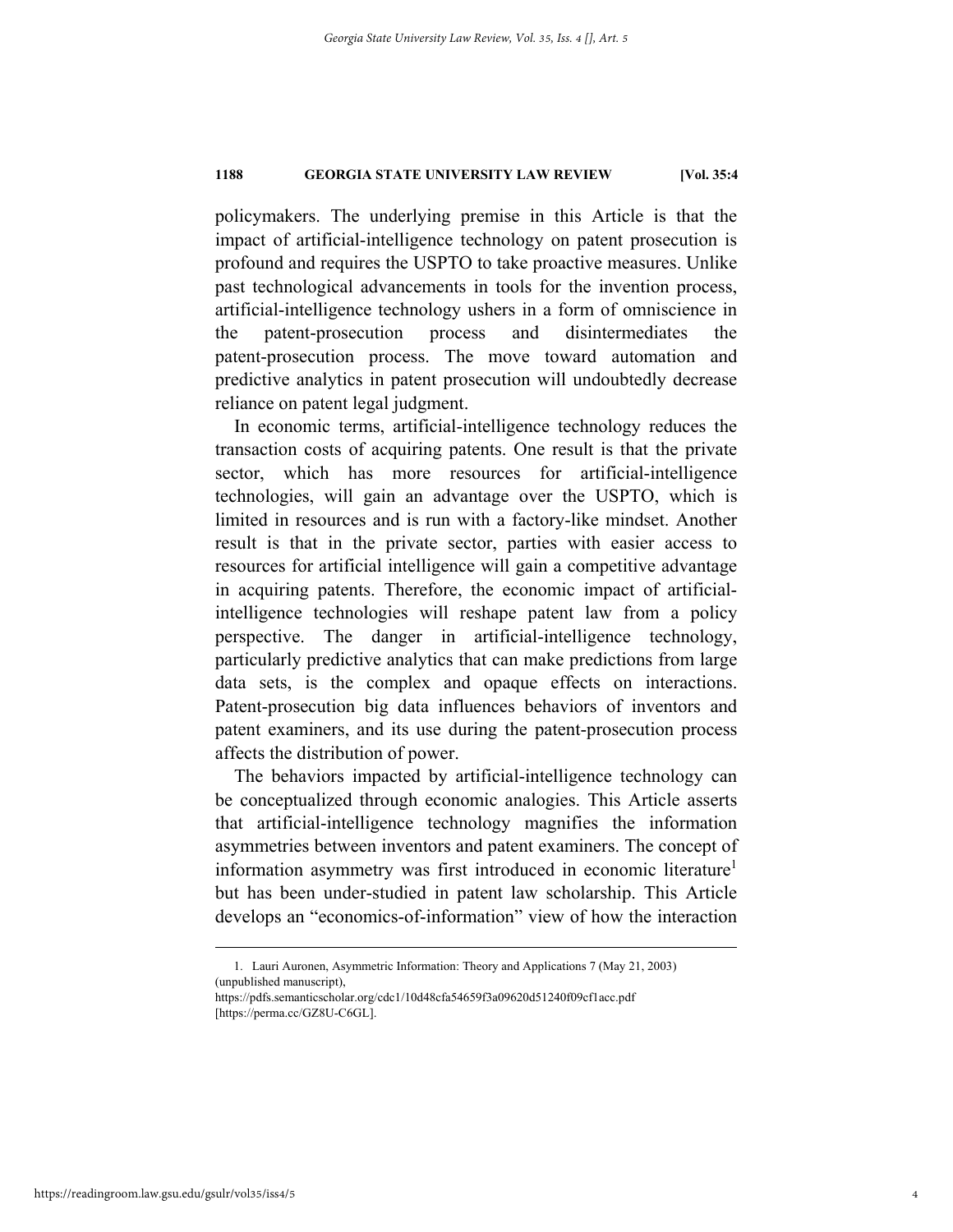policymakers. The underlying premise in this Article is that the impact of artificial-intelligence technology on patent prosecution is profound and requires the USPTO to take proactive measures. Unlike past technological advancements in tools for the invention process, artificial-intelligence technology ushers in a form of omniscience in the patent-prosecution process and disintermediates the patent-prosecution process. The move toward automation and predictive analytics in patent prosecution will undoubtedly decrease reliance on patent legal judgment.

In economic terms, artificial-intelligence technology reduces the transaction costs of acquiring patents. One result is that the private sector, which has more resources for artificial-intelligence technologies, will gain an advantage over the USPTO, which is limited in resources and is run with a factory-like mindset. Another result is that in the private sector, parties with easier access to resources for artificial intelligence will gain a competitive advantage in acquiring patents. Therefore, the economic impact of artificial-intelligence technologies will reshape patent law from a policy perspective. The danger in artificial-intelligence technology, particularly predictive analytics that can make predictions from large data sets, is the complex and opaque effects on interactions. Patent-prosecution big data influences behaviors of inventors and patent examiners, and its use during the patent-prosecution process affects the distribution of power.

The behaviors impacted by artificial-intelligence technology can be conceptualized through economic analogies. This Article asserts that artificial-intelligence technology magnifies the information asymmetries between inventors and patent examiners. The concept of information asymmetry was first introduced in economic literature[1] but has been under-studied in patent law scholarship. This Article develops an "economics-of-information" view of how the interaction

---

1. Lauri Auronen, Asymmetric Information: Theory and Applications 7 (May 21, 2003) (unpublished manuscript), https://pdfs.semanticscholar.org/cdc1/10d48cfa54659f3a09620d51240f09cf1acc.pdf [https://perma.cc/GZ8U-C6GL].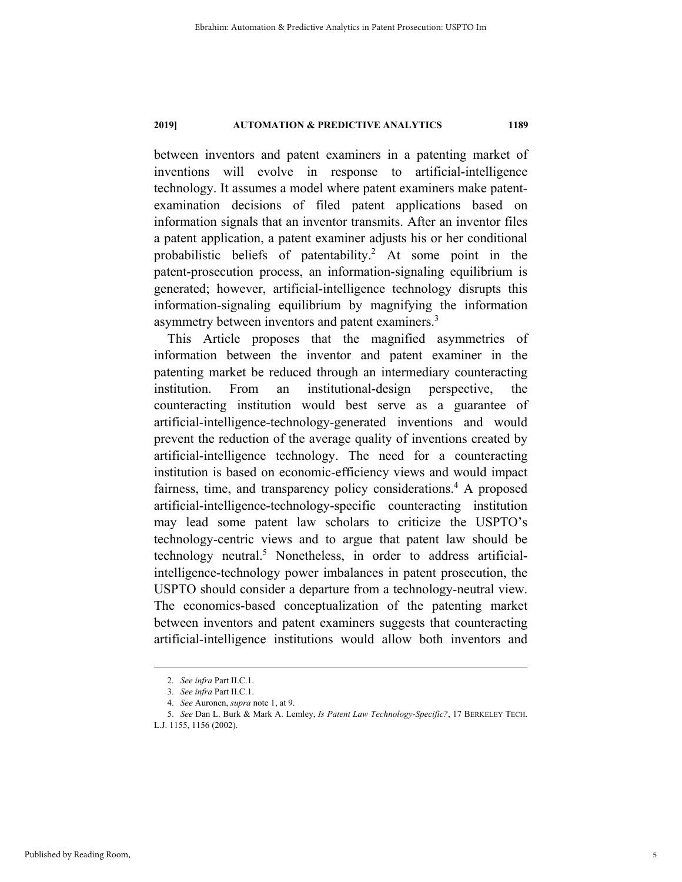between inventors and patent examiners in a patenting market of inventions will evolve in response to artificial-intelligence technology. It assumes a model where patent examiners make patent-examination decisions of filed patent applications based on information signals that an inventor transmits. After an inventor files a patent application, a patent examiner adjusts his or her conditional probabilistic beliefs of patentability.[2] At some point in the patent-prosecution process, an information-signaling equilibrium is generated; however, artificial-intelligence technology disrupts this information-signaling equilibrium by magnifying the information asymmetry between inventors and patent examiners.[3]

This Article proposes that the magnified asymmetries of information between the inventor and patent examiner in the patenting market be reduced through an intermediary counteracting institution. From an institutional-design perspective, the counteracting institution would best serve as a guarantee of artificial-intelligence-technology-generated inventions and would prevent the reduction of the average quality of inventions created by artificial-intelligence technology. The need for a counteracting institution is based on economic-efficiency views and would impact fairness, time, and transparency policy considerations.[4] A proposed artificial-intelligence-technology-specific counteracting institution may lead some patent law scholars to criticize the USPTO's technology-centric views and to argue that patent law should be technology neutral.[5] Nonetheless, in order to address artificial-intelligence-technology power imbalances in patent prosecution, the USPTO should consider a departure from a technology-neutral view. The economics-based conceptualization of the patenting market between inventors and patent examiners suggests that counteracting artificial-intelligence institutions would allow both inventors and

---

2. *See infra* Part II.C.1.

3. *See infra* Part II.C.1.

4. *See* Auronen, *supra* note 1, at 9.

5. *See* Dan L. Burk & Mark A. Lemley, *Is Patent Law Technology-Specific?*, 17 BERKELEY TECH. L.J. 1155, 1156 (2002).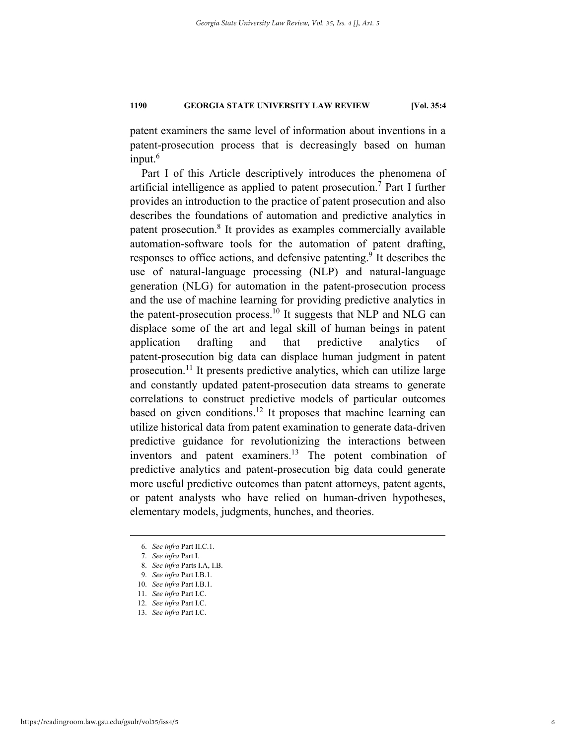patent examiners the same level of information about inventions in a patent-prosecution process that is decreasingly based on human input.[6]

Part I of this Article descriptively introduces the phenomena of artificial intelligence as applied to patent prosecution.[7] Part I further provides an introduction to the practice of patent prosecution and also describes the foundations of automation and predictive analytics in patent prosecution.[8] It provides as examples commercially available automation-software tools for the automation of patent drafting, responses to office actions, and defensive patenting.[9] It describes the use of natural-language processing (NLP) and natural-language generation (NLG) for automation in the patent-prosecution process and the use of machine learning for providing predictive analytics in the patent-prosecution process.[10] It suggests that NLP and NLG can displace some of the art and legal skill of human beings in patent application drafting and that predictive analytics of patent-prosecution big data can displace human judgment in patent prosecution.[11] It presents predictive analytics, which can utilize large and constantly updated patent-prosecution data streams to generate correlations to construct predictive models of particular outcomes based on given conditions.[12] It proposes that machine learning can utilize historical data from patent examination to generate data-driven predictive guidance for revolutionizing the interactions between inventors and patent examiners.[13] The potent combination of predictive analytics and patent-prosecution big data could generate more useful predictive outcomes than patent attorneys, patent agents, or patent analysts who have relied on human-driven hypotheses, elementary models, judgments, hunches, and theories.

---

6. *See infra* Part II.C.1.
7. *See infra* Part I.
8. *See infra* Parts I.A, I.B.
9. *See infra* Part I.B.1.
10. *See infra* Part I.B.1.
11. *See infra* Part I.C.
12. *See infra* Part I.C.
13. *See infra* Part I.C.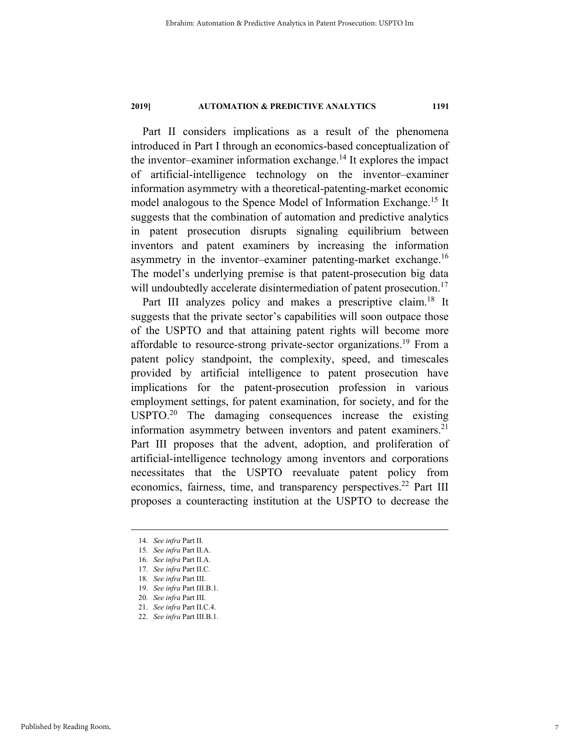Part II considers implications as a result of the phenomena introduced in Part I through an economics-based conceptualization of the inventor–examiner information exchange.[14] It explores the impact of artificial-intelligence technology on the inventor–examiner information asymmetry with a theoretical-patenting-market economic model analogous to the Spence Model of Information Exchange.[15] It suggests that the combination of automation and predictive analytics in patent prosecution disrupts signaling equilibrium between inventors and patent examiners by increasing the information asymmetry in the inventor–examiner patenting-market exchange.[16] The model's underlying premise is that patent-prosecution big data will undoubtedly accelerate disintermediation of patent prosecution.[17]

Part III analyzes policy and makes a prescriptive claim.[18] It suggests that the private sector's capabilities will soon outpace those of the USPTO and that attaining patent rights will become more affordable to resource-strong private-sector organizations.[19] From a patent policy standpoint, the complexity, speed, and timescales provided by artificial intelligence to patent prosecution have implications for the patent-prosecution profession in various employment settings, for patent examination, for society, and for the USPTO.[20] The damaging consequences increase the existing information asymmetry between inventors and patent examiners.[21] Part III proposes that the advent, adoption, and proliferation of artificial-intelligence technology among inventors and corporations necessitates that the USPTO reevaluate patent policy from economics, fairness, time, and transparency perspectives.[22] Part III proposes a counteracting institution at the USPTO to decrease the

---

14. *See infra* Part II.
15. *See infra* Part II.A.
16. *See infra* Part II.A.
17. *See infra* Part II.C.
18. *See infra* Part III.
19. *See infra* Part III.B.1.
20. *See infra* Part III.
21. *See infra* Part II.C.4.
22. *See infra* Part III.B.1.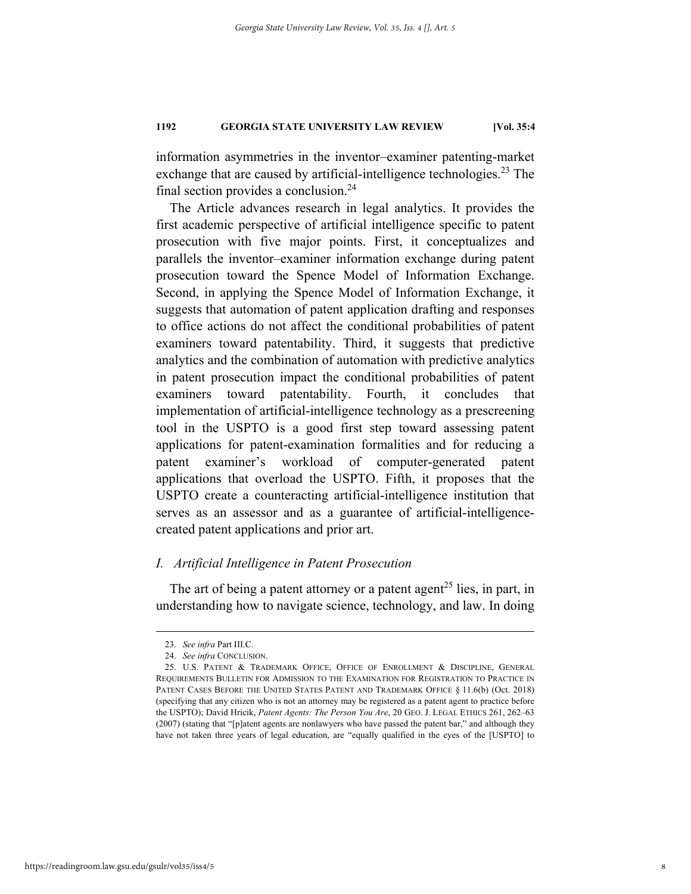information asymmetries in the inventor–examiner patenting-market exchange that are caused by artificial-intelligence technologies.[23] The final section provides a conclusion.[24]

The Article advances research in legal analytics. It provides the first academic perspective of artificial intelligence specific to patent prosecution with five major points. First, it conceptualizes and parallels the inventor–examiner information exchange during patent prosecution toward the Spence Model of Information Exchange. Second, in applying the Spence Model of Information Exchange, it suggests that automation of patent application drafting and responses to office actions do not affect the conditional probabilities of patent examiners toward patentability. Third, it suggests that predictive analytics and the combination of automation with predictive analytics in patent prosecution impact the conditional probabilities of patent examiners toward patentability. Fourth, it concludes that implementation of artificial-intelligence technology as a prescreening tool in the USPTO is a good first step toward assessing patent applications for patent-examination formalities and for reducing a patent examiner's workload of computer-generated patent applications that overload the USPTO. Fifth, it proposes that the USPTO create a counteracting artificial-intelligence institution that serves as an assessor and as a guarantee of artificial-intelligence-created patent applications and prior art.

## *I. Artificial Intelligence in Patent Prosecution*

The art of being a patent attorney or a patent agent[25] lies, in part, in understanding how to navigate science, technology, and law. In doing

---

23. *See infra* Part III.C.

24. *See infra* CONCLUSION.

25. U.S. PATENT & TRADEMARK OFFICE, OFFICE OF ENROLLMENT & DISCIPLINE, GENERAL REQUIREMENTS BULLETIN FOR ADMISSION TO THE EXAMINATION FOR REGISTRATION TO PRACTICE IN PATENT CASES BEFORE THE UNITED STATES PATENT AND TRADEMARK OFFICE § 11.6(b) (Oct. 2018) (specifying that any citizen who is not an attorney may be registered as a patent agent to practice before the USPTO); David Hricik, *Patent Agents: The Person You Are*, 20 GEO. J. LEGAL ETHICS 261, 262–63 (2007) (stating that "[p]atent agents are nonlawyers who have passed the patent bar," and although they have not taken three years of legal education, are "equally qualified in the eyes of the [USPTO] to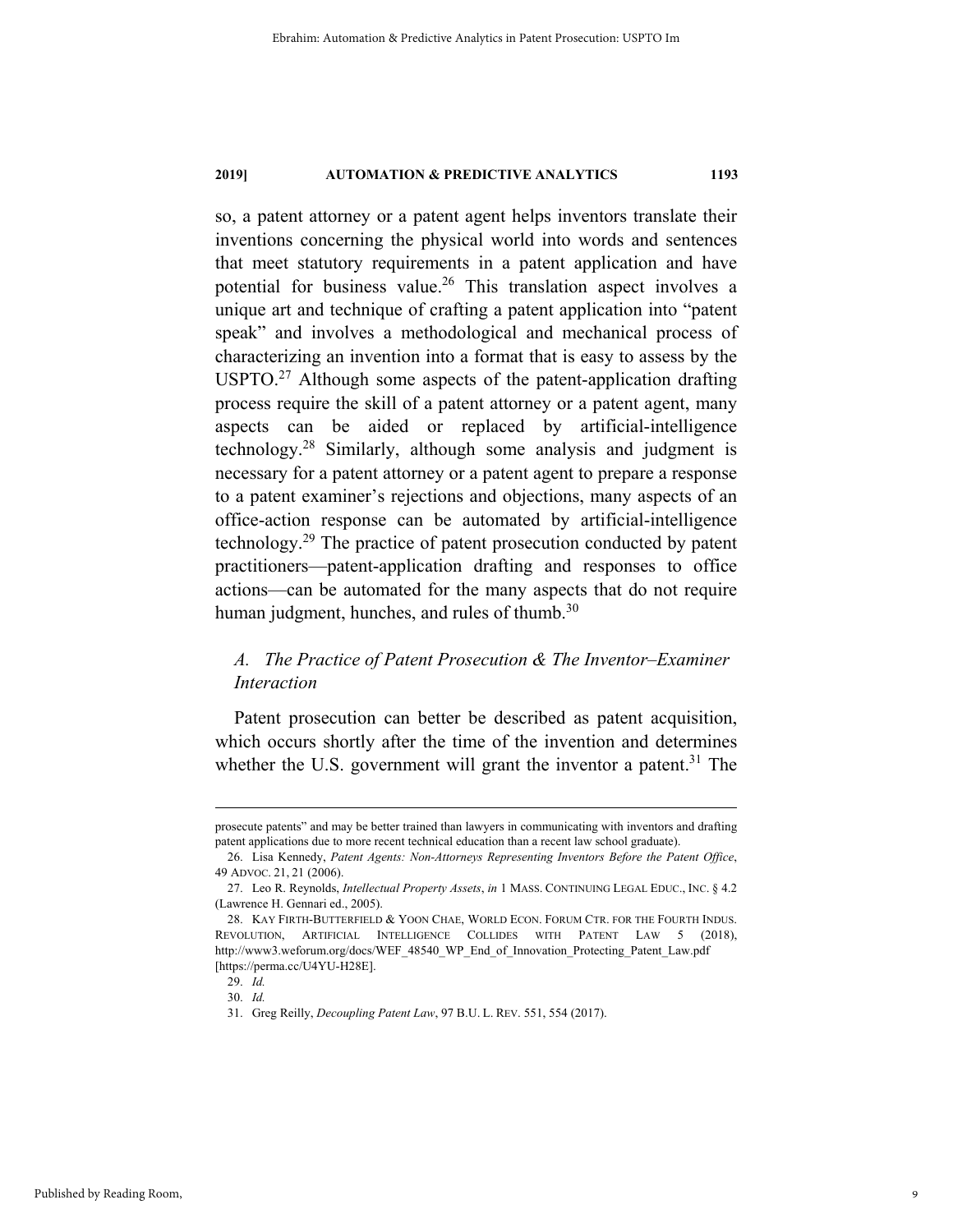so, a patent attorney or a patent agent helps inventors translate their inventions concerning the physical world into words and sentences that meet statutory requirements in a patent application and have potential for business value.[26] This translation aspect involves a unique art and technique of crafting a patent application into "patent speak" and involves a methodological and mechanical process of characterizing an invention into a format that is easy to assess by the USPTO.[27] Although some aspects of the patent-application drafting process require the skill of a patent attorney or a patent agent, many aspects can be aided or replaced by artificial-intelligence technology.[28] Similarly, although some analysis and judgment is necessary for a patent attorney or a patent agent to prepare a response to a patent examiner's rejections and objections, many aspects of an office-action response can be automated by artificial-intelligence technology.[29] The practice of patent prosecution conducted by patent practitioners—patent-application drafting and responses to office actions—can be automated for the many aspects that do not require human judgment, hunches, and rules of thumb.[30]

### *A. The Practice of Patent Prosecution & The Inventor–Examiner Interaction*

Patent prosecution can better be described as patent acquisition, which occurs shortly after the time of the invention and determines whether the U.S. government will grant the inventor a patent.[31] The

---

prosecute patents" and may be better trained than lawyers in communicating with inventors and drafting patent applications due to more recent technical education than a recent law school graduate).

26. Lisa Kennedy, *Patent Agents: Non-Attorneys Representing Inventors Before the Patent Office*, 49 ADVOC. 21, 21 (2006).

27. Leo R. Reynolds, *Intellectual Property Assets*, *in* 1 MASS. CONTINUING LEGAL EDUC., INC. § 4.2 (Lawrence H. Gennari ed., 2005).

28. KAY FIRTH-BUTTERFIELD & YOON CHAE, WORLD ECON. FORUM CTR. FOR THE FOURTH INDUS. REVOLUTION, ARTIFICIAL INTELLIGENCE COLLIDES WITH PATENT LAW 5 (2018), http://www3.weforum.org/docs/WEF_48540_WP_End_of_Innovation_Protecting_Patent_Law.pdf [https://perma.cc/U4YU-H28E].

29. *Id.*

30. *Id.*

31. Greg Reilly, *Decoupling Patent Law*, 97 B.U. L. REV. 551, 554 (2017).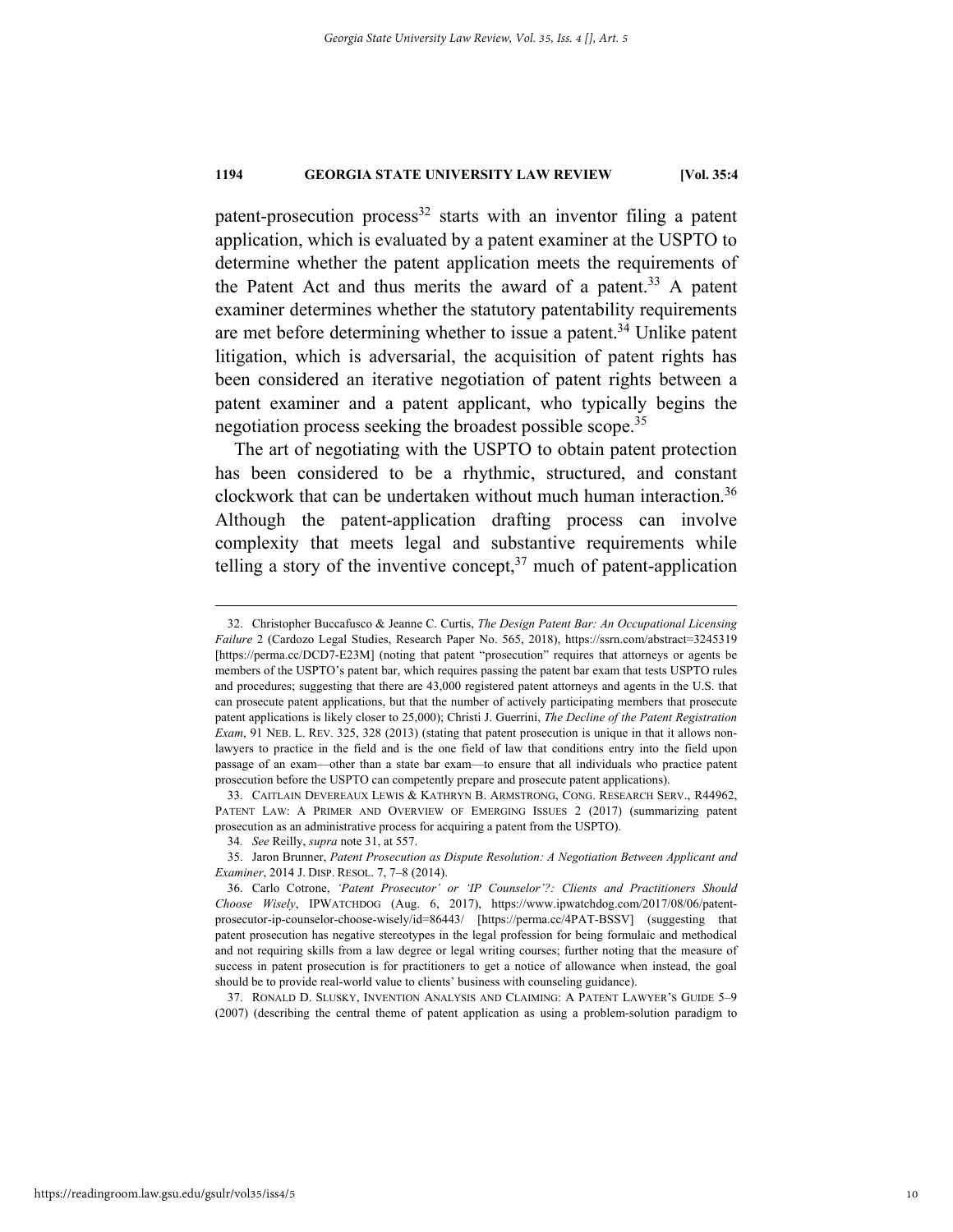patent-prosecution process[32] starts with an inventor filing a patent application, which is evaluated by a patent examiner at the USPTO to determine whether the patent application meets the requirements of the Patent Act and thus merits the award of a patent.[33] A patent examiner determines whether the statutory patentability requirements are met before determining whether to issue a patent.[34] Unlike patent litigation, which is adversarial, the acquisition of patent rights has been considered an iterative negotiation of patent rights between a patent examiner and a patent applicant, who typically begins the negotiation process seeking the broadest possible scope.[35]

The art of negotiating with the USPTO to obtain patent protection has been considered to be a rhythmic, structured, and constant clockwork that can be undertaken without much human interaction.[36] Although the patent-application drafting process can involve complexity that meets legal and substantive requirements while telling a story of the inventive concept,[37] much of patent-application

---

32. Christopher Buccafusco & Jeanne C. Curtis, *The Design Patent Bar: An Occupational Licensing Failure* 2 (Cardozo Legal Studies, Research Paper No. 565, 2018), https://ssrn.com/abstract=3245319 [https://perma.cc/DCD7-E23M] (noting that patent "prosecution" requires that attorneys or agents be members of the USPTO's patent bar, which requires passing the patent bar exam that tests USPTO rules and procedures; suggesting that there are 43,000 registered patent attorneys and agents in the U.S. that can prosecute patent applications, but that the number of actively participating members that prosecute patent applications is likely closer to 25,000); Christi J. Guerrini, *The Decline of the Patent Registration Exam*, 91 NEB. L. REV. 325, 328 (2013) (stating that patent prosecution is unique in that it allows non-lawyers to practice in the field and is the one field of law that conditions entry into the field upon passage of an exam—other than a state bar exam—to ensure that all individuals who practice patent prosecution before the USPTO can competently prepare and prosecute patent applications).

33. CAITLAIN DEVEREAUX LEWIS & KATHRYN B. ARMSTRONG, CONG. RESEARCH SERV., R44962, PATENT LAW: A PRIMER AND OVERVIEW OF EMERGING ISSUES 2 (2017) (summarizing patent prosecution as an administrative process for acquiring a patent from the USPTO).

34. *See* Reilly, *supra* note 31, at 557.

35. Jaron Brunner, *Patent Prosecution as Dispute Resolution: A Negotiation Between Applicant and Examiner*, 2014 J. DISP. RESOL. 7, 7–8 (2014).

36. Carlo Cotrone, *'Patent Prosecutor' or 'IP Counselor'?: Clients and Practitioners Should Choose Wisely*, IPWATCHDOG (Aug. 6, 2017), https://www.ipwatchdog.com/2017/08/06/patent-prosecutor-ip-counselor-choose-wisely/id=86443/ [https://perma.cc/4PAT-BSSV] (suggesting that patent prosecution has negative stereotypes in the legal profession for being formulaic and methodical and not requiring skills from a law degree or legal writing courses; further noting that the measure of success in patent prosecution is for practitioners to get a notice of allowance when instead, the goal should be to provide real-world value to clients' business with counseling guidance).

37. RONALD D. SLUSKY, INVENTION ANALYSIS AND CLAIMING: A PATENT LAWYER'S GUIDE 5–9 (2007) (describing the central theme of patent application as using a problem-solution paradigm to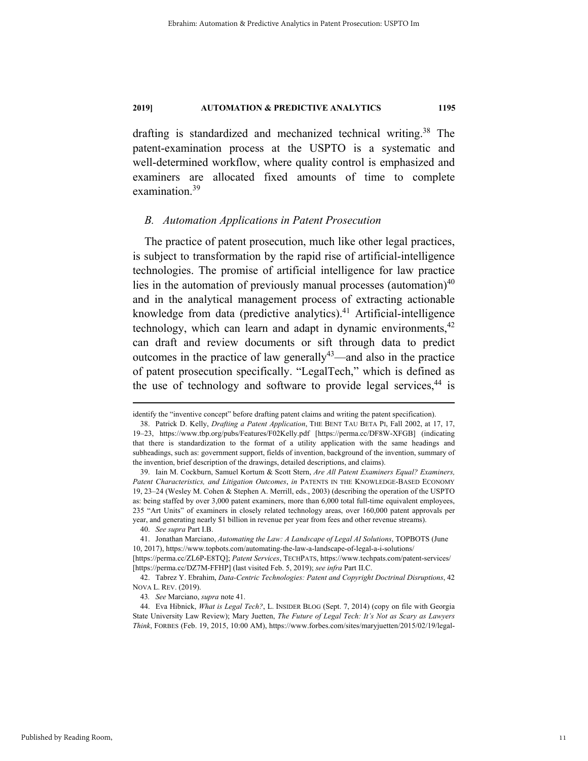drafting is standardized and mechanized technical writing.[38] The patent-examination process at the USPTO is a systematic and well-determined workflow, where quality control is emphasized and examiners are allocated fixed amounts of time to complete examination.[39]

### *B. Automation Applications in Patent Prosecution*

The practice of patent prosecution, much like other legal practices, is subject to transformation by the rapid rise of artificial-intelligence technologies. The promise of artificial intelligence for law practice lies in the automation of previously manual processes (automation)[40] and in the analytical management process of extracting actionable knowledge from data (predictive analytics).[41] Artificial-intelligence technology, which can learn and adapt in dynamic environments,[42] can draft and review documents or sift through data to predict outcomes in the practice of law generally[43]—and also in the practice of patent prosecution specifically. "LegalTech," which is defined as the use of technology and software to provide legal services,[44] is

---

identify the "inventive concept" before drafting patent claims and writing the patent specification).

38. Patrick D. Kelly, *Drafting a Patent Application*, THE BENT TAU BETA PI, Fall 2002, at 17, 17, 19–23, https://www.tbp.org/pubs/Features/F02Kelly.pdf [https://perma.cc/DF8W-XFGB] (indicating that there is standardization to the format of a utility application with the same headings and subheadings, such as: government support, fields of invention, background of the invention, summary of the invention, brief description of the drawings, detailed descriptions, and claims).

39. Iain M. Cockburn, Samuel Kortum & Scott Stern, *Are All Patent Examiners Equal? Examiners, Patent Characteristics, and Litigation Outcomes*, *in* PATENTS IN THE KNOWLEDGE-BASED ECONOMY 19, 23–24 (Wesley M. Cohen & Stephen A. Merrill, eds., 2003) (describing the operation of the USPTO as: being staffed by over 3,000 patent examiners, more than 6,000 total full-time equivalent employees, 235 "Art Units" of examiners in closely related technology areas, over 160,000 patent approvals per year, and generating nearly $1 billion in revenue per year from fees and other revenue streams).

40. *See supra* Part I.B.

41. Jonathan Marciano, *Automating the Law: A Landscape of Legal AI Solutions*, TOPBOTS (June 10, 2017), https://www.topbots.com/automating-the-law-a-landscape-of-legal-a-i-solutions/ [https://perma.cc/ZL6P-E8TQ]; *Patent Services*, TECHPATS, https://www.techpats.com/patent-services/ [https://perma.cc/DZ7M-FFHP] (last visited Feb. 5, 2019); *see infra* Part II.C.

42. Tabrez Y. Ebrahim, *Data-Centric Technologies: Patent and Copyright Doctrinal Disruptions*, 42 NOVA L. REV. (2019).

43. *See* Marciano, *supra* note 41.

44. Eva Hibnick, *What is Legal Tech?*, L. INSIDER BLOG (Sept. 7, 2014) (copy on file with Georgia State University Law Review); Mary Juetten, *The Future of Legal Tech: It's Not as Scary as Lawyers Think*, FORBES (Feb. 19, 2015, 10:00 AM), https://www.forbes.com/sites/maryjuetten/2015/02/19/legal-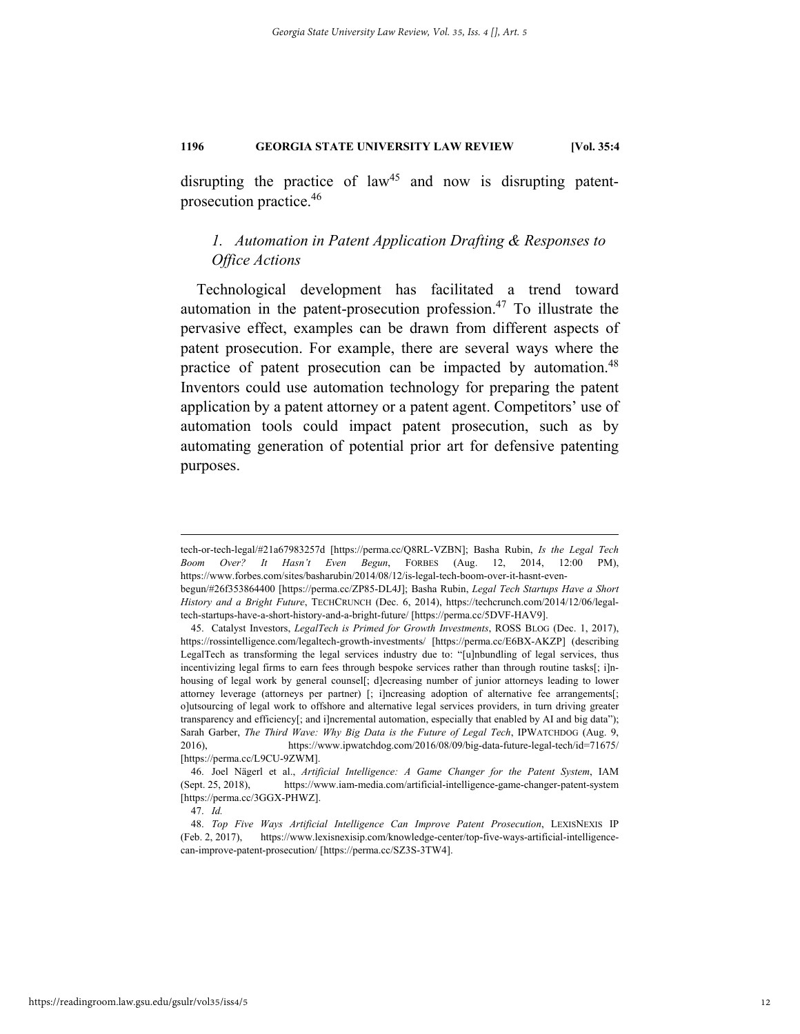disrupting the practice of law[45] and now is disrupting patent-prosecution practice.[46]

### *1. Automation in Patent Application Drafting & Responses to Office Actions*

Technological development has facilitated a trend toward automation in the patent-prosecution profession.[47] To illustrate the pervasive effect, examples can be drawn from different aspects of patent prosecution. For example, there are several ways where the practice of patent prosecution can be impacted by automation.[48] Inventors could use automation technology for preparing the patent application by a patent attorney or a patent agent. Competitors' use of automation tools could impact patent prosecution, such as by automating generation of potential prior art for defensive patenting purposes.

---

tech-or-tech-legal/#21a67983257d [https://perma.cc/Q8RL-VZBN]; Basha Rubin, *Is the Legal Tech Boom Over? It Hasn't Even Begun*, FORBES (Aug. 12, 2014, 12:00 PM), https://www.forbes.com/sites/basharubin/2014/08/12/is-legal-tech-boom-over-it-hasnt-even-begun/#26f353864400 [https://perma.cc/ZP85-DL4J]; Basha Rubin, *Legal Tech Startups Have a Short History and a Bright Future*, TECHCRUNCH (Dec. 6, 2014), https://techcrunch.com/2014/12/06/legal-tech-startups-have-a-short-history-and-a-bright-future/ [https://perma.cc/5DVF-HAV9].

45. Catalyst Investors, *LegalTech is Primed for Growth Investments*, ROSS BLOG (Dec. 1, 2017), https://rossintelligence.com/legaltech-growth-investments/ [https://perma.cc/E6BX-AKZP] (describing LegalTech as transforming the legal services industry due to: "[u]nbundling of legal services, thus incentivizing legal firms to earn fees through bespoke services rather than through routine tasks[; i]n-housing of legal work by general counsel[; d]ecreasing number of junior attorneys leading to lower attorney leverage (attorneys per partner) [; i]ncreasing adoption of alternative fee arrangements[; o]utsourcing of legal work to offshore and alternative legal services providers, in turn driving greater transparency and efficiency[; and i]ncremental automation, especially that enabled by AI and big data"); Sarah Garber, *The Third Wave: Why Big Data is the Future of Legal Tech*, IPWATCHDOG (Aug. 9, 2016), https://www.ipwatchdog.com/2016/08/09/big-data-future-legal-tech/id=71675/ [https://perma.cc/L9CU-9ZWM].

46. Joel Nägerl et al., *Artificial Intelligence: A Game Changer for the Patent System*, IAM (Sept. 25, 2018), https://www.iam-media.com/artificial-intelligence-game-changer-patent-system [https://perma.cc/3GGX-PHWZ].

47. *Id.*

48. *Top Five Ways Artificial Intelligence Can Improve Patent Prosecution*, LEXISNEXIS IP (Feb. 2, 2017), https://www.lexisnexisip.com/knowledge-center/top-five-ways-artificial-intelligence-can-improve-patent-prosecution/ [https://perma.cc/SZ3S-3TW4].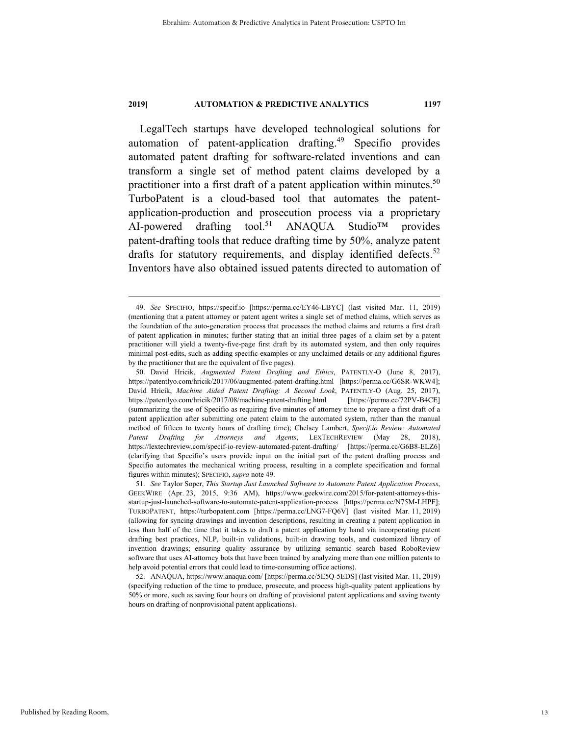LegalTech startups have developed technological solutions for automation of patent-application drafting.[49] Specifio provides automated patent drafting for software-related inventions and can transform a single set of method patent claims developed by a practitioner into a first draft of a patent application within minutes.[50] TurboPatent is a cloud-based tool that automates the patent-application-production and prosecution process via a proprietary AI-powered drafting tool.[51] ANAQUA Studio™ provides patent-drafting tools that reduce drafting time by 50%, analyze patent drafts for statutory requirements, and display identified defects.[52] Inventors have also obtained issued patents directed to automation of

---

49. *See* SPECIFIO, https://specif.io [https://perma.cc/EY46-LBYC] (last visited Mar. 11, 2019) (mentioning that a patent attorney or patent agent writes a single set of method claims, which serves as the foundation of the auto-generation process that processes the method claims and returns a first draft of patent application in minutes; further stating that an initial three pages of a claim set by a patent practitioner will yield a twenty-five-page first draft by its automated system, and then only requires minimal post-edits, such as adding specific examples or any unclaimed details or any additional figures by the practitioner that are the equivalent of five pages).

50. David Hricik, *Augmented Patent Drafting and Ethics*, PATENTLY-O (June 8, 2017), https://patentlyo.com/hricik/2017/06/augmented-patent-drafting.html [https://perma.cc/G6SR-WKW4]; David Hricik, *Machine Aided Patent Drafting: A Second Look*, PATENTLY-O (Aug. 25, 2017), https://patentlyo.com/hricik/2017/08/machine-patent-drafting.html [https://perma.cc/72PV-B4CE] (summarizing the use of Specifio as requiring five minutes of attorney time to prepare a first draft of a patent application after submitting one patent claim to the automated system, rather than the manual method of fifteen to twenty hours of drafting time); Chelsey Lambert, *Specif.io Review: Automated Patent Drafting for Attorneys and Agents*, LEXTECHREVIEW (May 28, 2018), https://lextechreview.com/specif-io-review-automated-patent-drafting/ [https://perma.cc/G6B8-ELZ6] (clarifying that Specifio's users provide input on the initial part of the patent drafting process and Specifio automates the mechanical writing process, resulting in a complete specification and formal figures within minutes); SPECIFIO, *supra* note 49.

51. *See* Taylor Soper, *This Startup Just Launched Software to Automate Patent Application Process*, GEEKWIRE (Apr. 23, 2015, 9:36 AM), https://www.geekwire.com/2015/for-patent-attorneys-this-startup-just-launched-software-to-automate-patent-application-process [https://perma.cc/N75M-LHPF]; TURBOPATENT, https://turbopatent.com [https://perma.cc/LNG7-FQ6V] (last visited Mar. 11, 2019) (allowing for syncing drawings and invention descriptions, resulting in creating a patent application in less than half of the time that it takes to draft a patent application by hand via incorporating patent drafting best practices, NLP, built-in validations, built-in drawing tools, and customized library of invention drawings; ensuring quality assurance by utilizing semantic search based RoboReview software that uses AI-attorney bots that have been trained by analyzing more than one million patents to help avoid potential errors that could lead to time-consuming office actions).

52. ANAQUA, https://www.anaqua.com/ [https://perma.cc/5E5Q-5EDS] (last visited Mar. 11, 2019) (specifying reduction of the time to produce, prosecute, and process high-quality patent applications by 50% or more, such as saving four hours on drafting of provisional patent applications and saving twenty hours on drafting of nonprovisional patent applications).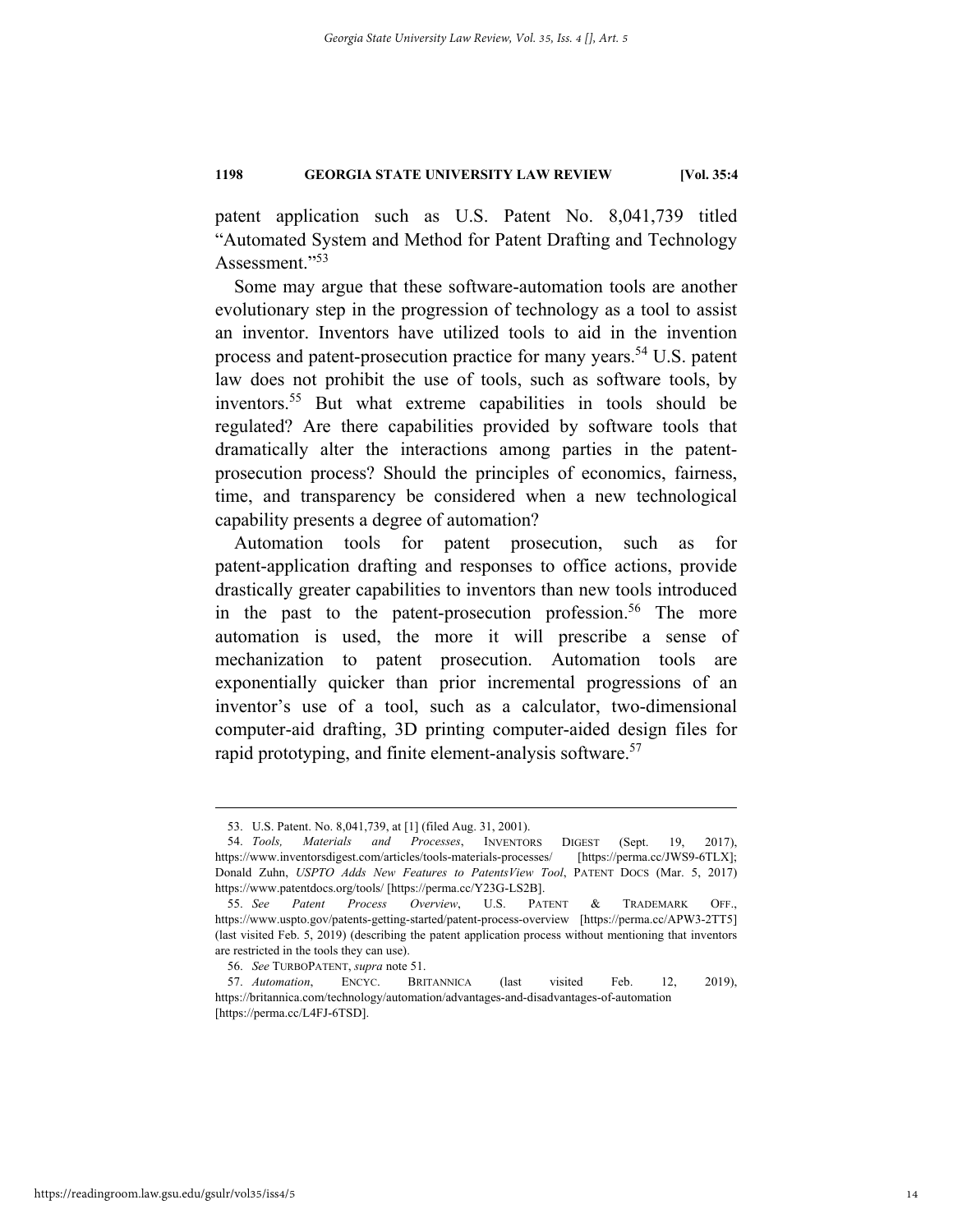patent application such as U.S. Patent No. 8,041,739 titled "Automated System and Method for Patent Drafting and Technology Assessment."[53]

Some may argue that these software-automation tools are another evolutionary step in the progression of technology as a tool to assist an inventor. Inventors have utilized tools to aid in the invention process and patent-prosecution practice for many years.[54] U.S. patent law does not prohibit the use of tools, such as software tools, by inventors.[55] But what extreme capabilities in tools should be regulated? Are there capabilities provided by software tools that dramatically alter the interactions among parties in the patent-prosecution process? Should the principles of economics, fairness, time, and transparency be considered when a new technological capability presents a degree of automation?

Automation tools for patent prosecution, such as for patent-application drafting and responses to office actions, provide drastically greater capabilities to inventors than new tools introduced in the past to the patent-prosecution profession.[56] The more automation is used, the more it will prescribe a sense of mechanization to patent prosecution. Automation tools are exponentially quicker than prior incremental progressions of an inventor's use of a tool, such as a calculator, two-dimensional computer-aid drafting, 3D printing computer-aided design files for rapid prototyping, and finite element-analysis software.[57]

---

53. U.S. Patent. No. 8,041,739, at [1] (filed Aug. 31, 2001).

54. *Tools, Materials and Processes*, INVENTORS DIGEST (Sept. 19, 2017), https://www.inventorsdigest.com/articles/tools-materials-processes/ [https://perma.cc/JWS9-6TLX]; Donald Zuhn, *USPTO Adds New Features to PatentsView Tool*, PATENT DOCS (Mar. 5, 2017) https://www.patentdocs.org/tools/ [https://perma.cc/Y23G-LS2B].

55. *See Patent Process Overview*, U.S. PATENT & TRADEMARK OFF., https://www.uspto.gov/patents-getting-started/patent-process-overview [https://perma.cc/APW3-2TT5] (last visited Feb. 5, 2019) (describing the patent application process without mentioning that inventors are restricted in the tools they can use).

56. *See* TURBOPATENT, *supra* note 51.

57. *Automation*, ENCYC. BRITANNICA (last visited Feb. 12, 2019), https://britannica.com/technology/automation/advantages-and-disadvantages-of-automation [https://perma.cc/L4FJ-6TSD].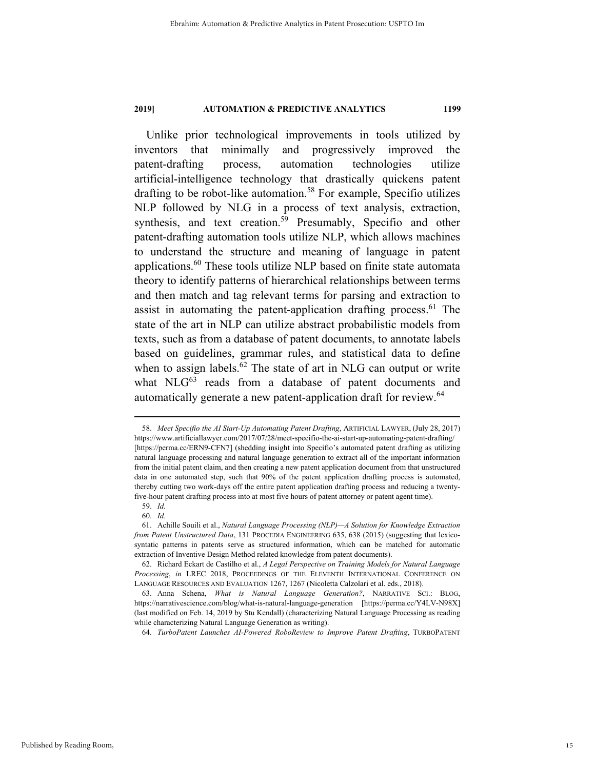Unlike prior technological improvements in tools utilized by inventors that minimally and progressively improved the patent-drafting process, automation technologies utilize artificial-intelligence technology that drastically quickens patent drafting to be robot-like automation.[58] For example, Specifio utilizes NLP followed by NLG in a process of text analysis, extraction, synthesis, and text creation.[59] Presumably, Specifio and other patent-drafting automation tools utilize NLP, which allows machines to understand the structure and meaning of language in patent applications.[60] These tools utilize NLP based on finite state automata theory to identify patterns of hierarchical relationships between terms and then match and tag relevant terms for parsing and extraction to assist in automating the patent-application drafting process.[61] The state of the art in NLP can utilize abstract probabilistic models from texts, such as from a database of patent documents, to annotate labels based on guidelines, grammar rules, and statistical data to define when to assign labels.[62] The state of art in NLG can output or write what NLG[63] reads from a database of patent documents and automatically generate a new patent-application draft for review.[64]

---

58. *Meet Specifio the AI Start-Up Automating Patent Drafting*, ARTIFICIAL LAWYER, (July 28, 2017) https://www.artificiallawyer.com/2017/07/28/meet-specifio-the-ai-start-up-automating-patent-drafting/ [https://perma.cc/ERN9-CFN7] (shedding insight into Specifio's automated patent drafting as utilizing natural language processing and natural language generation to extract all of the important information from the initial patent claim, and then creating a new patent application document from that unstructured data in one automated step, such that 90% of the patent application drafting process is automated, thereby cutting two work-days off the entire patent application drafting process and reducing a twenty-five-hour patent drafting process into at most five hours of patent attorney or patent agent time).

59. *Id.*

60. *Id.*

61. Achille Souili et al., *Natural Language Processing (NLP)—A Solution for Knowledge Extraction from Patent Unstructured Data*, 131 PROCEDIA ENGINEERING 635, 638 (2015) (suggesting that lexico-syntactic patterns in patents serve as structured information, which can be matched for automatic extraction of Inventive Design Method related knowledge from patent documents).

62. Richard Eckart de Castilho et al., *A Legal Perspective on Training Models for Natural Language Processing*, *in* LREC 2018, PROCEEDINGS OF THE ELEVENTH INTERNATIONAL CONFERENCE ON LANGUAGE RESOURCES AND EVALUATION 1267, 1267 (Nicoletta Calzolari et al. eds., 2018).

63. Anna Schena, *What is Natural Language Generation?*, NARRATIVE SCI.: BLOG, https://narrativescience.com/blog/what-is-natural-language-generation [https://perma.cc/Y4LV-N98X] (last modified on Feb. 14, 2019 by Stu Kendall) (characterizing Natural Language Processing as reading while characterizing Natural Language Generation as writing).

64. *TurboPatent Launches AI-Powered RoboReview to Improve Patent Drafting*, TURBOPATENT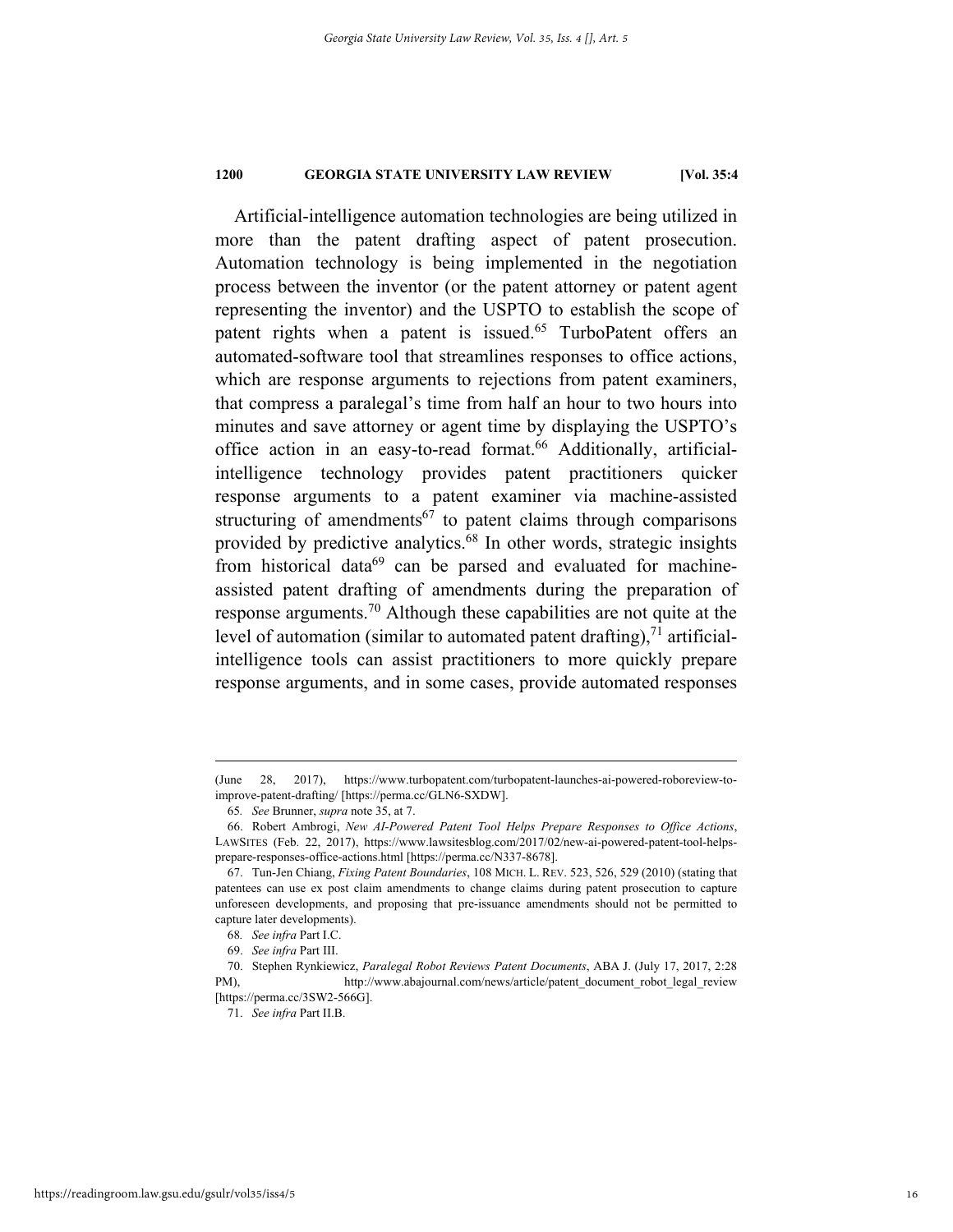Artificial-intelligence automation technologies are being utilized in more than the patent drafting aspect of patent prosecution. Automation technology is being implemented in the negotiation process between the inventor (or the patent attorney or patent agent representing the inventor) and the USPTO to establish the scope of patent rights when a patent is issued.[65] TurboPatent offers an automated-software tool that streamlines responses to office actions, which are response arguments to rejections from patent examiners, that compress a paralegal's time from half an hour to two hours into minutes and save attorney or agent time by displaying the USPTO's office action in an easy-to-read format.[66] Additionally, artificial-intelligence technology provides patent practitioners quicker response arguments to a patent examiner via machine-assisted structuring of amendments[67] to patent claims through comparisons provided by predictive analytics.[68] In other words, strategic insights from historical data[69] can be parsed and evaluated for machine-assisted patent drafting of amendments during the preparation of response arguments.[70] Although these capabilities are not quite at the level of automation (similar to automated patent drafting),[71] artificial-intelligence tools can assist practitioners to more quickly prepare response arguments, and in some cases, provide automated responses

---

(June 28, 2017), https://www.turbopatent.com/turbopatent-launches-ai-powered-roboreview-to-improve-patent-drafting/ [https://perma.cc/GLN6-SXDW].

65. *See* Brunner, *supra* note 35, at 7.

66. Robert Ambrogi, *New AI-Powered Patent Tool Helps Prepare Responses to Office Actions*, LAWSITES (Feb. 22, 2017), https://www.lawsitesblog.com/2017/02/new-ai-powered-patent-tool-helps-prepare-responses-office-actions.html [https://perma.cc/N337-8678].

67. Tun-Jen Chiang, *Fixing Patent Boundaries*, 108 MICH. L. REV. 523, 526, 529 (2010) (stating that patentees can use ex post claim amendments to change claims during patent prosecution to capture unforeseen developments, and proposing that pre-issuance amendments should not be permitted to capture later developments).

68. *See infra* Part I.C.

69. *See infra* Part III.

70. Stephen Rynkiewicz, *Paralegal Robot Reviews Patent Documents*, ABA J. (July 17, 2017, 2:28 PM), http://www.abajournal.com/news/article/patent_document_robot_legal_review [https://perma.cc/3SW2-566G].

71. *See infra* Part II.B.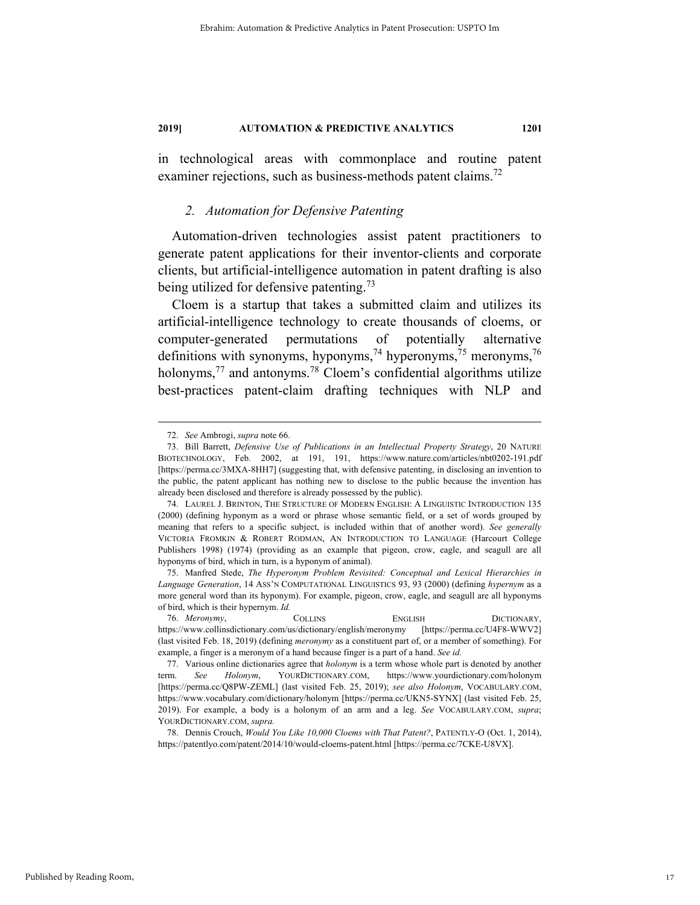in technological areas with commonplace and routine patent examiner rejections, such as business-methods patent claims.[72]

### 2. *Automation for Defensive Patenting*

Automation-driven technologies assist patent practitioners to generate patent applications for their inventor-clients and corporate clients, but artificial-intelligence automation in patent drafting is also being utilized for defensive patenting.[73]

Cloem is a startup that takes a submitted claim and utilizes its artificial-intelligence technology to create thousands of cloems, or computer-generated permutations of potentially alternative definitions with synonyms, hyponyms,[74] hyperonyms,[75] meronyms,[76] holonyms,[77] and antonyms.[78] Cloem's confidential algorithms utilize best-practices patent-claim drafting techniques with NLP and

---

72. *See* Ambrogi, *supra* note 66.

73. Bill Barrett, *Defensive Use of Publications in an Intellectual Property Strategy*, 20 NATURE BIOTECHNOLOGY, Feb. 2002, at 191, 191, https://www.nature.com/articles/nbt0202-191.pdf [https://perma.cc/3MXA-8HH7] (suggesting that, with defensive patenting, in disclosing an invention to the public, the patent applicant has nothing new to disclose to the public because the invention has already been disclosed and therefore is already possessed by the public).

74. LAUREL J. BRINTON, THE STRUCTURE OF MODERN ENGLISH: A LINGUISTIC INTRODUCTION 135 (2000) (defining hyponym as a word or phrase whose semantic field, or a set of words grouped by meaning that refers to a specific subject, is included within that of another word). *See generally* VICTORIA FROMKIN & ROBERT RODMAN, AN INTRODUCTION TO LANGUAGE (Harcourt College Publishers 1998) (1974) (providing as an example that pigeon, crow, eagle, and seagull are all hyponyms of bird, which in turn, is a hyponym of animal).

75. Manfred Stede, *The Hyperonym Problem Revisited: Conceptual and Lexical Hierarchies in Language Generation*, 14 ASS'N COMPUTATIONAL LINGUISTICS 93, 93 (2000) (defining *hypernym* as a more general word than its hyponym). For example, pigeon, crow, eagle, and seagull are all hyponyms of bird, which is their hypernym. *Id.*

76. *Meronymy*, COLLINS ENGLISH DICTIONARY, https://www.collinsdictionary.com/us/dictionary/english/meronymy [https://perma.cc/U4F8-WWV2] (last visited Feb. 18, 2019) (defining *meronymy* as a constituent part of, or a member of something). For example, a finger is a meronym of a hand because finger is a part of a hand. *See id.*

77. Various online dictionaries agree that *holonym* is a term whose whole part is denoted by another term. *See Holonym*, YOURDICTIONARY.COM, https://www.yourdictionary.com/holonym [https://perma.cc/Q8PW-ZEML] (last visited Feb. 25, 2019); *see also Holonym*, VOCABULARY.COM, https://www.vocabulary.com/dictionary/holonym [https://perma.cc/UKN5-SYNX] (last visited Feb. 25, 2019). For example, a body is a holonym of an arm and a leg. *See* VOCABULARY.COM, *supra*; YOURDICTIONARY.COM, *supra.*

78. Dennis Crouch, *Would You Like 10,000 Cloems with That Patent?*, PATENTLY-O (Oct. 1, 2014), https://patentlyo.com/patent/2014/10/would-cloems-patent.html [https://perma.cc/7CKE-U8VX].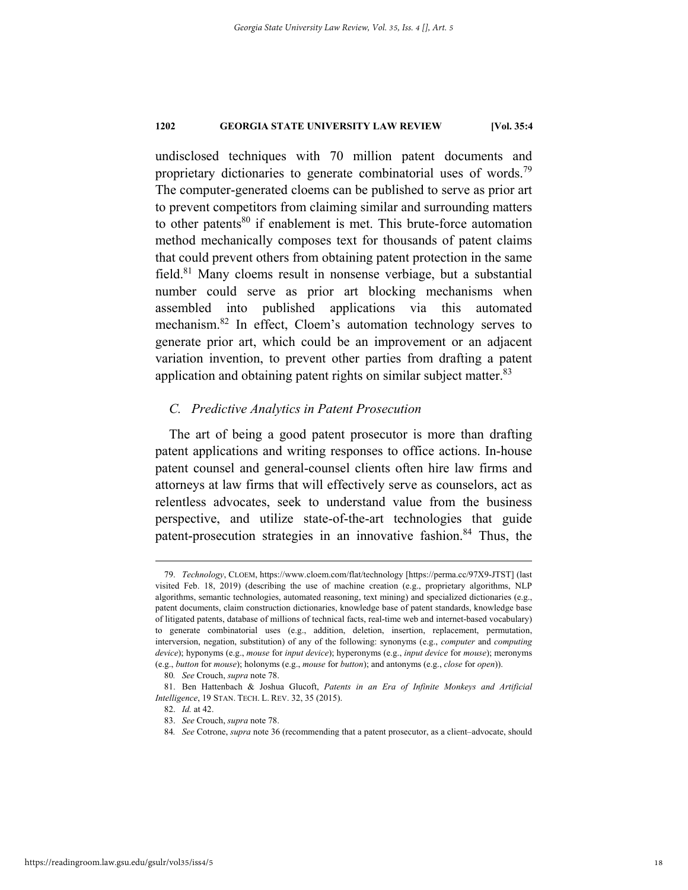undisclosed techniques with 70 million patent documents and proprietary dictionaries to generate combinatorial uses of words.[79] The computer-generated cloems can be published to serve as prior art to prevent competitors from claiming similar and surrounding matters to other patents[80] if enablement is met. This brute-force automation method mechanically composes text for thousands of patent claims that could prevent others from obtaining patent protection in the same field.[81] Many cloems result in nonsense verbiage, but a substantial number could serve as prior art blocking mechanisms when assembled into published applications via this automated mechanism.[82] In effect, Cloem's automation technology serves to generate prior art, which could be an improvement or an adjacent variation invention, to prevent other parties from drafting a patent application and obtaining patent rights on similar subject matter.[83]

### *C. Predictive Analytics in Patent Prosecution*

The art of being a good patent prosecutor is more than drafting patent applications and writing responses to office actions. In-house patent counsel and general-counsel clients often hire law firms and attorneys at law firms that will effectively serve as counselors, act as relentless advocates, seek to understand value from the business perspective, and utilize state-of-the-art technologies that guide patent-prosecution strategies in an innovative fashion.[84] Thus, the

---

79. *Technology*, CLOEM, https://www.cloem.com/flat/technology [https://perma.cc/97X9-JTST] (last visited Feb. 18, 2019) (describing the use of machine creation (e.g., proprietary algorithms, NLP algorithms, semantic technologies, automated reasoning, text mining) and specialized dictionaries (e.g., patent documents, claim construction dictionaries, knowledge base of patent standards, knowledge base of litigated patents, database of millions of technical facts, real-time web and internet-based vocabulary) to generate combinatorial uses (e.g., addition, deletion, insertion, replacement, permutation, interversion, negation, substitution) of any of the following: synonyms (e.g., *computer* and *computing device*); hyponyms (e.g., *mouse* for *input device*); hyperonyms (e.g., *input device* for *mouse*); meronyms (e.g., *button* for *mouse*); holonyms (e.g., *mouse* for *button*); and antonyms (e.g., *close* for *open*)).

80. *See* Crouch, *supra* note 78.

81. Ben Hattenbach & Joshua Glucoft, *Patents in an Era of Infinite Monkeys and Artificial Intelligence*, 19 STAN. TECH. L. REV. 32, 35 (2015).

82. *Id.* at 42.

83. *See* Crouch, *supra* note 78.

84. *See* Cotrone, *supra* note 36 (recommending that a patent prosecutor, as a client–advocate, should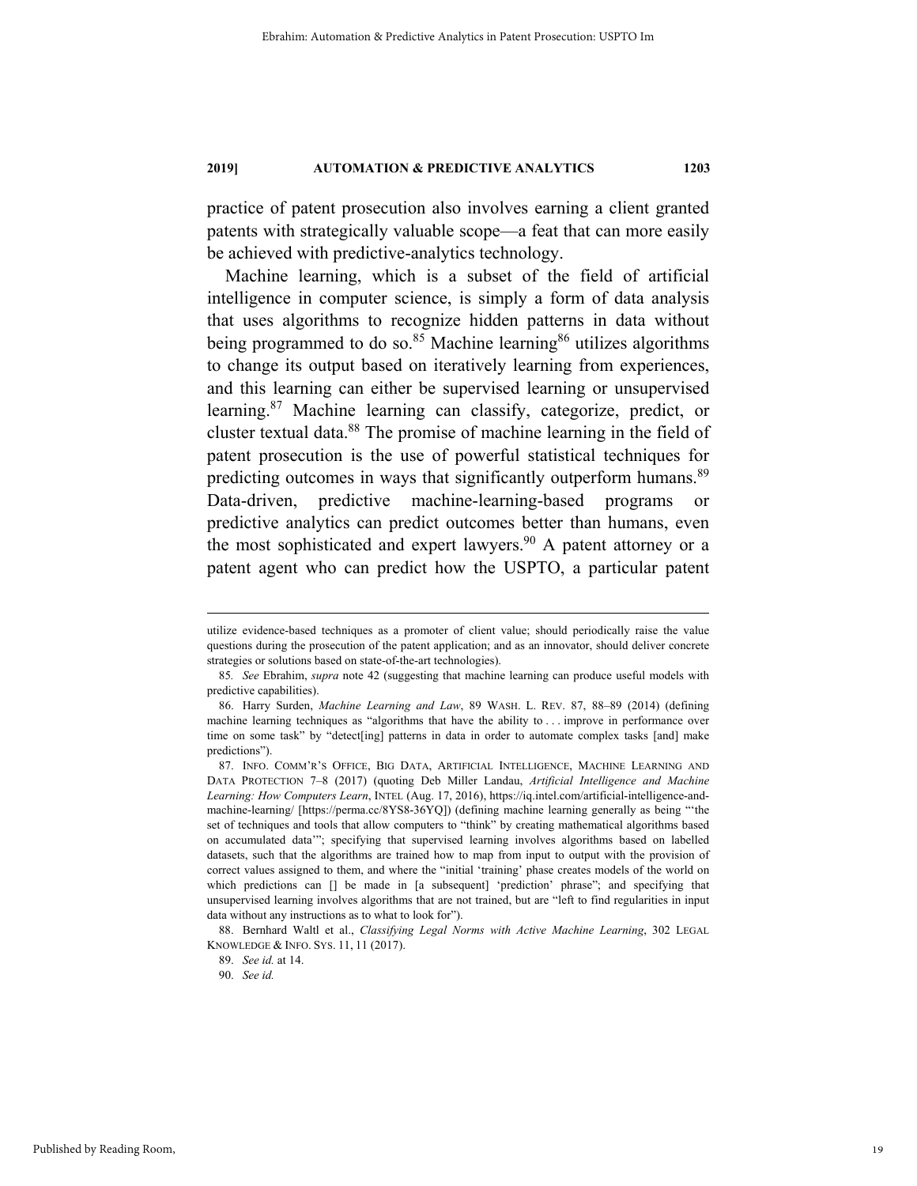practice of patent prosecution also involves earning a client granted patents with strategically valuable scope—a feat that can more easily be achieved with predictive-analytics technology.

Machine learning, which is a subset of the field of artificial intelligence in computer science, is simply a form of data analysis that uses algorithms to recognize hidden patterns in data without being programmed to do so.[85] Machine learning[86] utilizes algorithms to change its output based on iteratively learning from experiences, and this learning can either be supervised learning or unsupervised learning.[87] Machine learning can classify, categorize, predict, or cluster textual data.[88] The promise of machine learning in the field of patent prosecution is the use of powerful statistical techniques for predicting outcomes in ways that significantly outperform humans.[89] Data-driven, predictive machine-learning-based programs or predictive analytics can predict outcomes better than humans, even the most sophisticated and expert lawyers.[90] A patent attorney or a patent agent who can predict how the USPTO, a particular patent

---

utilize evidence-based techniques as a promoter of client value; should periodically raise the value questions during the prosecution of the patent application; and as an innovator, should deliver concrete strategies or solutions based on state-of-the-art technologies).

85. *See* Ebrahim, *supra* note 42 (suggesting that machine learning can produce useful models with predictive capabilities).

86. Harry Surden, *Machine Learning and Law*, 89 WASH. L. REV. 87, 88–89 (2014) (defining machine learning techniques as "algorithms that have the ability to . . . improve in performance over time on some task" by "detect[ing] patterns in data in order to automate complex tasks [and] make predictions").

87. INFO. COMM'R'S OFFICE, BIG DATA, ARTIFICIAL INTELLIGENCE, MACHINE LEARNING AND DATA PROTECTION 7–8 (2017) (quoting Deb Miller Landau, *Artificial Intelligence and Machine Learning: How Computers Learn*, INTEL (Aug. 17, 2016), https://iq.intel.com/artificial-intelligence-and-machine-learning/ [https://perma.cc/8YS8-36YQ]) (defining machine learning generally as being "'the set of techniques and tools that allow computers to "think" by creating mathematical algorithms based on accumulated data'"; specifying that supervised learning involves algorithms based on labelled datasets, such that the algorithms are trained how to map from input to output with the provision of correct values assigned to them, and where the "initial 'training' phase creates models of the world on which predictions can [] be made in [a subsequent] 'prediction' phrase"; and specifying that unsupervised learning involves algorithms that are not trained, but are "left to find regularities in input data without any instructions as to what to look for").

88. Bernhard Waltl et al., *Classifying Legal Norms with Active Machine Learning*, 302 LEGAL KNOWLEDGE & INFO. SYS. 11, 11 (2017).

89. *See id.* at 14.

90. *See id.*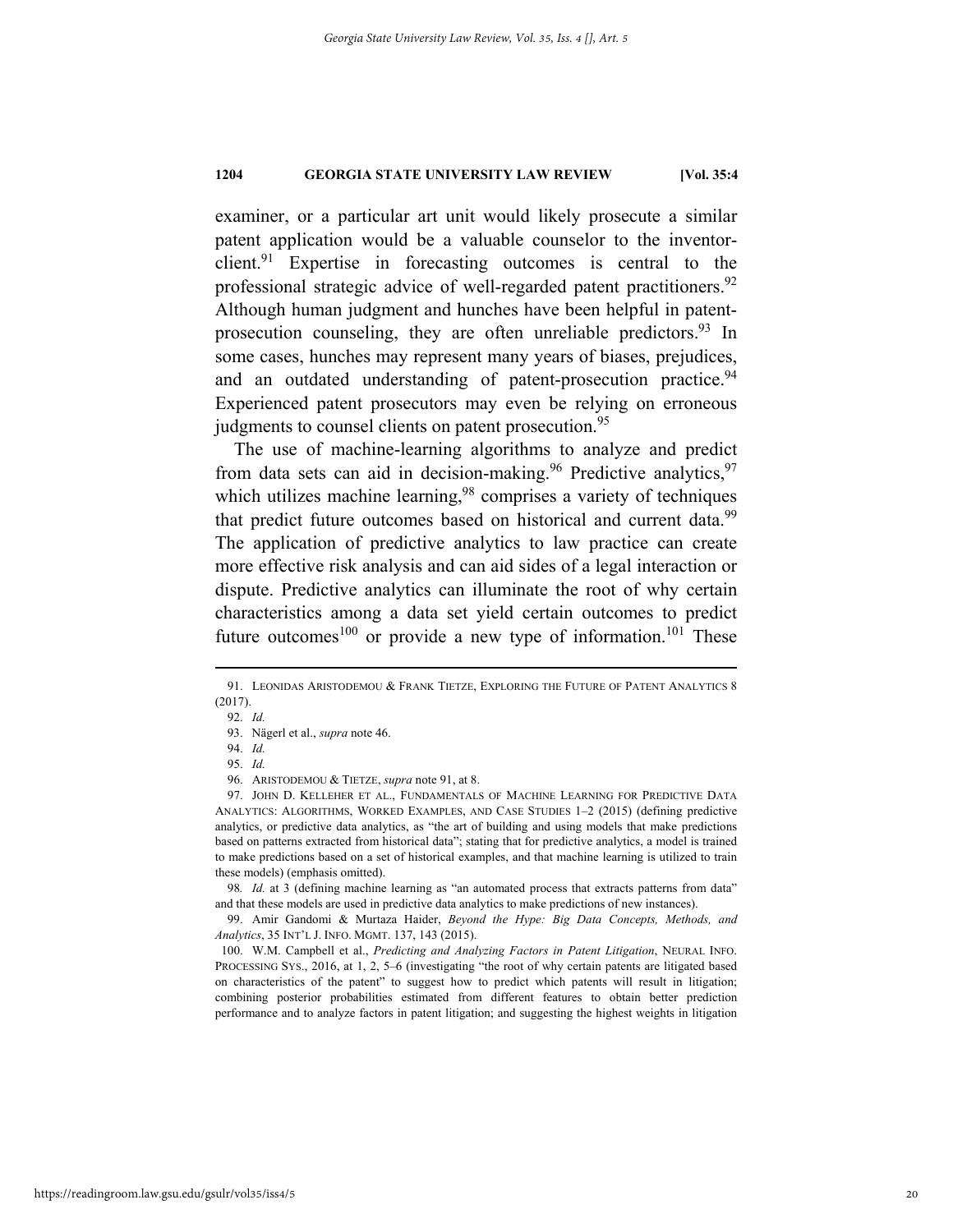examiner, or a particular art unit would likely prosecute a similar patent application would be a valuable counselor to the inventor-client.[91] Expertise in forecasting outcomes is central to the professional strategic advice of well-regarded patent practitioners.[92] Although human judgment and hunches have been helpful in patent-prosecution counseling, they are often unreliable predictors.[93] In some cases, hunches may represent many years of biases, prejudices, and an outdated understanding of patent-prosecution practice.[94] Experienced patent prosecutors may even be relying on erroneous judgments to counsel clients on patent prosecution.[95]

The use of machine-learning algorithms to analyze and predict from data sets can aid in decision-making.[96] Predictive analytics,[97] which utilizes machine learning,[98] comprises a variety of techniques that predict future outcomes based on historical and current data.[99] The application of predictive analytics to law practice can create more effective risk analysis and can aid sides of a legal interaction or dispute. Predictive analytics can illuminate the root of why certain characteristics among a data set yield certain outcomes to predict future outcomes[100] or provide a new type of information.[101] These

---

91. LEONIDAS ARISTODEMOU & FRANK TIETZE, EXPLORING THE FUTURE OF PATENT ANALYTICS 8 (2017).

92. *Id.*

93. Nägerl et al., *supra* note 46.

94. *Id.*

95. *Id.*

96. ARISTODEMOU & TIETZE, *supra* note 91, at 8.

97. JOHN D. KELLEHER ET AL., FUNDAMENTALS OF MACHINE LEARNING FOR PREDICTIVE DATA ANALYTICS: ALGORITHMS, WORKED EXAMPLES, AND CASE STUDIES 1–2 (2015) (defining predictive analytics, or predictive data analytics, as "the art of building and using models that make predictions based on patterns extracted from historical data"; stating that for predictive analytics, a model is trained to make predictions based on a set of historical examples, and that machine learning is utilized to train these models) (emphasis omitted).

98. *Id.* at 3 (defining machine learning as "an automated process that extracts patterns from data" and that these models are used in predictive data analytics to make predictions of new instances).

99. Amir Gandomi & Murtaza Haider, *Beyond the Hype: Big Data Concepts, Methods, and Analytics*, 35 INT'L J. INFO. MGMT. 137, 143 (2015).

100. W.M. Campbell et al., *Predicting and Analyzing Factors in Patent Litigation*, NEURAL INFO. PROCESSING SYS., 2016, at 1, 2, 5–6 (investigating "the root of why certain patents are litigated based on characteristics of the patent" to suggest how to predict which patents will result in litigation; combining posterior probabilities estimated from different features to obtain better prediction performance and to analyze factors in patent litigation; and suggesting the highest weights in litigation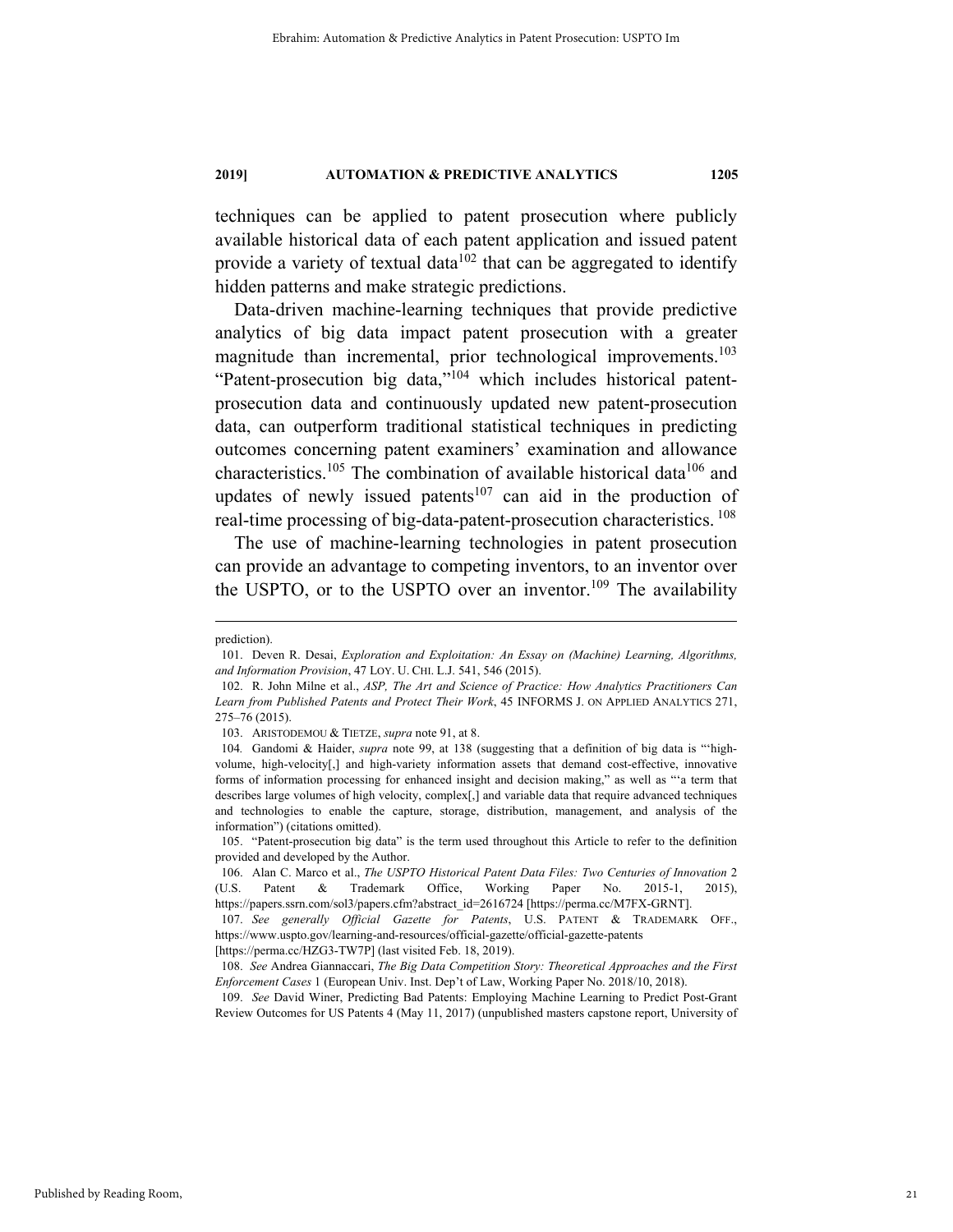techniques can be applied to patent prosecution where publicly available historical data of each patent application and issued patent provide a variety of textual data[102] that can be aggregated to identify hidden patterns and make strategic predictions.

Data-driven machine-learning techniques that provide predictive analytics of big data impact patent prosecution with a greater magnitude than incremental, prior technological improvements.[103] "Patent-prosecution big data,"[104] which includes historical patent-prosecution data and continuously updated new patent-prosecution data, can outperform traditional statistical techniques in predicting outcomes concerning patent examiners' examination and allowance characteristics.[105] The combination of available historical data[106] and updates of newly issued patents[107] can aid in the production of real-time processing of big-data-patent-prosecution characteristics.[108]

The use of machine-learning technologies in patent prosecution can provide an advantage to competing inventors, to an inventor over the USPTO, or to the USPTO over an inventor.[109] The availability

---

prediction).

101. Deven R. Desai, *Exploration and Exploitation: An Essay on (Machine) Learning, Algorithms, and Information Provision*, 47 LOY. U. CHI. L.J. 541, 546 (2015).

102. R. John Milne et al., *ASP, The Art and Science of Practice: How Analytics Practitioners Can Learn from Published Patents and Protect Their Work*, 45 INFORMS J. ON APPLIED ANALYTICS 271, 275–76 (2015).

103. ARISTODEMOU & TIETZE, *supra* note 91, at 8.

104. Gandomi & Haider, *supra* note 99, at 138 (suggesting that a definition of big data is "'high-volume, high-velocity[,] and high-variety information assets that demand cost-effective, innovative forms of information processing for enhanced insight and decision making," as well as "'a term that describes large volumes of high velocity, complex[,] and variable data that require advanced techniques and technologies to enable the capture, storage, distribution, management, and analysis of the information") (citations omitted).

105. "Patent-prosecution big data" is the term used throughout this Article to refer to the definition provided and developed by the Author.

106. Alan C. Marco et al., *The USPTO Historical Patent Data Files: Two Centuries of Innovation* 2 (U.S. Patent & Trademark Office, Working Paper No. 2015-1, 2015), https://papers.ssrn.com/sol3/papers.cfm?abstract_id=2616724 [https://perma.cc/M7FX-GRNT].

107. *See generally Official Gazette for Patents*, U.S. PATENT & TRADEMARK OFF., https://www.uspto.gov/learning-and-resources/official-gazette/official-gazette-patents [https://perma.cc/HZG3-TW7P] (last visited Feb. 18, 2019).

108. *See* Andrea Giannaccari, *The Big Data Competition Story: Theoretical Approaches and the First Enforcement Cases* 1 (European Univ. Inst. Dep't of Law, Working Paper No. 2018/10, 2018).

109. *See* David Winer, Predicting Bad Patents: Employing Machine Learning to Predict Post-Grant Review Outcomes for US Patents 4 (May 11, 2017) (unpublished masters capstone report, University of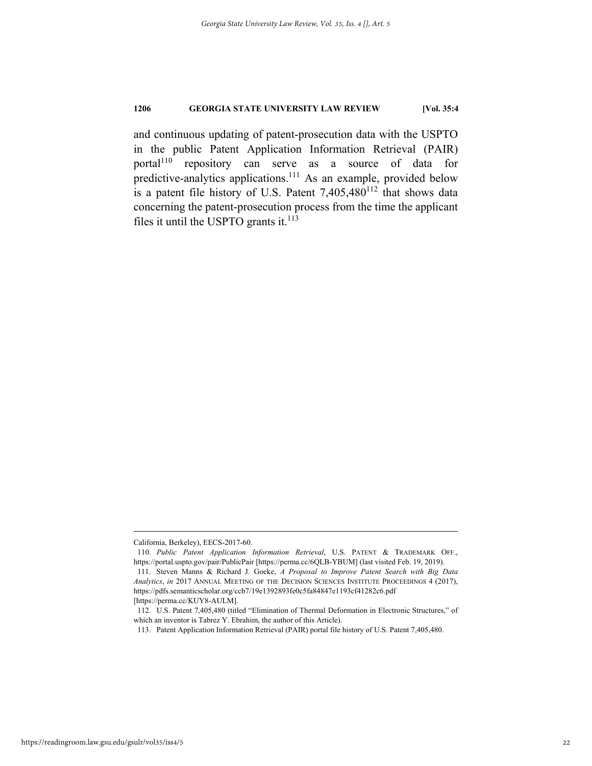and continuous updating of patent-prosecution data with the USPTO in the public Patent Application Information Retrieval (PAIR) portal[110] repository can serve as a source of data for predictive-analytics applications.[111] As an example, provided below is a patent file history of U.S. Patent 7,405,480[112] that shows data concerning the patent-prosecution process from the time the applicant files it until the USPTO grants it.[113]

---

California, Berkeley), EECS-2017-60.

110. *Public Patent Application Information Retrieval*, U.S. PATENT & TRADEMARK OFF., https://portal.uspto.gov/pair/PublicPair [https://perma.cc/6QLB-YBUM] (last visited Feb. 19, 2019).

111. Steven Manns & Richard J. Goeke, *A Proposal to Improve Patent Search with Big Data Analytics*, *in* 2017 ANNUAL MEETING OF THE DECISION SCIENCES INSTITUTE PROCEEDINGS 4 (2017), https://pdfs.semanticscholar.org/ccb7/19e1392893fe0c5fa84847e1193cf41282c6.pdf [https://perma.cc/KUY8-AULM].

112. U.S. Patent 7,405,480 (titled "Elimination of Thermal Deformation in Electronic Structures," of which an inventor is Tabrez Y. Ebrahim, the author of this Article).

113. Patent Application Information Retrieval (PAIR) portal file history of U.S. Patent 7,405,480.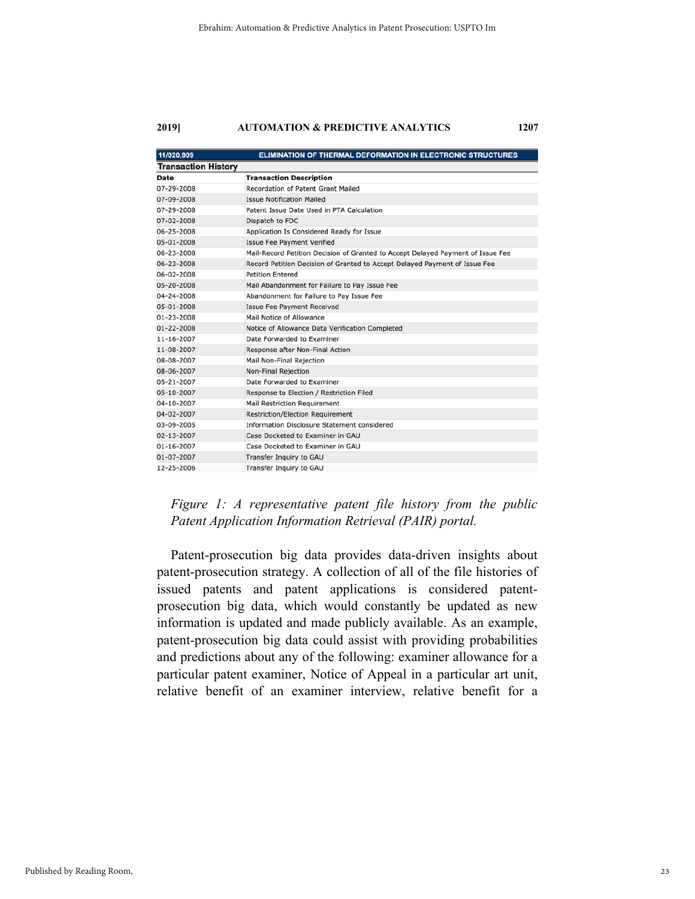| 11/020,909 | ELIMINATION OF THERMAL DEFORMATION IN ELECTRONIC STRUCTURES |
|---|---|
| **Transaction History** | |
| **Date** | **Transaction Description** |
| 07-29-2008 | Recordation of Patent Grant Mailed |
| 07-09-2008 | Issue Notification Mailed |
| 07-29-2008 | Patent Issue Date Used in PTA Calculation |
| 07-02-2008 | Dispatch to FDC |
| 06-25-2008 | Application Is Considered Ready for Issue |
| 05-01-2008 | Issue Fee Payment Verified |
| 06-23-2008 | Mail-Record Petition Decision of Granted to Accept Delayed Payment of Issue Fee |
| 06-23-2008 | Record Petition Decision of Granted to Accept Delayed Payment of Issue Fee |
| 06-02-2008 | Petition Entered |
| 05-20-2008 | Mail Abandonment for Failure to Pay Issue Fee |
| 04-24-2008 | Abandonment for Failure to Pay Issue Fee |
| 05-01-2008 | Issue Fee Payment Received |
| 01-23-2008 | Mail Notice of Allowance |
| 01-22-2008 | Notice of Allowance Data Verification Completed |
| 11-16-2007 | Date Forwarded to Examiner |
| 11-08-2007 | Response after Non-Final Action |
| 08-08-2007 | Mail Non-Final Rejection |
| 08-06-2007 | Non-Final Rejection |
| 05-21-2007 | Date Forwarded to Examiner |
| 05-10-2007 | Response to Election / Restriction Filed |
| 04-10-2007 | Mail Restriction Requirement |
| 04-02-2007 | Restriction/Election Requirement |
| 03-09-2005 | Information Disclosure Statement considered |
| 02-13-2007 | Case Docketed to Examiner in GAU |
| 01-16-2007 | Case Docketed to Examiner in GAU |
| 01-07-2007 | Transfer Inquiry to GAU |
| 12-25-2006 | Transfer Inquiry to GAU |

*Figure 1: A representative patent file history from the public Patent Application Information Retrieval (PAIR) portal.*

Patent-prosecution big data provides data-driven insights about patent-prosecution strategy. A collection of all of the file histories of issued patents and patent applications is considered patent-prosecution big data, which would constantly be updated as new information is updated and made publicly available. As an example, patent-prosecution big data could assist with providing probabilities and predictions about any of the following: examiner allowance for a particular patent examiner, Notice of Appeal in a particular art unit, relative benefit of an examiner interview, relative benefit for a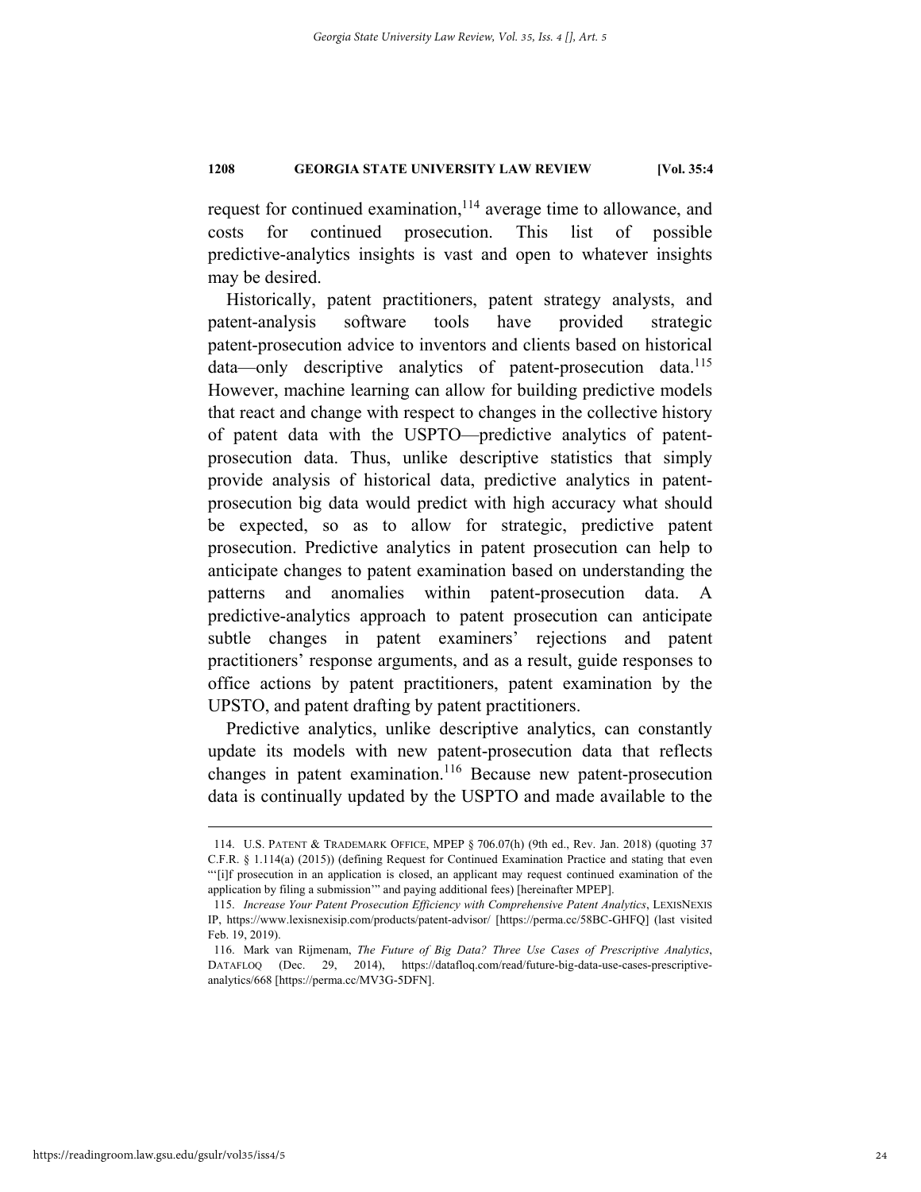request for continued examination,[114] average time to allowance, and costs for continued prosecution. This list of possible predictive-analytics insights is vast and open to whatever insights may be desired.

Historically, patent practitioners, patent strategy analysts, and patent-analysis software tools have provided strategic patent-prosecution advice to inventors and clients based on historical data—only descriptive analytics of patent-prosecution data.[115] However, machine learning can allow for building predictive models that react and change with respect to changes in the collective history of patent data with the USPTO—predictive analytics of patent-prosecution data. Thus, unlike descriptive statistics that simply provide analysis of historical data, predictive analytics in patent-prosecution big data would predict with high accuracy what should be expected, so as to allow for strategic, predictive patent prosecution. Predictive analytics in patent prosecution can help to anticipate changes to patent examination based on understanding the patterns and anomalies within patent-prosecution data. A predictive-analytics approach to patent prosecution can anticipate subtle changes in patent examiners' rejections and patent practitioners' response arguments, and as a result, guide responses to office actions by patent practitioners, patent examination by the UPSTO, and patent drafting by patent practitioners.

Predictive analytics, unlike descriptive analytics, can constantly update its models with new patent-prosecution data that reflects changes in patent examination.[116] Because new patent-prosecution data is continually updated by the USPTO and made available to the

---

114. U.S. PATENT & TRADEMARK OFFICE, MPEP § 706.07(h) (9th ed., Rev. Jan. 2018) (quoting 37 C.F.R. § 1.114(a) (2015)) (defining Request for Continued Examination Practice and stating that even "'[i]f prosecution in an application is closed, an applicant may request continued examination of the application by filing a submission'" and paying additional fees) [hereinafter MPEP].

115. *Increase Your Patent Prosecution Efficiency with Comprehensive Patent Analytics*, LEXISNEXIS IP, https://www.lexisnexisip.com/products/patent-advisor/ [https://perma.cc/58BC-GHFQ] (last visited Feb. 19, 2019).

116. Mark van Rijmenam, *The Future of Big Data? Three Use Cases of Prescriptive Analytics*, DATAFLOQ (Dec. 29, 2014), https://datafloq.com/read/future-big-data-use-cases-prescriptive-analytics/668 [https://perma.cc/MV3G-5DFN].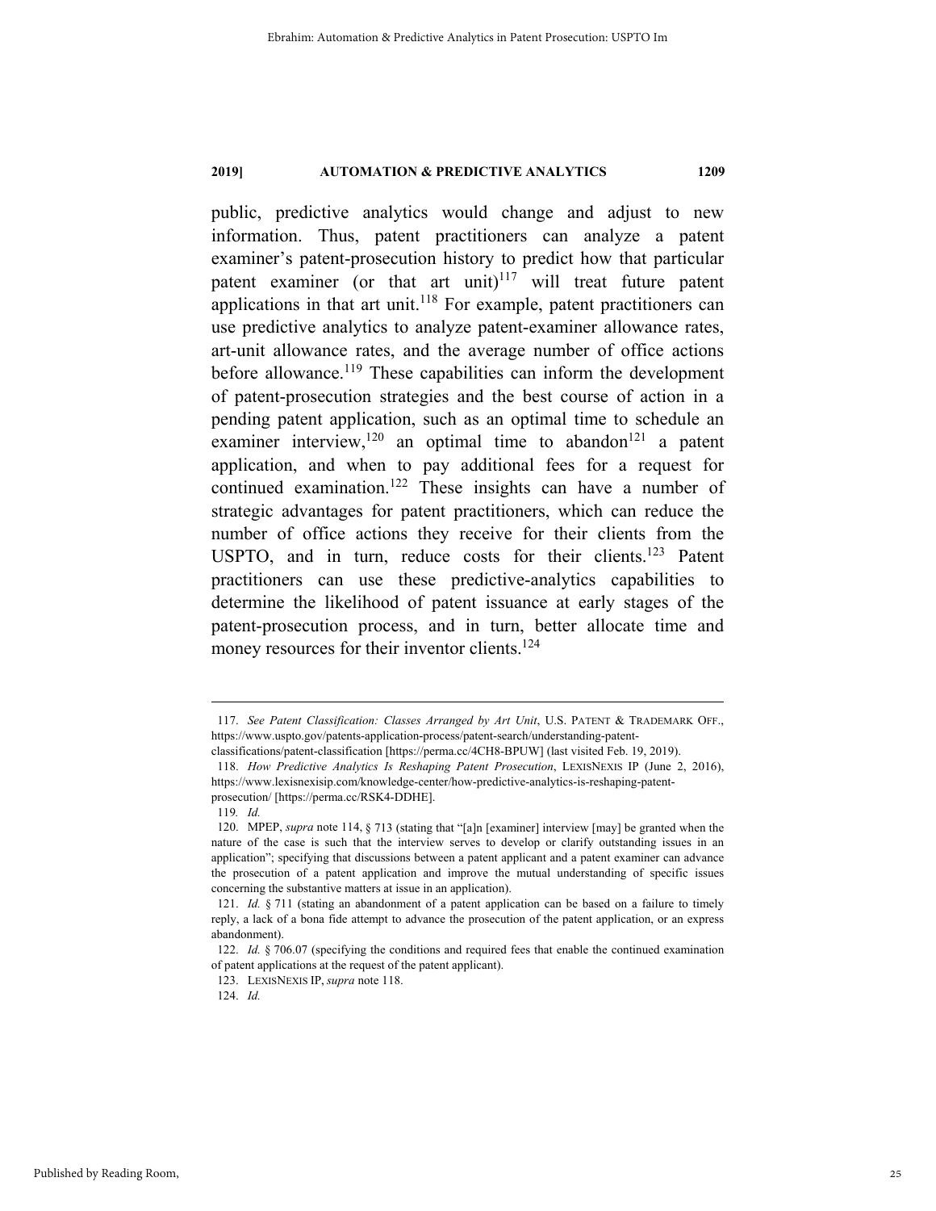public, predictive analytics would change and adjust to new information. Thus, patent practitioners can analyze a patent examiner's patent-prosecution history to predict how that particular patent examiner (or that art unit)[117] will treat future patent applications in that art unit.[118] For example, patent practitioners can use predictive analytics to analyze patent-examiner allowance rates, art-unit allowance rates, and the average number of office actions before allowance.[119] These capabilities can inform the development of patent-prosecution strategies and the best course of action in a pending patent application, such as an optimal time to schedule an examiner interview,[120] an optimal time to abandon[121] a patent application, and when to pay additional fees for a request for continued examination.[122] These insights can have a number of strategic advantages for patent practitioners, which can reduce the number of office actions they receive for their clients from the USPTO, and in turn, reduce costs for their clients.[123] Patent practitioners can use these predictive-analytics capabilities to determine the likelihood of patent issuance at early stages of the patent-prosecution process, and in turn, better allocate time and money resources for their inventor clients.[124]

---

117. *See Patent Classification: Classes Arranged by Art Unit*, U.S. PATENT & TRADEMARK OFF., https://www.uspto.gov/patents-application-process/patent-search/understanding-patent-classifications/patent-classification [https://perma.cc/4CH8-BPUW] (last visited Feb. 19, 2019).

118. *How Predictive Analytics Is Reshaping Patent Prosecution*, LEXISNEXIS IP (June 2, 2016), https://www.lexisnexisip.com/knowledge-center/how-predictive-analytics-is-reshaping-patent-prosecution/ [https://perma.cc/RSK4-DDHE].

119. *Id.*

120. MPEP, *supra* note 114, § 713 (stating that "[a]n [examiner] interview [may] be granted when the nature of the case is such that the interview serves to develop or clarify outstanding issues in an application"; specifying that discussions between a patent applicant and a patent examiner can advance the prosecution of a patent application and improve the mutual understanding of specific issues concerning the substantive matters at issue in an application).

121. *Id.* § 711 (stating an abandonment of a patent application can be based on a failure to timely reply, a lack of a bona fide attempt to advance the prosecution of the patent application, or an express abandonment).

122. *Id.* § 706.07 (specifying the conditions and required fees that enable the continued examination of patent applications at the request of the patent applicant).

123. LEXISNEXIS IP, *supra* note 118.

124. *Id.*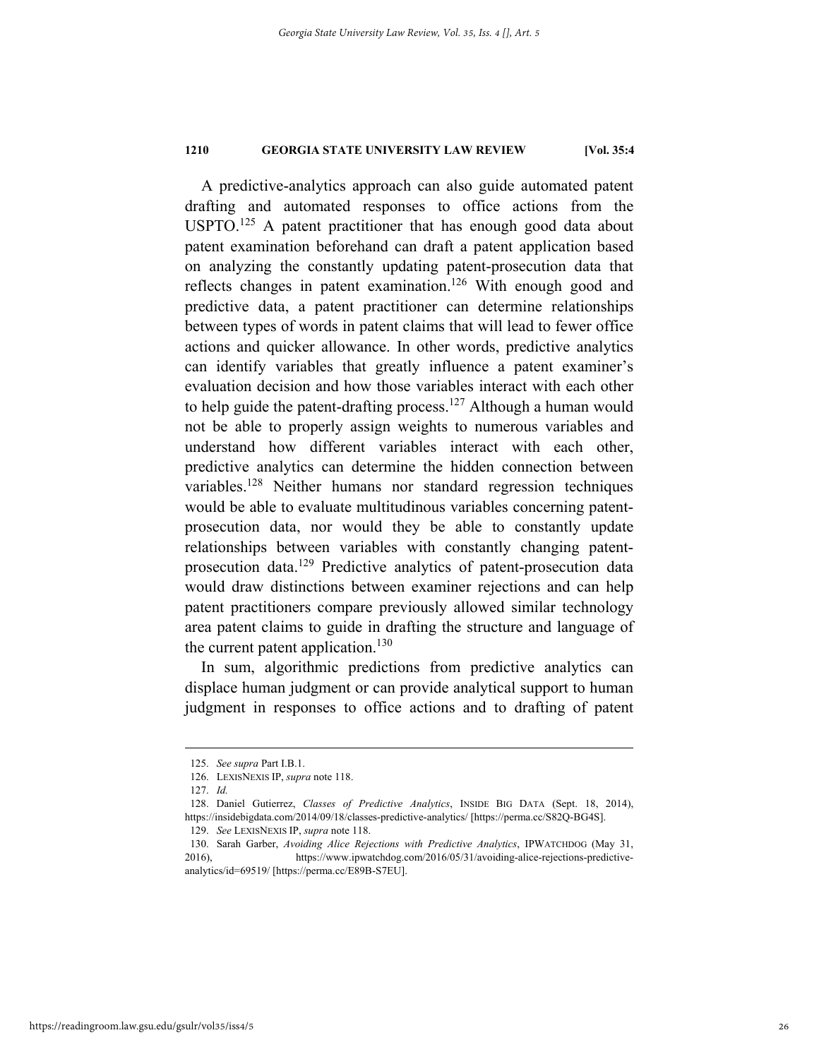A predictive-analytics approach can also guide automated patent drafting and automated responses to office actions from the USPTO.[125] A patent practitioner that has enough good data about patent examination beforehand can draft a patent application based on analyzing the constantly updating patent-prosecution data that reflects changes in patent examination.[126] With enough good and predictive data, a patent practitioner can determine relationships between types of words in patent claims that will lead to fewer office actions and quicker allowance. In other words, predictive analytics can identify variables that greatly influence a patent examiner's evaluation decision and how those variables interact with each other to help guide the patent-drafting process.[127] Although a human would not be able to properly assign weights to numerous variables and understand how different variables interact with each other, predictive analytics can determine the hidden connection between variables.[128] Neither humans nor standard regression techniques would be able to evaluate multitudinous variables concerning patent-prosecution data, nor would they be able to constantly update relationships between variables with constantly changing patent-prosecution data.[129] Predictive analytics of patent-prosecution data would draw distinctions between examiner rejections and can help patent practitioners compare previously allowed similar technology area patent claims to guide in drafting the structure and language of the current patent application.[130]

In sum, algorithmic predictions from predictive analytics can displace human judgment or can provide analytical support to human judgment in responses to office actions and to drafting of patent

---

125. *See supra* Part I.B.1.

126. LEXISNEXIS IP, *supra* note 118.

127. *Id.*

128. Daniel Gutierrez, *Classes of Predictive Analytics*, INSIDE BIG DATA (Sept. 18, 2014), https://insidebigdata.com/2014/09/18/classes-predictive-analytics/ [https://perma.cc/S82Q-BG4S].

129. *See* LEXISNEXIS IP, *supra* note 118.

130. Sarah Garber, *Avoiding Alice Rejections with Predictive Analytics*, IPWATCHDOG (May 31, 2016), https://www.ipwatchdog.com/2016/05/31/avoiding-alice-rejections-predictive-analytics/id=69519/ [https://perma.cc/E89B-S7EU].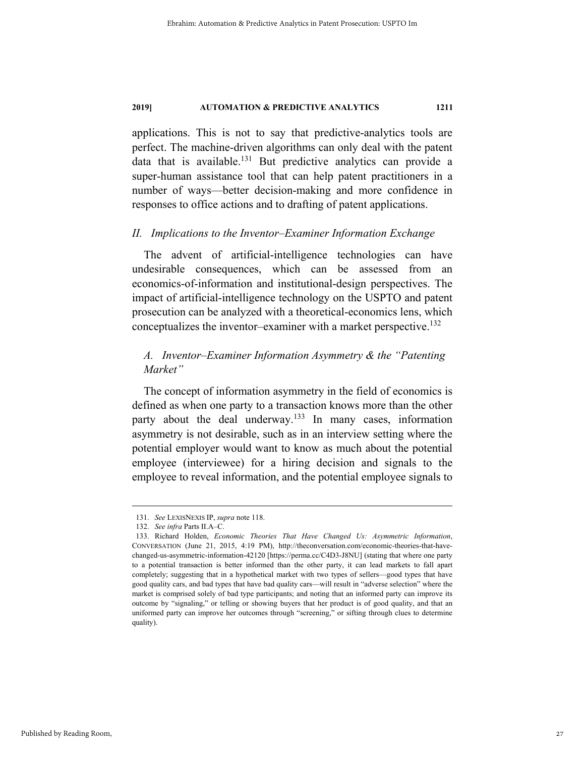applications. This is not to say that predictive-analytics tools are perfect. The machine-driven algorithms can only deal with the patent data that is available.[131] But predictive analytics can provide a super-human assistance tool that can help patent practitioners in a number of ways—better decision-making and more confidence in responses to office actions and to drafting of patent applications.

## *II. Implications to the Inventor–Examiner Information Exchange*

The advent of artificial-intelligence technologies can have undesirable consequences, which can be assessed from an economics-of-information and institutional-design perspectives. The impact of artificial-intelligence technology on the USPTO and patent prosecution can be analyzed with a theoretical-economics lens, which conceptualizes the inventor–examiner with a market perspective.[132]

### *A. Inventor–Examiner Information Asymmetry & the "Patenting Market"*

The concept of information asymmetry in the field of economics is defined as when one party to a transaction knows more than the other party about the deal underway.[133] In many cases, information asymmetry is not desirable, such as in an interview setting where the potential employer would want to know as much about the potential employee (interviewee) for a hiring decision and signals to the employee to reveal information, and the potential employee signals to

---

131. *See* LEXISNEXIS IP, *supra* note 118.

132. *See infra* Parts II.A–C.

133. Richard Holden, *Economic Theories That Have Changed Us: Asymmetric Information*, CONVERSATION (June 21, 2015, 4:19 PM), http://theconversation.com/economic-theories-that-have-changed-us-asymmetric-information-42120 [https://perma.cc/C4D3-J8NU] (stating that where one party to a potential transaction is better informed than the other party, it can lead markets to fall apart completely; suggesting that in a hypothetical market with two types of sellers—good types that have good quality cars, and bad types that have bad quality cars—will result in "adverse selection" where the market is comprised solely of bad type participants; and noting that an informed party can improve its outcome by "signaling," or telling or showing buyers that her product is of good quality, and that an uniformed party can improve her outcomes through "screening," or sifting through clues to determine quality).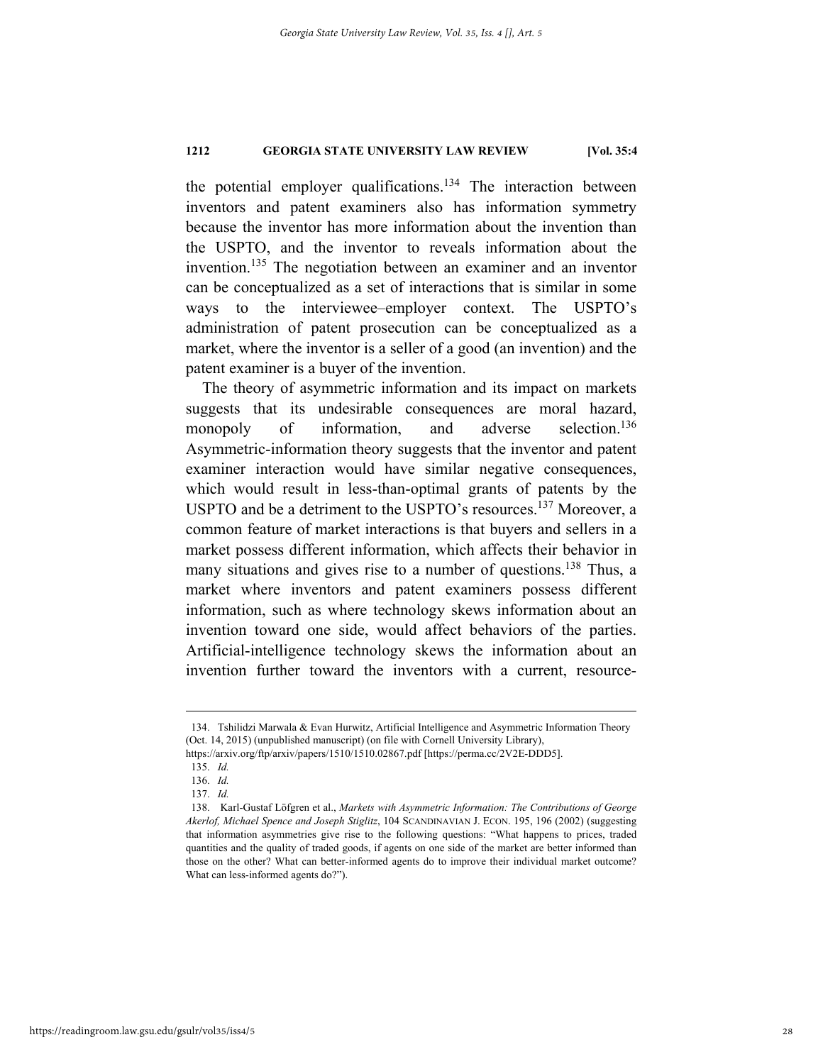the potential employer qualifications.[134] The interaction between inventors and patent examiners also has information symmetry because the inventor has more information about the invention than the USPTO, and the inventor to reveals information about the invention.[135] The negotiation between an examiner and an inventor can be conceptualized as a set of interactions that is similar in some ways to the interviewee–employer context. The USPTO's administration of patent prosecution can be conceptualized as a market, where the inventor is a seller of a good (an invention) and the patent examiner is a buyer of the invention.

The theory of asymmetric information and its impact on markets suggests that its undesirable consequences are moral hazard, monopoly of information, and adverse selection.[136] Asymmetric-information theory suggests that the inventor and patent examiner interaction would have similar negative consequences, which would result in less-than-optimal grants of patents by the USPTO and be a detriment to the USPTO's resources.[137] Moreover, a common feature of market interactions is that buyers and sellers in a market possess different information, which affects their behavior in many situations and gives rise to a number of questions.[138] Thus, a market where inventors and patent examiners possess different information, such as where technology skews information about an invention toward one side, would affect behaviors of the parties. Artificial-intelligence technology skews the information about an invention further toward the inventors with a current, resource-

---

134. Tshilidzi Marwala & Evan Hurwitz, Artificial Intelligence and Asymmetric Information Theory (Oct. 14, 2015) (unpublished manuscript) (on file with Cornell University Library), https://arxiv.org/ftp/arxiv/papers/1510/1510.02867.pdf [https://perma.cc/2V2E-DDD5].

135. *Id.*

136. *Id.*

137. *Id.*

138. Karl-Gustaf Löfgren et al., *Markets with Asymmetric Information: The Contributions of George Akerlof, Michael Spence and Joseph Stiglitz*, 104 SCANDINAVIAN J. ECON. 195, 196 (2002) (suggesting that information asymmetries give rise to the following questions: "What happens to prices, traded quantities and the quality of traded goods, if agents on one side of the market are better informed than those on the other? What can better-informed agents do to improve their individual market outcome? What can less-informed agents do?").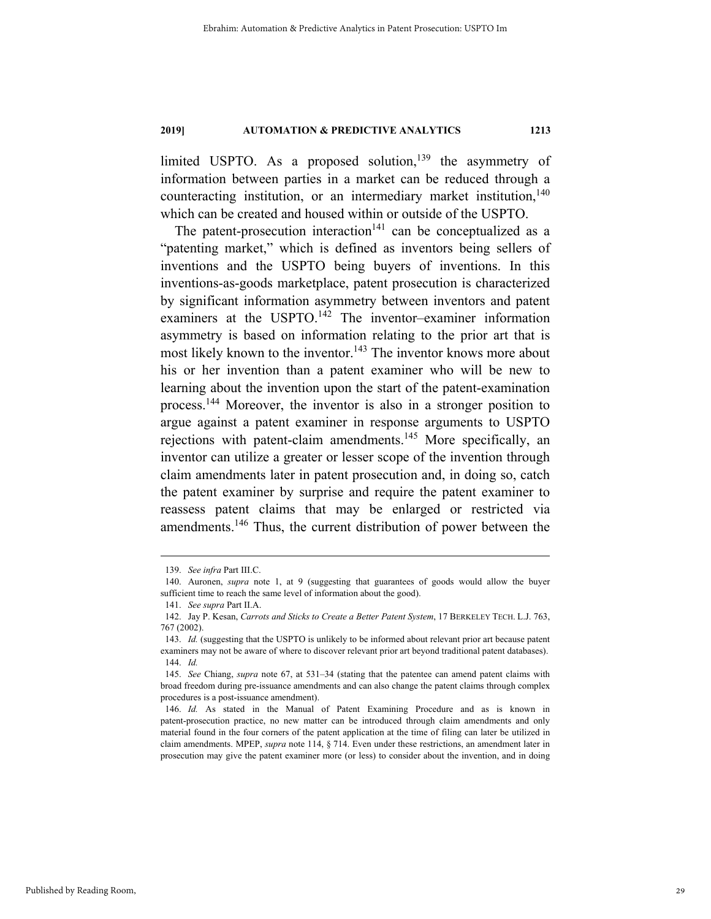limited USPTO. As a proposed solution,[139] the asymmetry of information between parties in a market can be reduced through a counteracting institution, or an intermediary market institution,[140] which can be created and housed within or outside of the USPTO.

The patent-prosecution interaction[141] can be conceptualized as a "patenting market," which is defined as inventors being sellers of inventions and the USPTO being buyers of inventions. In this inventions-as-goods marketplace, patent prosecution is characterized by significant information asymmetry between inventors and patent examiners at the USPTO.[142] The inventor–examiner information asymmetry is based on information relating to the prior art that is most likely known to the inventor.[143] The inventor knows more about his or her invention than a patent examiner who will be new to learning about the invention upon the start of the patent-examination process.[144] Moreover, the inventor is also in a stronger position to argue against a patent examiner in response arguments to USPTO rejections with patent-claim amendments.[145] More specifically, an inventor can utilize a greater or lesser scope of the invention through claim amendments later in patent prosecution and, in doing so, catch the patent examiner by surprise and require the patent examiner to reassess patent claims that may be enlarged or restricted via amendments.[146] Thus, the current distribution of power between the

---

139. *See infra* Part III.C.

140. Auronen, *supra* note 1, at 9 (suggesting that guarantees of goods would allow the buyer sufficient time to reach the same level of information about the good).

141. *See supra* Part II.A.

142. Jay P. Kesan, *Carrots and Sticks to Create a Better Patent System*, 17 BERKELEY TECH. L.J. 763, 767 (2002).

143. *Id.* (suggesting that the USPTO is unlikely to be informed about relevant prior art because patent examiners may not be aware of where to discover relevant prior art beyond traditional patent databases).

144. *Id.*

145. *See* Chiang, *supra* note 67, at 531–34 (stating that the patentee can amend patent claims with broad freedom during pre-issuance amendments and can also change the patent claims through complex procedures is a post-issuance amendment).

146. *Id.* As stated in the Manual of Patent Examining Procedure and as is known in patent-prosecution practice, no new matter can be introduced through claim amendments and only material found in the four corners of the patent application at the time of filing can later be utilized in claim amendments. MPEP, *supra* note 114, § 714. Even under these restrictions, an amendment later in prosecution may give the patent examiner more (or less) to consider about the invention, and in doing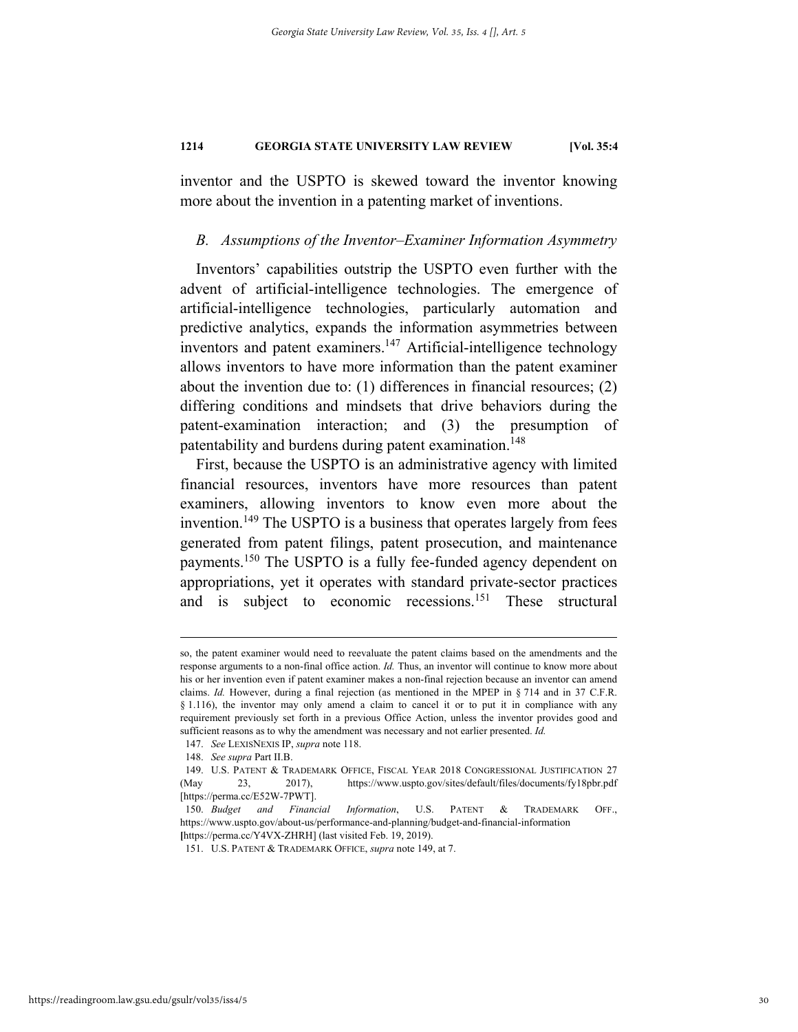inventor and the USPTO is skewed toward the inventor knowing more about the invention in a patenting market of inventions.

### *B. Assumptions of the Inventor–Examiner Information Asymmetry*

Inventors' capabilities outstrip the USPTO even further with the advent of artificial-intelligence technologies. The emergence of artificial-intelligence technologies, particularly automation and predictive analytics, expands the information asymmetries between inventors and patent examiners.[147] Artificial-intelligence technology allows inventors to have more information than the patent examiner about the invention due to: (1) differences in financial resources; (2) differing conditions and mindsets that drive behaviors during the patent-examination interaction; and (3) the presumption of patentability and burdens during patent examination.[148]

First, because the USPTO is an administrative agency with limited financial resources, inventors have more resources than patent examiners, allowing inventors to know even more about the invention.[149] The USPTO is a business that operates largely from fees generated from patent filings, patent prosecution, and maintenance payments.[150] The USPTO is a fully fee-funded agency dependent on appropriations, yet it operates with standard private-sector practices and is subject to economic recessions.[151] These structural

---

so, the patent examiner would need to reevaluate the patent claims based on the amendments and the response arguments to a non-final office action. *Id.* Thus, an inventor will continue to know more about his or her invention even if patent examiner makes a non-final rejection because an inventor can amend claims. *Id.* However, during a final rejection (as mentioned in the MPEP in § 714 and in 37 C.F.R. § 1.116), the inventor may only amend a claim to cancel it or to put it in compliance with any requirement previously set forth in a previous Office Action, unless the inventor provides good and sufficient reasons as to why the amendment was necessary and not earlier presented. *Id.*

147. *See* LEXISNEXIS IP, *supra* note 118.

148. *See supra* Part II.B.

149. U.S. PATENT & TRADEMARK OFFICE, FISCAL YEAR 2018 CONGRESSIONAL JUSTIFICATION 27 (May 23, 2017), https://www.uspto.gov/sites/default/files/documents/fy18pbr.pdf [https://perma.cc/E52W-7PWT].

150. *Budget and Financial Information*, U.S. PATENT & TRADEMARK OFF., https://www.uspto.gov/about-us/performance-and-planning/budget-and-financial-information [https://perma.cc/Y4VX-ZHRH] (last visited Feb. 19, 2019).

151. U.S. PATENT & TRADEMARK OFFICE, *supra* note 149, at 7.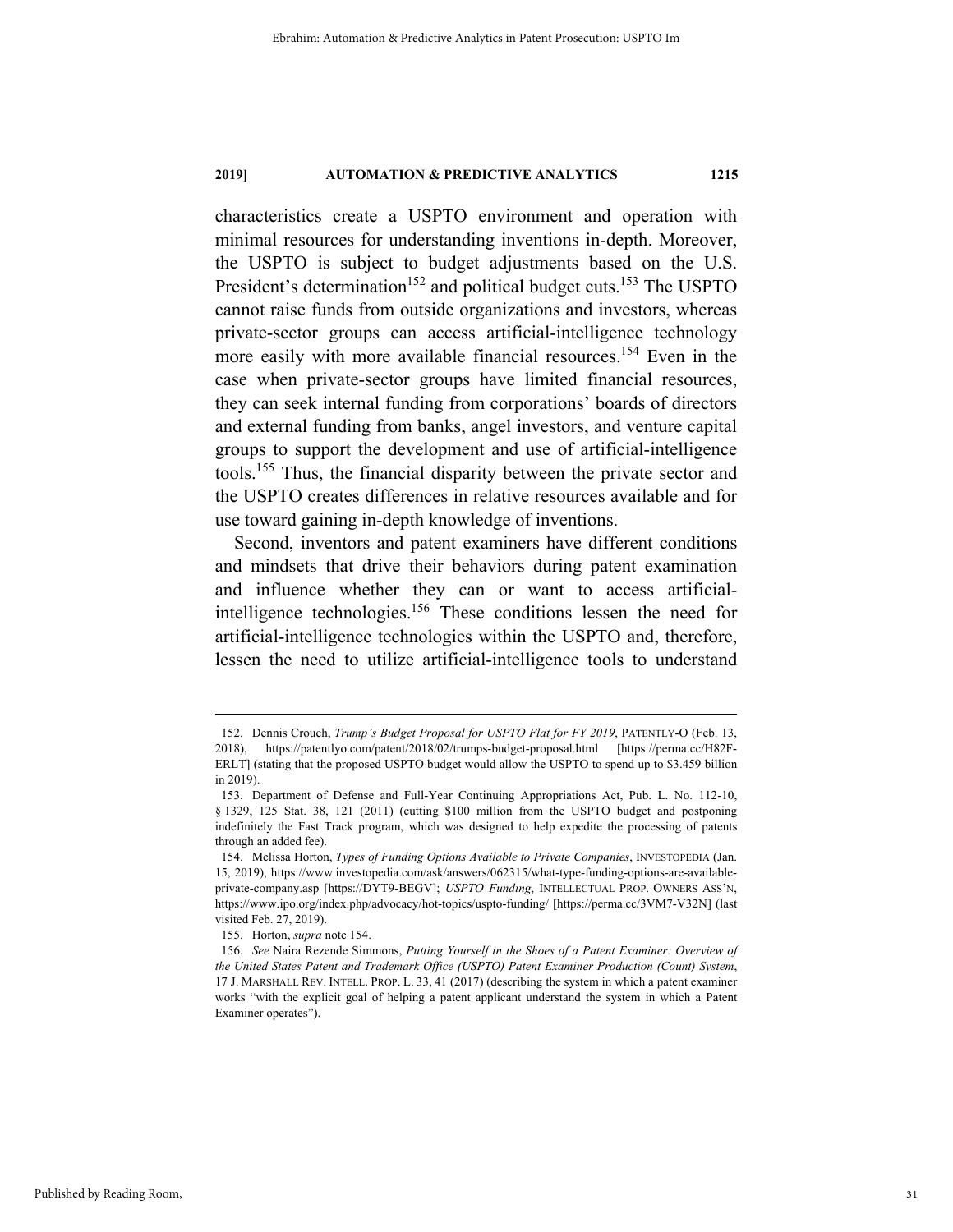characteristics create a USPTO environment and operation with minimal resources for understanding inventions in-depth. Moreover, the USPTO is subject to budget adjustments based on the U.S. President's determination[152] and political budget cuts.[153] The USPTO cannot raise funds from outside organizations and investors, whereas private-sector groups can access artificial-intelligence technology more easily with more available financial resources.[154] Even in the case when private-sector groups have limited financial resources, they can seek internal funding from corporations' boards of directors and external funding from banks, angel investors, and venture capital groups to support the development and use of artificial-intelligence tools.[155] Thus, the financial disparity between the private sector and the USPTO creates differences in relative resources available and for use toward gaining in-depth knowledge of inventions.

Second, inventors and patent examiners have different conditions and mindsets that drive their behaviors during patent examination and influence whether they can or want to access artificial-intelligence technologies.[156] These conditions lessen the need for artificial-intelligence technologies within the USPTO and, therefore, lessen the need to utilize artificial-intelligence tools to understand

---

152. Dennis Crouch, *Trump's Budget Proposal for USPTO Flat for FY 2019*, PATENTLY-O (Feb. 13, 2018), https://patentlyo.com/patent/2018/02/trumps-budget-proposal.html [https://perma.cc/H82F-ERLT] (stating that the proposed USPTO budget would allow the USPTO to spend up to $3.459 billion in 2019).

153. Department of Defense and Full-Year Continuing Appropriations Act, Pub. L. No. 112-10, § 1329, 125 Stat. 38, 121 (2011) (cutting $100 million from the USPTO budget and postponing indefinitely the Fast Track program, which was designed to help expedite the processing of patents through an added fee).

154. Melissa Horton, *Types of Funding Options Available to Private Companies*, INVESTOPEDIA (Jan. 15, 2019), https://www.investopedia.com/ask/answers/062315/what-type-funding-options-are-available-private-company.asp [https://DYT9-BEGV]; *USPTO Funding*, INTELLECTUAL PROP. OWNERS ASS'N, https://www.ipo.org/index.php/advocacy/hot-topics/uspto-funding/ [https://perma.cc/3VM7-V32N] (last visited Feb. 27, 2019).

155. Horton, *supra* note 154.

156. *See* Naira Rezende Simmons, *Putting Yourself in the Shoes of a Patent Examiner: Overview of the United States Patent and Trademark Office (USPTO) Patent Examiner Production (Count) System*, 17 J. MARSHALL REV. INTELL. PROP. L. 33, 41 (2017) (describing the system in which a patent examiner works "with the explicit goal of helping a patent applicant understand the system in which a Patent Examiner operates").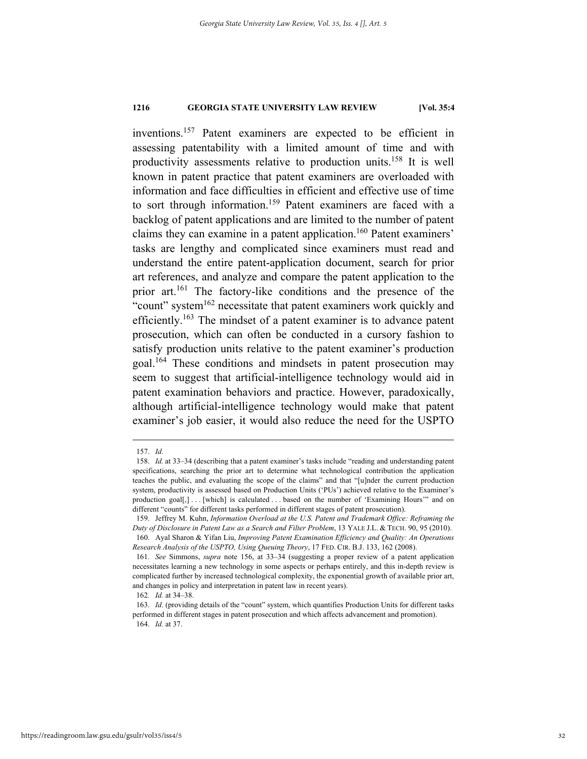inventions.[157] Patent examiners are expected to be efficient in assessing patentability with a limited amount of time and with productivity assessments relative to production units.[158] It is well known in patent practice that patent examiners are overloaded with information and face difficulties in efficient and effective use of time to sort through information.[159] Patent examiners are faced with a backlog of patent applications and are limited to the number of patent claims they can examine in a patent application.[160] Patent examiners' tasks are lengthy and complicated since examiners must read and understand the entire patent-application document, search for prior art references, and analyze and compare the patent application to the prior art.[161] The factory-like conditions and the presence of the "count" system[162] necessitate that patent examiners work quickly and efficiently.[163] The mindset of a patent examiner is to advance patent prosecution, which can often be conducted in a cursory fashion to satisfy production units relative to the patent examiner's production goal.[164] These conditions and mindsets in patent prosecution may seem to suggest that artificial-intelligence technology would aid in patent examination behaviors and practice. However, paradoxically, although artificial-intelligence technology would make that patent examiner's job easier, it would also reduce the need for the USPTO

---

157. *Id.*

158. *Id.* at 33–34 (describing that a patent examiner's tasks include "reading and understanding patent specifications, searching the prior art to determine what technological contribution the application teaches the public, and evaluating the scope of the claims" and that "[u]nder the current production system, productivity is assessed based on Production Units ('PUs') achieved relative to the Examiner's production goal[,] . . . [which] is calculated . . . based on the number of 'Examining Hours'" and on different "counts" for different tasks performed in different stages of patent prosecution).

159. Jeffrey M. Kuhn, *Information Overload at the U.S. Patent and Trademark Office: Reframing the Duty of Disclosure in Patent Law as a Search and Filter Problem*, 13 YALE J.L. & TECH. 90, 95 (2010).

160. Ayal Sharon & Yifan Liu, *Improving Patent Examination Efficiency and Quality: An Operations Research Analysis of the USPTO, Using Queuing Theory*, 17 FED. CIR. B.J. 133, 162 (2008).

161. *See* Simmons, *supra* note 156, at 33–34 (suggesting a proper review of a patent application necessitates learning a new technology in some aspects or perhaps entirely, and this in-depth review is complicated further by increased technological complexity, the exponential growth of available prior art, and changes in policy and interpretation in patent law in recent years).

162. *Id.* at 34–38.

163. *Id*. (providing details of the "count" system, which quantifies Production Units for different tasks performed in different stages in patent prosecution and which affects advancement and promotion).

164. *Id.* at 37.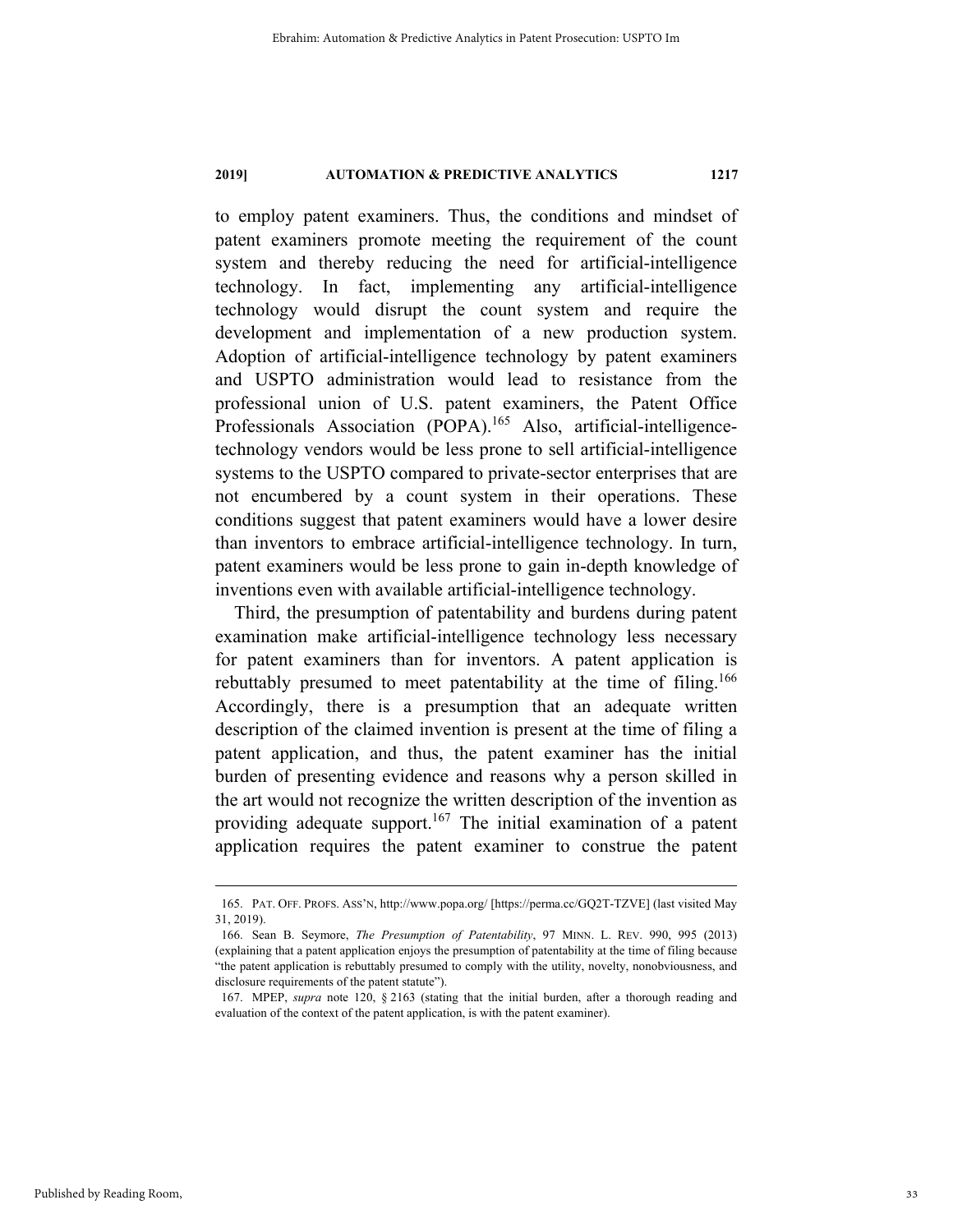to employ patent examiners. Thus, the conditions and mindset of patent examiners promote meeting the requirement of the count system and thereby reducing the need for artificial-intelligence technology. In fact, implementing any artificial-intelligence technology would disrupt the count system and require the development and implementation of a new production system. Adoption of artificial-intelligence technology by patent examiners and USPTO administration would lead to resistance from the professional union of U.S. patent examiners, the Patent Office Professionals Association (POPA).[165] Also, artificial-intelligence-technology vendors would be less prone to sell artificial-intelligence systems to the USPTO compared to private-sector enterprises that are not encumbered by a count system in their operations. These conditions suggest that patent examiners would have a lower desire than inventors to embrace artificial-intelligence technology. In turn, patent examiners would be less prone to gain in-depth knowledge of inventions even with available artificial-intelligence technology.

Third, the presumption of patentability and burdens during patent examination make artificial-intelligence technology less necessary for patent examiners than for inventors. A patent application is rebuttably presumed to meet patentability at the time of filing.[166] Accordingly, there is a presumption that an adequate written description of the claimed invention is present at the time of filing a patent application, and thus, the patent examiner has the initial burden of presenting evidence and reasons why a person skilled in the art would not recognize the written description of the invention as providing adequate support.[167] The initial examination of a patent application requires the patent examiner to construe the patent

---

165. PAT. OFF. PROFS. ASS'N, http://www.popa.org/ [https://perma.cc/GQ2T-TZVE] (last visited May 31, 2019).

166. Sean B. Seymore, *The Presumption of Patentability*, 97 MINN. L. REV. 990, 995 (2013) (explaining that a patent application enjoys the presumption of patentability at the time of filing because "the patent application is rebuttably presumed to comply with the utility, novelty, nonobviousness, and disclosure requirements of the patent statute").

167. MPEP, *supra* note 120, § 2163 (stating that the initial burden, after a thorough reading and evaluation of the context of the patent application, is with the patent examiner).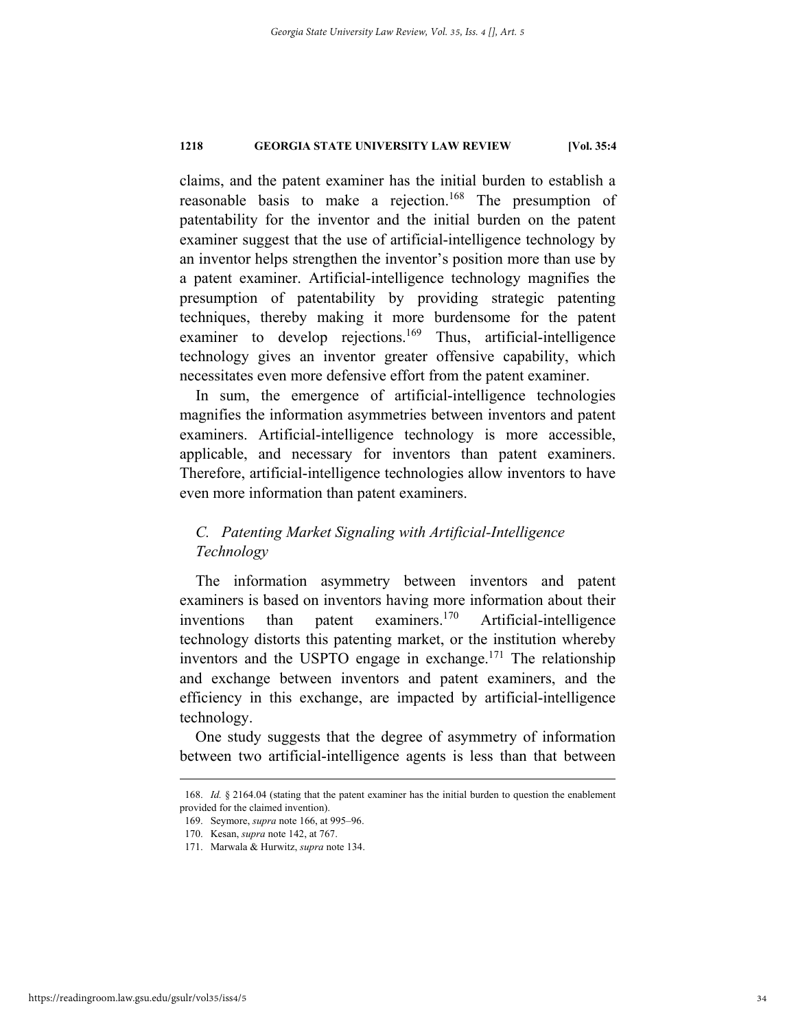claims, and the patent examiner has the initial burden to establish a reasonable basis to make a rejection.[168] The presumption of patentability for the inventor and the initial burden on the patent examiner suggest that the use of artificial-intelligence technology by an inventor helps strengthen the inventor's position more than use by a patent examiner. Artificial-intelligence technology magnifies the presumption of patentability by providing strategic patenting techniques, thereby making it more burdensome for the patent examiner to develop rejections.[169] Thus, artificial-intelligence technology gives an inventor greater offensive capability, which necessitates even more defensive effort from the patent examiner.

In sum, the emergence of artificial-intelligence technologies magnifies the information asymmetries between inventors and patent examiners. Artificial-intelligence technology is more accessible, applicable, and necessary for inventors than patent examiners. Therefore, artificial-intelligence technologies allow inventors to have even more information than patent examiners.

### *C. Patenting Market Signaling with Artificial-Intelligence Technology*

The information asymmetry between inventors and patent examiners is based on inventors having more information about their inventions than patent examiners.[170] Artificial-intelligence technology distorts this patenting market, or the institution whereby inventors and the USPTO engage in exchange.[171] The relationship and exchange between inventors and patent examiners, and the efficiency in this exchange, are impacted by artificial-intelligence technology.

One study suggests that the degree of asymmetry of information between two artificial-intelligence agents is less than that between

---

168. *Id.* § 2164.04 (stating that the patent examiner has the initial burden to question the enablement provided for the claimed invention).

169. Seymore, *supra* note 166, at 995–96.

170. Kesan, *supra* note 142, at 767.

171. Marwala & Hurwitz, *supra* note 134.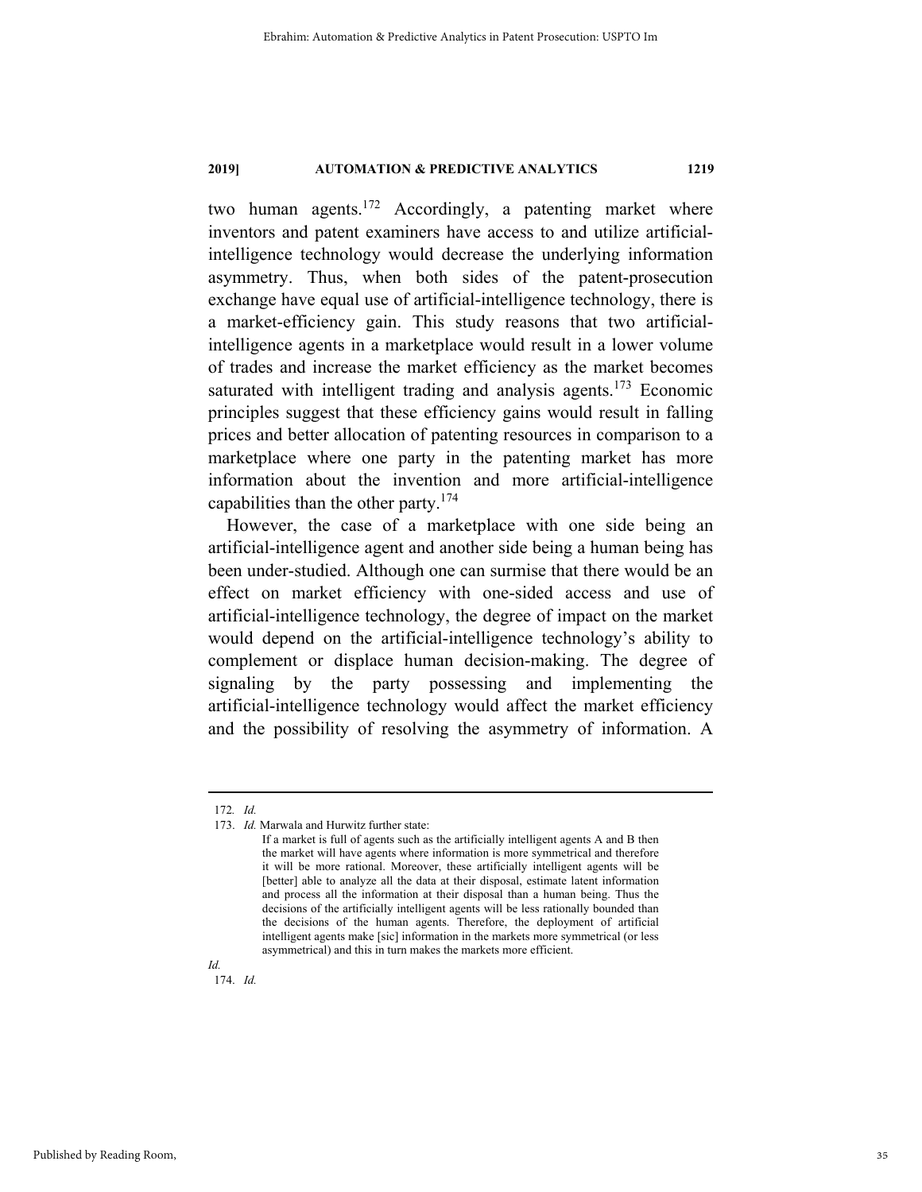two human agents.[172] Accordingly, a patenting market where inventors and patent examiners have access to and utilize artificial-intelligence technology would decrease the underlying information asymmetry. Thus, when both sides of the patent-prosecution exchange have equal use of artificial-intelligence technology, there is a market-efficiency gain. This study reasons that two artificial-intelligence agents in a marketplace would result in a lower volume of trades and increase the market efficiency as the market becomes saturated with intelligent trading and analysis agents.[173] Economic principles suggest that these efficiency gains would result in falling prices and better allocation of patenting resources in comparison to a marketplace where one party in the patenting market has more information about the invention and more artificial-intelligence capabilities than the other party.[174]

However, the case of a marketplace with one side being an artificial-intelligence agent and another side being a human being has been under-studied. Although one can surmise that there would be an effect on market efficiency with one-sided access and use of artificial-intelligence technology, the degree of impact on the market would depend on the artificial-intelligence technology's ability to complement or displace human decision-making. The degree of signaling by the party possessing and implementing the artificial-intelligence technology would affect the market efficiency and the possibility of resolving the asymmetry of information. A

---

172. *Id.*

173. *Id.* Marwala and Hurwitz further state:

> If a market is full of agents such as the artificially intelligent agents A and B then the market will have agents where information is more symmetrical and therefore it will be more rational. Moreover, these artificially intelligent agents will be [better] able to analyze all the data at their disposal, estimate latent information and process all the information at their disposal than a human being. Thus the decisions of the artificially intelligent agents will be less rationally bounded than the decisions of the human agents. Therefore, the deployment of artificial intelligent agents make [sic] information in the markets more symmetrical (or less asymmetrical) and this in turn makes the markets more efficient.

*Id.*

174. *Id.*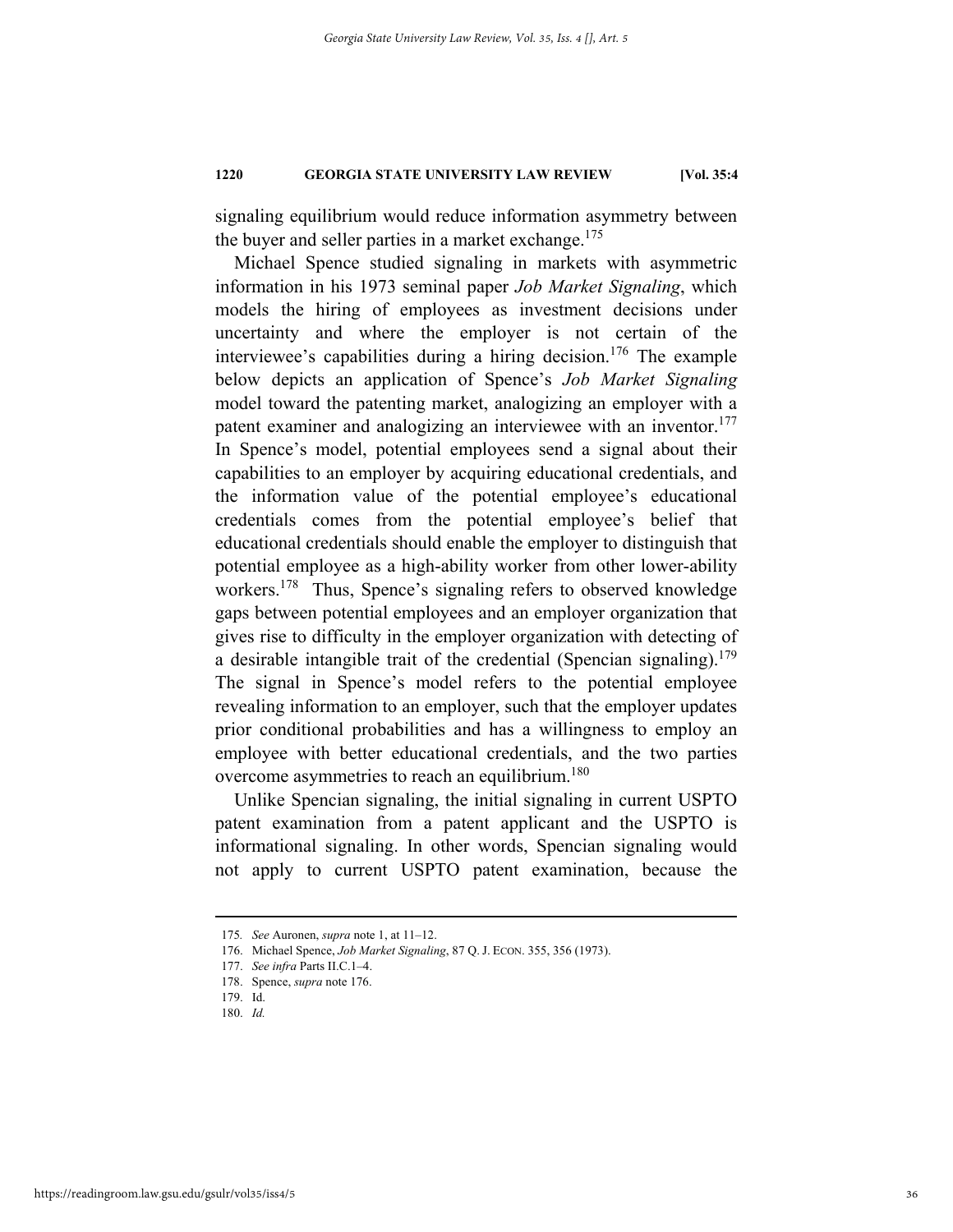signaling equilibrium would reduce information asymmetry between the buyer and seller parties in a market exchange.[175]

Michael Spence studied signaling in markets with asymmetric information in his 1973 seminal paper *Job Market Signaling*, which models the hiring of employees as investment decisions under uncertainty and where the employer is not certain of the interviewee's capabilities during a hiring decision.[176] The example below depicts an application of Spence's *Job Market Signaling* model toward the patenting market, analogizing an employer with a patent examiner and analogizing an interviewee with an inventor.[177] In Spence's model, potential employees send a signal about their capabilities to an employer by acquiring educational credentials, and the information value of the potential employee's educational credentials comes from the potential employee's belief that educational credentials should enable the employer to distinguish that potential employee as a high-ability worker from other lower-ability workers.[178] Thus, Spence's signaling refers to observed knowledge gaps between potential employees and an employer organization that gives rise to difficulty in the employer organization with detecting of a desirable intangible trait of the credential (Spencian signaling).[179] The signal in Spence's model refers to the potential employee revealing information to an employer, such that the employer updates prior conditional probabilities and has a willingness to employ an employee with better educational credentials, and the two parties overcome asymmetries to reach an equilibrium.[180]

Unlike Spencian signaling, the initial signaling in current USPTO patent examination from a patent applicant and the USPTO is informational signaling. In other words, Spencian signaling would not apply to current USPTO patent examination, because the

---

175. *See* Auronen, *supra* note 1, at 11–12.

176. Michael Spence, *Job Market Signaling*, 87 Q. J. ECON. 355, 356 (1973).

177. *See infra* Parts II.C.1–4.

178. Spence, *supra* note 176.

179. Id.

180. *Id.*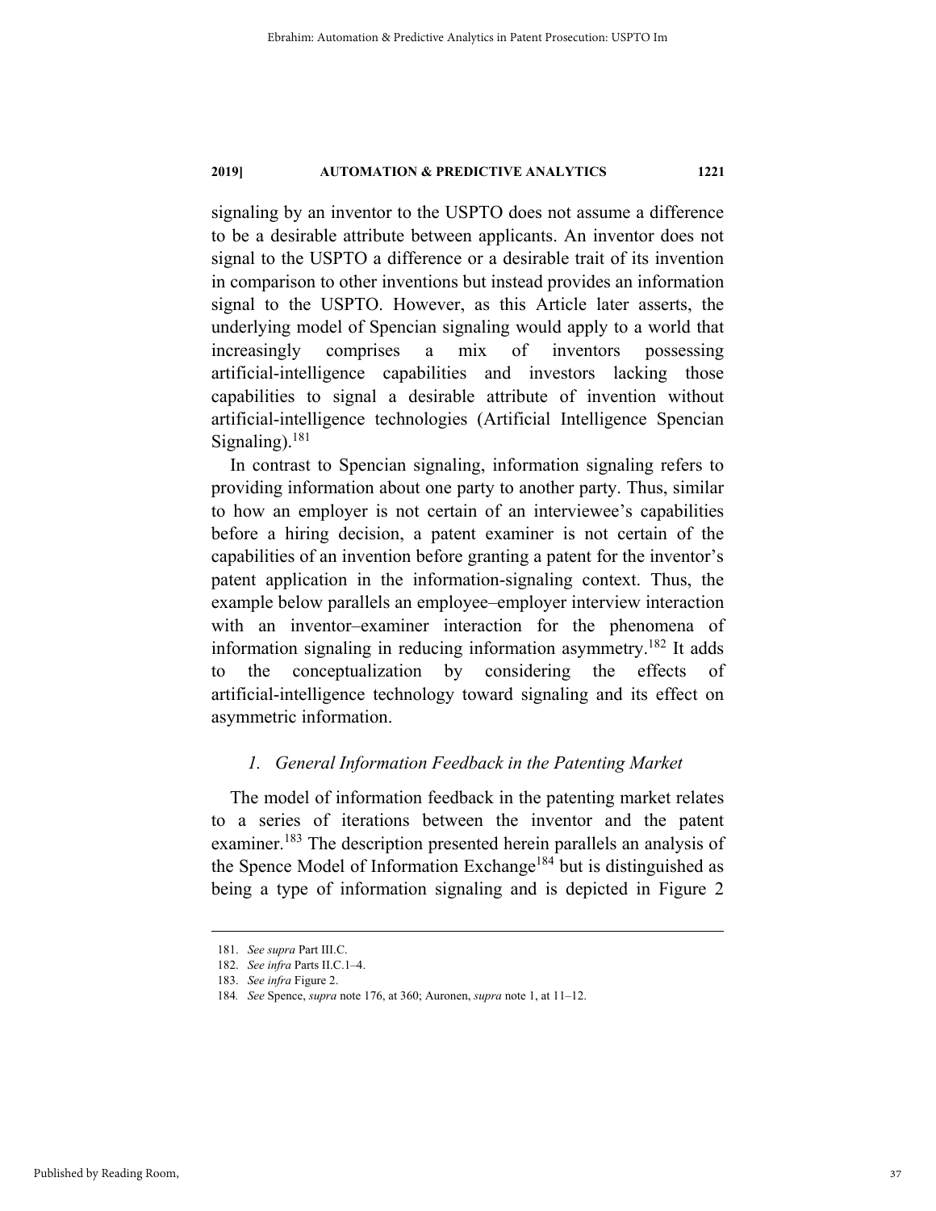signaling by an inventor to the USPTO does not assume a difference to be a desirable attribute between applicants. An inventor does not signal to the USPTO a difference or a desirable trait of its invention in comparison to other inventions but instead provides an information signal to the USPTO. However, as this Article later asserts, the underlying model of Spencian signaling would apply to a world that increasingly comprises a mix of inventors possessing artificial-intelligence capabilities and investors lacking those capabilities to signal a desirable attribute of invention without artificial-intelligence technologies (Artificial Intelligence Spencian Signaling).[181]

In contrast to Spencian signaling, information signaling refers to providing information about one party to another party. Thus, similar to how an employer is not certain of an interviewee's capabilities before a hiring decision, a patent examiner is not certain of the capabilities of an invention before granting a patent for the inventor's patent application in the information-signaling context. Thus, the example below parallels an employee–employer interview interaction with an inventor–examiner interaction for the phenomena of information signaling in reducing information asymmetry.[182] It adds to the conceptualization by considering the effects of artificial-intelligence technology toward signaling and its effect on asymmetric information.

### *1. General Information Feedback in the Patenting Market*

The model of information feedback in the patenting market relates to a series of iterations between the inventor and the patent examiner.[183] The description presented herein parallels an analysis of the Spence Model of Information Exchange[184] but is distinguished as being a type of information signaling and is depicted in Figure 2

---

181. *See supra* Part III.C.

182. *See infra* Parts II.C.1–4.

183. *See infra* Figure 2.

184. *See* Spence, *supra* note 176, at 360; Auronen, *supra* note 1, at 11–12.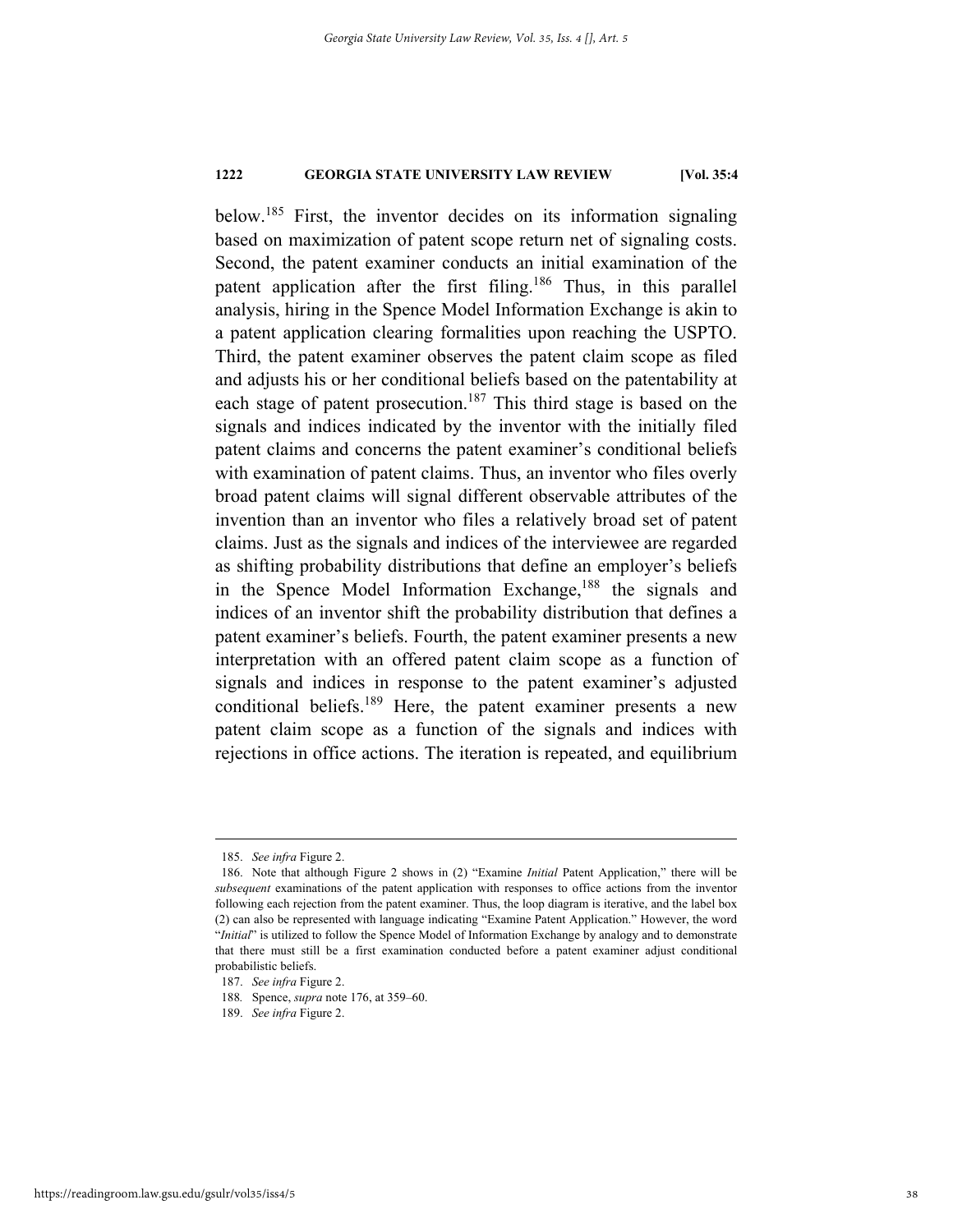below.[185] First, the inventor decides on its information signaling based on maximization of patent scope return net of signaling costs. Second, the patent examiner conducts an initial examination of the patent application after the first filing.[186] Thus, in this parallel analysis, hiring in the Spence Model Information Exchange is akin to a patent application clearing formalities upon reaching the USPTO. Third, the patent examiner observes the patent claim scope as filed and adjusts his or her conditional beliefs based on the patentability at each stage of patent prosecution.[187] This third stage is based on the signals and indices indicated by the inventor with the initially filed patent claims and concerns the patent examiner's conditional beliefs with examination of patent claims. Thus, an inventor who files overly broad patent claims will signal different observable attributes of the invention than an inventor who files a relatively broad set of patent claims. Just as the signals and indices of the interviewee are regarded as shifting probability distributions that define an employer's beliefs in the Spence Model Information Exchange,[188] the signals and indices of an inventor shift the probability distribution that defines a patent examiner's beliefs. Fourth, the patent examiner presents a new interpretation with an offered patent claim scope as a function of signals and indices in response to the patent examiner's adjusted conditional beliefs.[189] Here, the patent examiner presents a new patent claim scope as a function of the signals and indices with rejections in office actions. The iteration is repeated, and equilibrium

---

185. *See infra* Figure 2.

186. Note that although Figure 2 shows in (2) "Examine *Initial* Patent Application," there will be *subsequent* examinations of the patent application with responses to office actions from the inventor following each rejection from the patent examiner. Thus, the loop diagram is iterative, and the label box (2) can also be represented with language indicating "Examine Patent Application." However, the word "*Initial*" is utilized to follow the Spence Model of Information Exchange by analogy and to demonstrate that there must still be a first examination conducted before a patent examiner adjust conditional probabilistic beliefs.

187. *See infra* Figure 2.

188. Spence, *supra* note 176, at 359–60.

189. *See infra* Figure 2.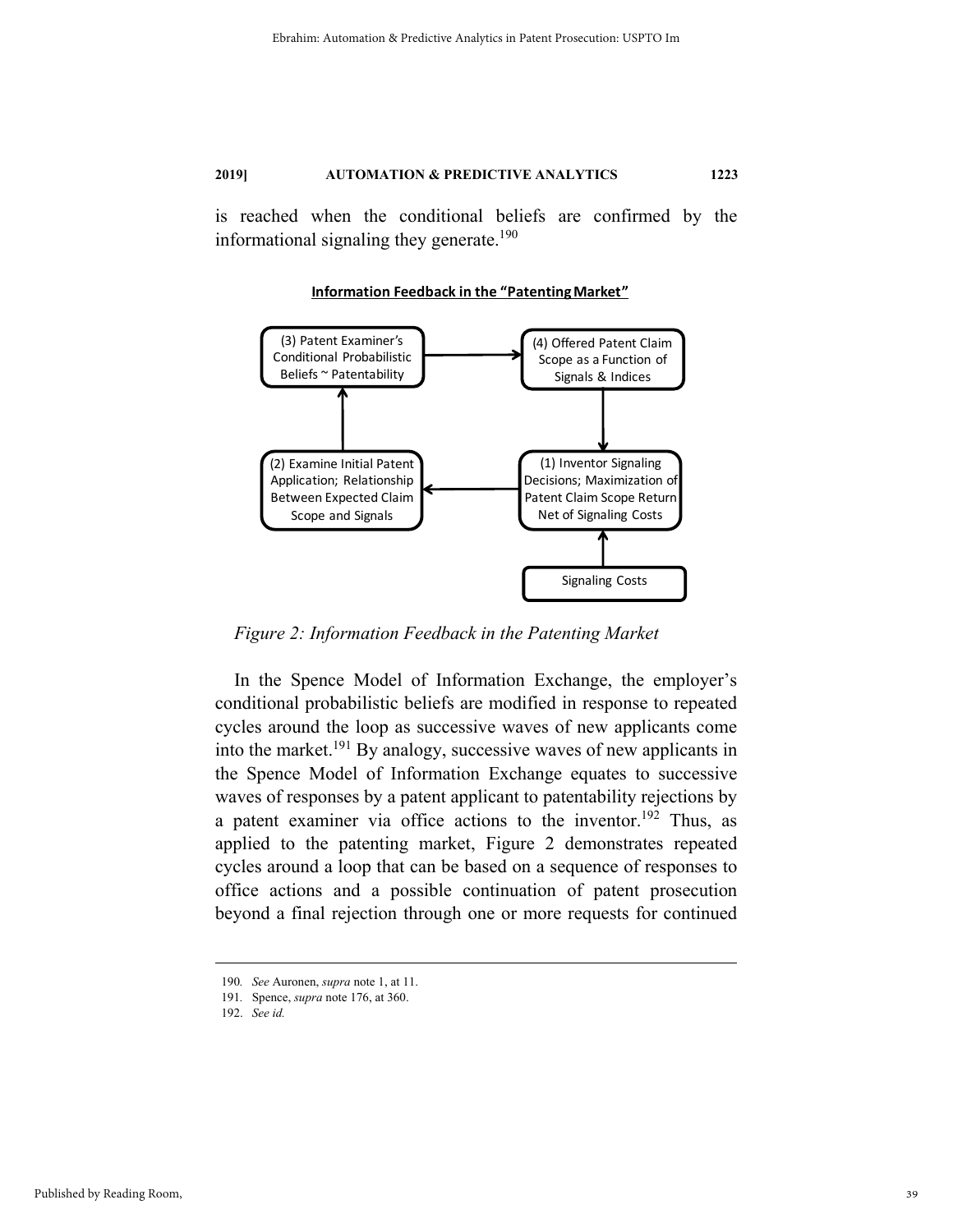is reached when the conditional beliefs are confirmed by the informational signaling they generate.[190]

**Information Feedback in the "Patenting Market"**

- (3) Patent Examiner's Conditional Probabilistic Beliefs ~ Patentability
- (4) Offered Patent Claim Scope as a Function of Signals & Indices
- (2) Examine Initial Patent Application; Relationship Between Expected Claim Scope and Signals
- (1) Inventor Signaling Decisions; Maximization of Patent Claim Scope Return Net of Signaling Costs
- Signaling Costs

*Figure 2: Information Feedback in the Patenting Market*

In the Spence Model of Information Exchange, the employer's conditional probabilistic beliefs are modified in response to repeated cycles around the loop as successive waves of new applicants come into the market.[191] By analogy, successive waves of new applicants in the Spence Model of Information Exchange equates to successive waves of responses by a patent applicant to patentability rejections by a patent examiner via office actions to the inventor.[192] Thus, as applied to the patenting market, Figure 2 demonstrates repeated cycles around a loop that can be based on a sequence of responses to office actions and a possible continuation of patent prosecution beyond a final rejection through one or more requests for continued

---

190. *See* Auronen, *supra* note 1, at 11.

191. Spence, *supra* note 176, at 360.

192. *See id.*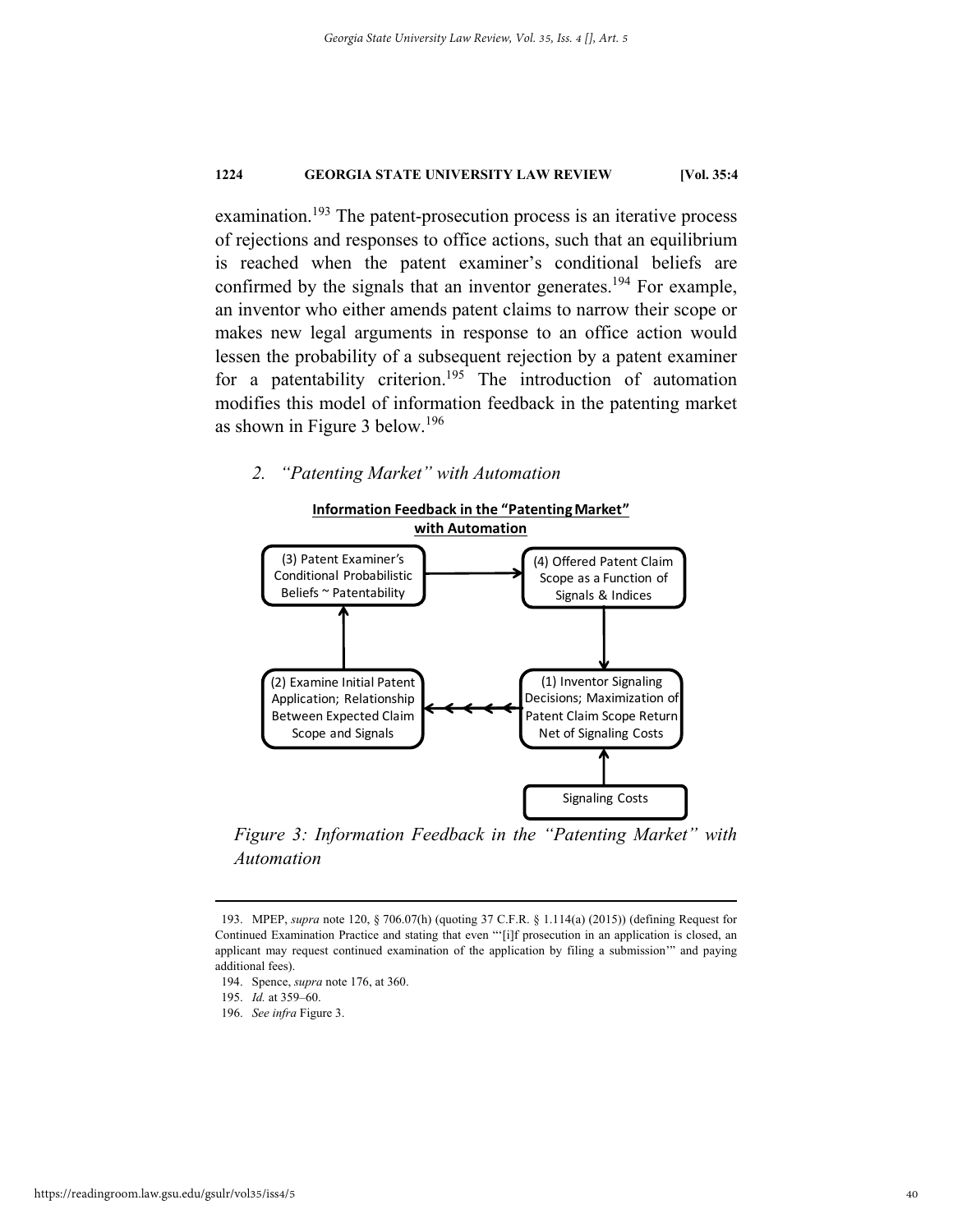examination.[193] The patent-prosecution process is an iterative process of rejections and responses to office actions, such that an equilibrium is reached when the patent examiner's conditional beliefs are confirmed by the signals that an inventor generates.[194] For example, an inventor who either amends patent claims to narrow their scope or makes new legal arguments in response to an office action would lessen the probability of a subsequent rejection by a patent examiner for a patentability criterion.[195] The introduction of automation modifies this model of information feedback in the patenting market as shown in Figure 3 below.[196]

### *2. "Patenting Market" with Automation*

**Information Feedback in the "Patenting Market" with Automation**

(3) Patent Examiner's Conditional Probabilistic Beliefs ~ Patentability

(4) Offered Patent Claim Scope as a Function of Signals & Indices

(2) Examine Initial Patent Application; Relationship Between Expected Claim Scope and Signals

(1) Inventor Signaling Decisions; Maximization of Patent Claim Scope Return Net of Signaling Costs

Signaling Costs

*Figure 3: Information Feedback in the "Patenting Market" with Automation*

---

193. MPEP, *supra* note 120, § 706.07(h) (quoting 37 C.F.R. § 1.114(a) (2015)) (defining Request for Continued Examination Practice and stating that even "'[i]f prosecution in an application is closed, an applicant may request continued examination of the application by filing a submission'" and paying additional fees).

194. Spence, *supra* note 176, at 360.

195. *Id.* at 359–60.

196. *See infra* Figure 3.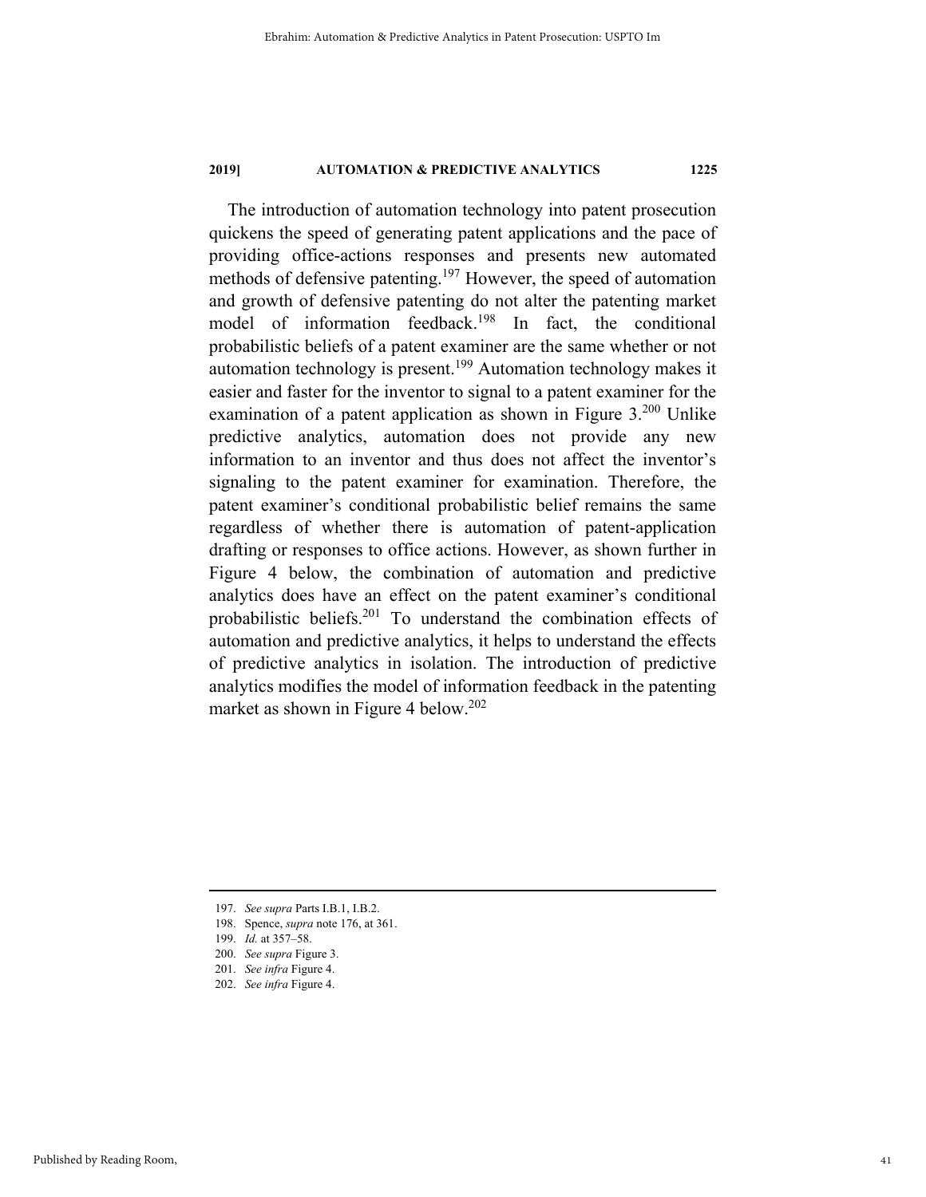The introduction of automation technology into patent prosecution quickens the speed of generating patent applications and the pace of providing office-actions responses and presents new automated methods of defensive patenting.[197] However, the speed of automation and growth of defensive patenting do not alter the patenting market model of information feedback.[198] In fact, the conditional probabilistic beliefs of a patent examiner are the same whether or not automation technology is present.[199] Automation technology makes it easier and faster for the inventor to signal to a patent examiner for the examination of a patent application as shown in Figure 3.[200] Unlike predictive analytics, automation does not provide any new information to an inventor and thus does not affect the inventor's signaling to the patent examiner for examination. Therefore, the patent examiner's conditional probabilistic belief remains the same regardless of whether there is automation of patent-application drafting or responses to office actions. However, as shown further in Figure 4 below, the combination of automation and predictive analytics does have an effect on the patent examiner's conditional probabilistic beliefs.[201] To understand the combination effects of automation and predictive analytics, it helps to understand the effects of predictive analytics in isolation. The introduction of predictive analytics modifies the model of information feedback in the patenting market as shown in Figure 4 below.[202]

---

197. *See supra* Parts I.B.1, I.B.2.

198. Spence, *supra* note 176, at 361.

199. *Id.* at 357–58.

200. *See supra* Figure 3.

201. *See infra* Figure 4.

202. *See infra* Figure 4.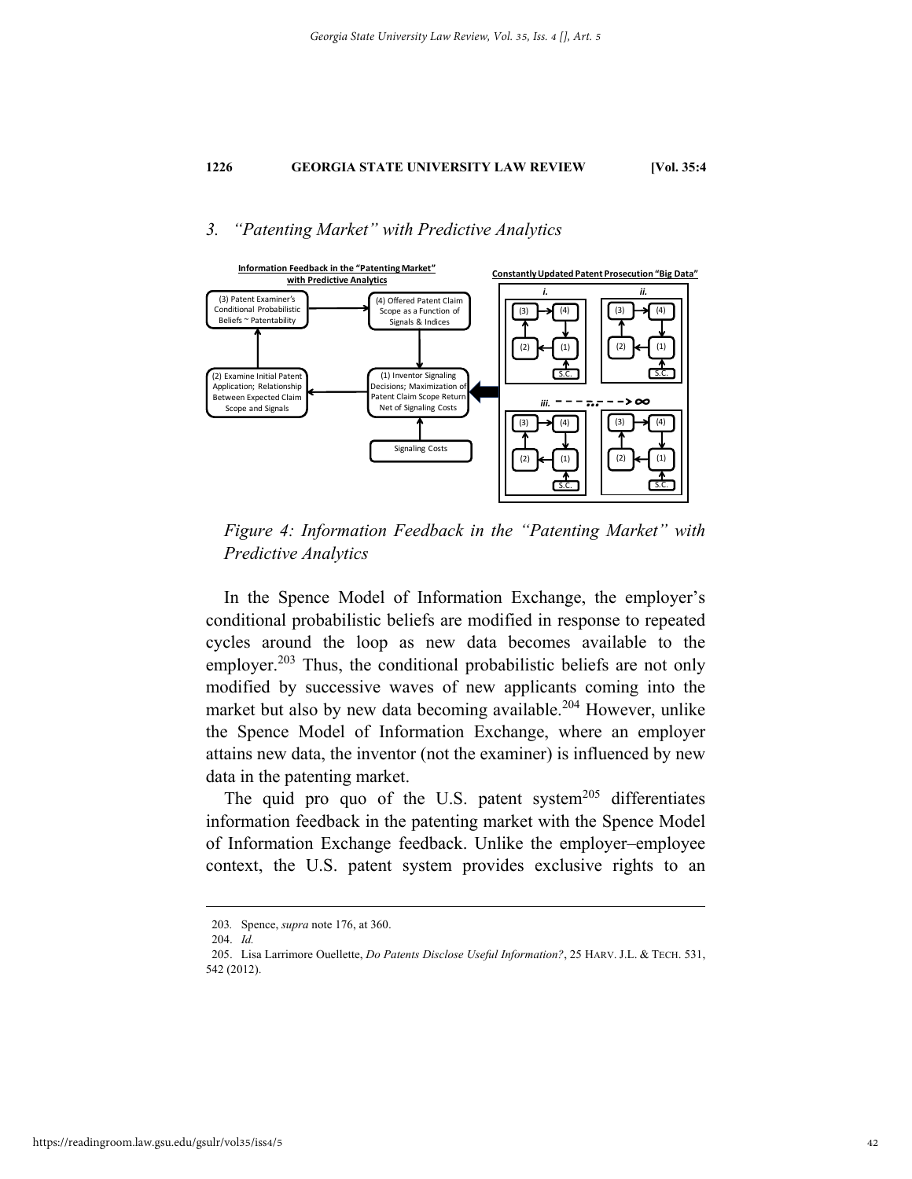### 3. *"Patenting Market" with Predictive Analytics*

*Figure 4: Information Feedback in the "Patenting Market" with Predictive Analytics*

In the Spence Model of Information Exchange, the employer's conditional probabilistic beliefs are modified in response to repeated cycles around the loop as new data becomes available to the employer.[203] Thus, the conditional probabilistic beliefs are not only modified by successive waves of new applicants coming into the market but also by new data becoming available.[204] However, unlike the Spence Model of Information Exchange, where an employer attains new data, the inventor (not the examiner) is influenced by new data in the patenting market.

The quid pro quo of the U.S. patent system[205] differentiates information feedback in the patenting market with the Spence Model of Information Exchange feedback. Unlike the employer–employee context, the U.S. patent system provides exclusive rights to an

---

203. Spence, *supra* note 176, at 360.

204. *Id.*

205. Lisa Larrimore Ouellette, *Do Patents Disclose Useful Information?*, 25 HARV. J.L. & TECH. 531, 542 (2012).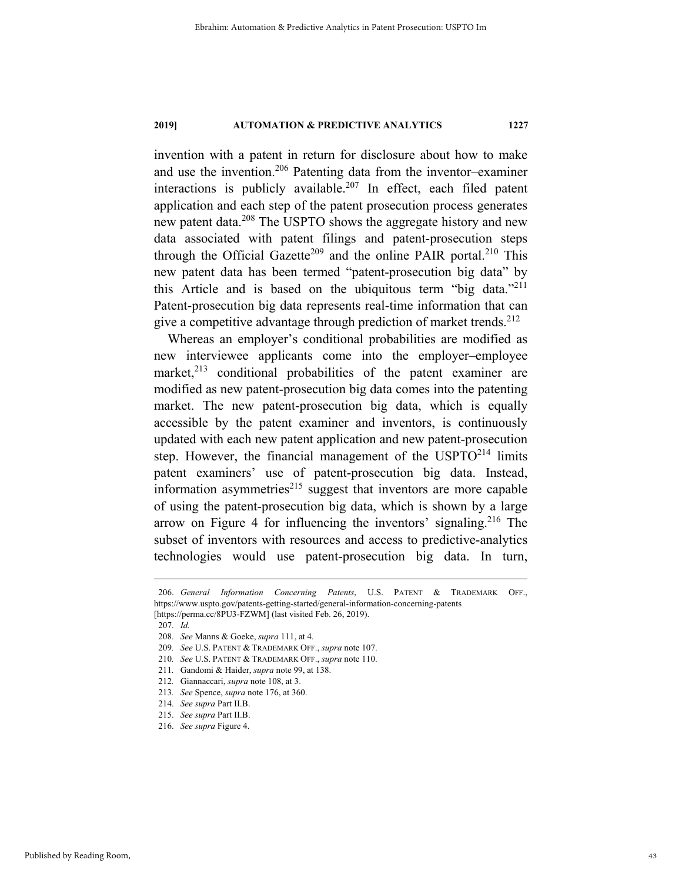invention with a patent in return for disclosure about how to make and use the invention.[206] Patenting data from the inventor–examiner interactions is publicly available.[207] In effect, each filed patent application and each step of the patent prosecution process generates new patent data.[208] The USPTO shows the aggregate history and new data associated with patent filings and patent-prosecution steps through the Official Gazette[209] and the online PAIR portal.[210] This new patent data has been termed "patent-prosecution big data" by this Article and is based on the ubiquitous term "big data."[211] Patent-prosecution big data represents real-time information that can give a competitive advantage through prediction of market trends.[212]

Whereas an employer's conditional probabilities are modified as new interviewee applicants come into the employer–employee market,[213] conditional probabilities of the patent examiner are modified as new patent-prosecution big data comes into the patenting market. The new patent-prosecution big data, which is equally accessible by the patent examiner and inventors, is continuously updated with each new patent application and new patent-prosecution step. However, the financial management of the USPTO[214] limits patent examiners' use of patent-prosecution big data. Instead, information asymmetries[215] suggest that inventors are more capable of using the patent-prosecution big data, which is shown by a large arrow on Figure 4 for influencing the inventors' signaling.[216] The subset of inventors with resources and access to predictive-analytics technologies would use patent-prosecution big data. In turn,

---

206. *General Information Concerning Patents*, U.S. PATENT & TRADEMARK OFF., https://www.uspto.gov/patents-getting-started/general-information-concerning-patents [https://perma.cc/8PU3-FZWM] (last visited Feb. 26, 2019).

207. *Id.*

208. *See* Manns & Goeke, *supra* 111, at 4.

209. *See* U.S. PATENT & TRADEMARK OFF., *supra* note 107.

210. *See* U.S. PATENT & TRADEMARK OFF., *supra* note 110.

211. Gandomi & Haider, *supra* note 99, at 138.

212. Giannaccari, *supra* note 108, at 3.

213. *See* Spence, *supra* note 176, at 360.

214. *See supra* Part II.B.

215. *See supra* Part II.B.

216. *See supra* Figure 4.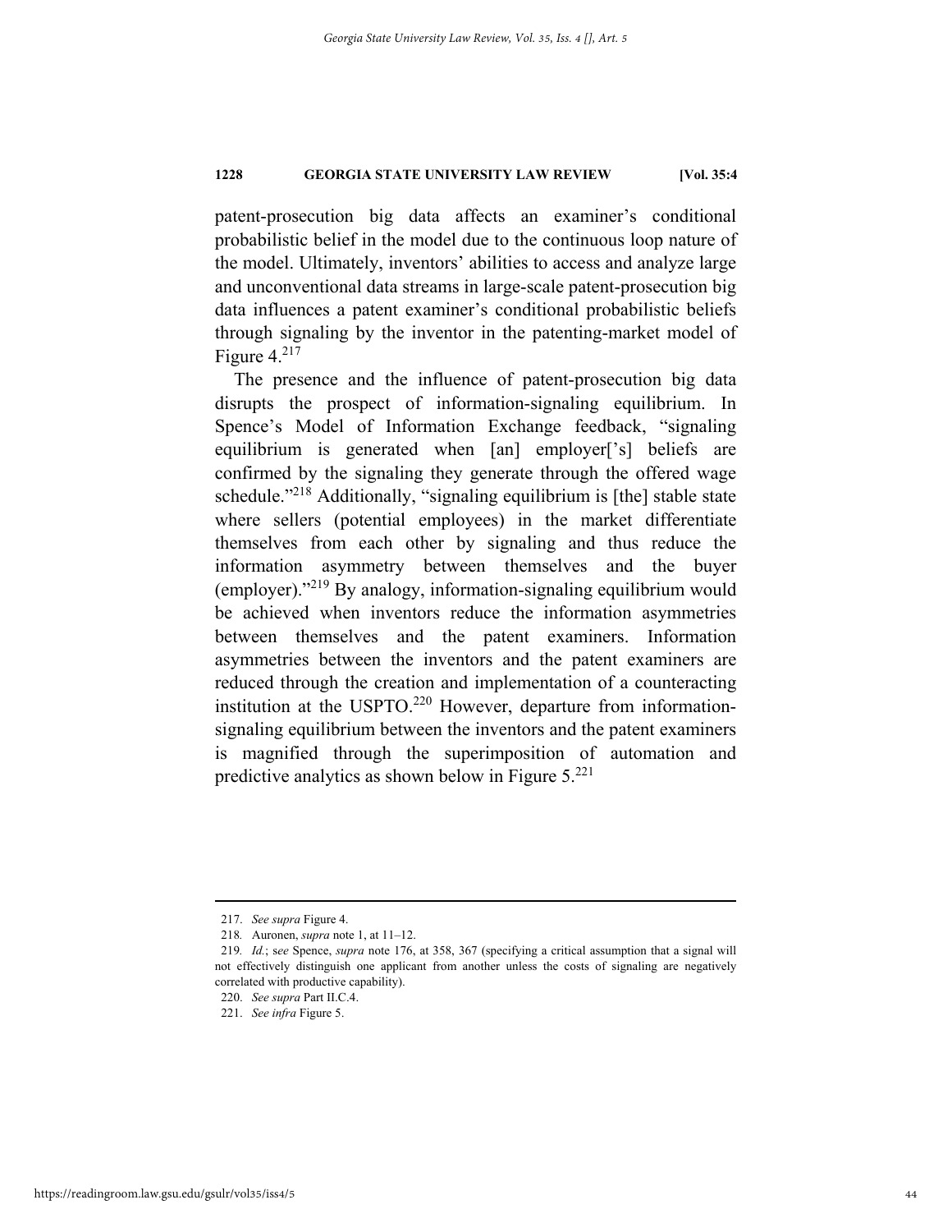patent-prosecution big data affects an examiner's conditional probabilistic belief in the model due to the continuous loop nature of the model. Ultimately, inventors' abilities to access and analyze large and unconventional data streams in large-scale patent-prosecution big data influences a patent examiner's conditional probabilistic beliefs through signaling by the inventor in the patenting-market model of Figure 4.[217]

The presence and the influence of patent-prosecution big data disrupts the prospect of information-signaling equilibrium. In Spence's Model of Information Exchange feedback, "signaling equilibrium is generated when [an] employer['s] beliefs are confirmed by the signaling they generate through the offered wage schedule."[218] Additionally, "signaling equilibrium is [the] stable state where sellers (potential employees) in the market differentiate themselves from each other by signaling and thus reduce the information asymmetry between themselves and the buyer (employer)."[219] By analogy, information-signaling equilibrium would be achieved when inventors reduce the information asymmetries between themselves and the patent examiners. Information asymmetries between the inventors and the patent examiners are reduced through the creation and implementation of a counteracting institution at the USPTO.[220] However, departure from information-signaling equilibrium between the inventors and the patent examiners is magnified through the superimposition of automation and predictive analytics as shown below in Figure 5.[221]

---

217. *See supra* Figure 4.

218. Auronen, *supra* note 1, at 11–12.

219. *Id.*; *see* Spence, *supra* note 176, at 358, 367 (specifying a critical assumption that a signal will not effectively distinguish one applicant from another unless the costs of signaling are negatively correlated with productive capability).

220. *See supra* Part II.C.4.

221. *See infra* Figure 5.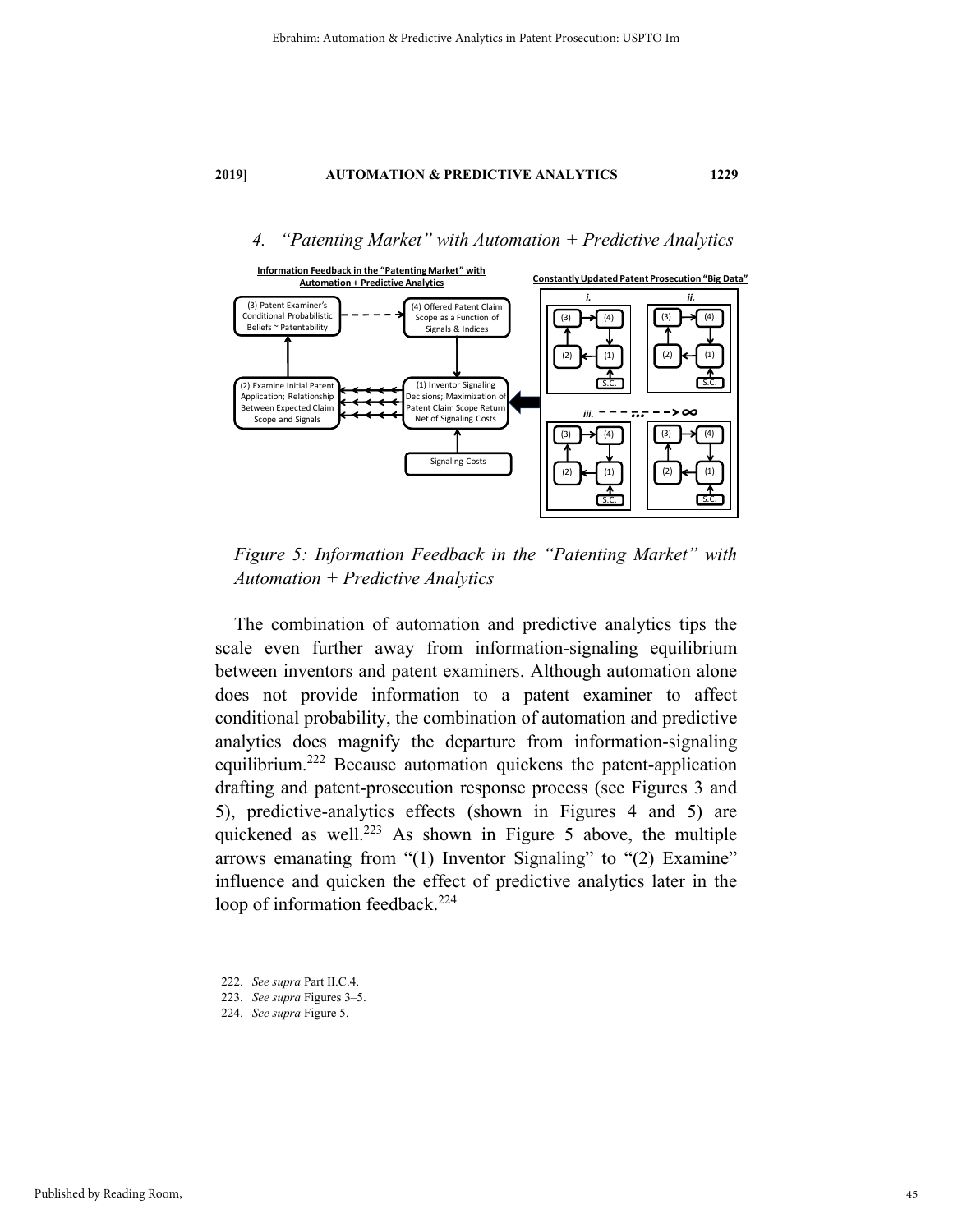### 4. *"Patenting Market" with Automation + Predictive Analytics*

**Information Feedback in the "Patenting Market" with Automation + Predictive Analytics**

**Constantly Updated Patent Prosecution "Big Data"**

(3) Patent Examiner's Conditional Probabilistic Beliefs ~ Patentability

(4) Offered Patent Claim Scope as a Function of Signals & Indices

(2) Examine Initial Patent Application; Relationship Between Expected Claim Scope and Signals

(1) Inventor Signaling Decisions; Maximization of Patent Claim Scope Return Net of Signaling Costs

Signaling Costs

*Figure 5: Information Feedback in the "Patenting Market" with Automation + Predictive Analytics*

The combination of automation and predictive analytics tips the scale even further away from information-signaling equilibrium between inventors and patent examiners. Although automation alone does not provide information to a patent examiner to affect conditional probability, the combination of automation and predictive analytics does magnify the departure from information-signaling equilibrium.[222] Because automation quickens the patent-application drafting and patent-prosecution response process (see Figures 3 and 5), predictive-analytics effects (shown in Figures 4 and 5) are quickened as well.[223] As shown in Figure 5 above, the multiple arrows emanating from "(1) Inventor Signaling" to "(2) Examine" influence and quicken the effect of predictive analytics later in the loop of information feedback.[224]

---

222. *See supra* Part II.C.4.

223. *See supra* Figures 3–5.

224. *See supra* Figure 5.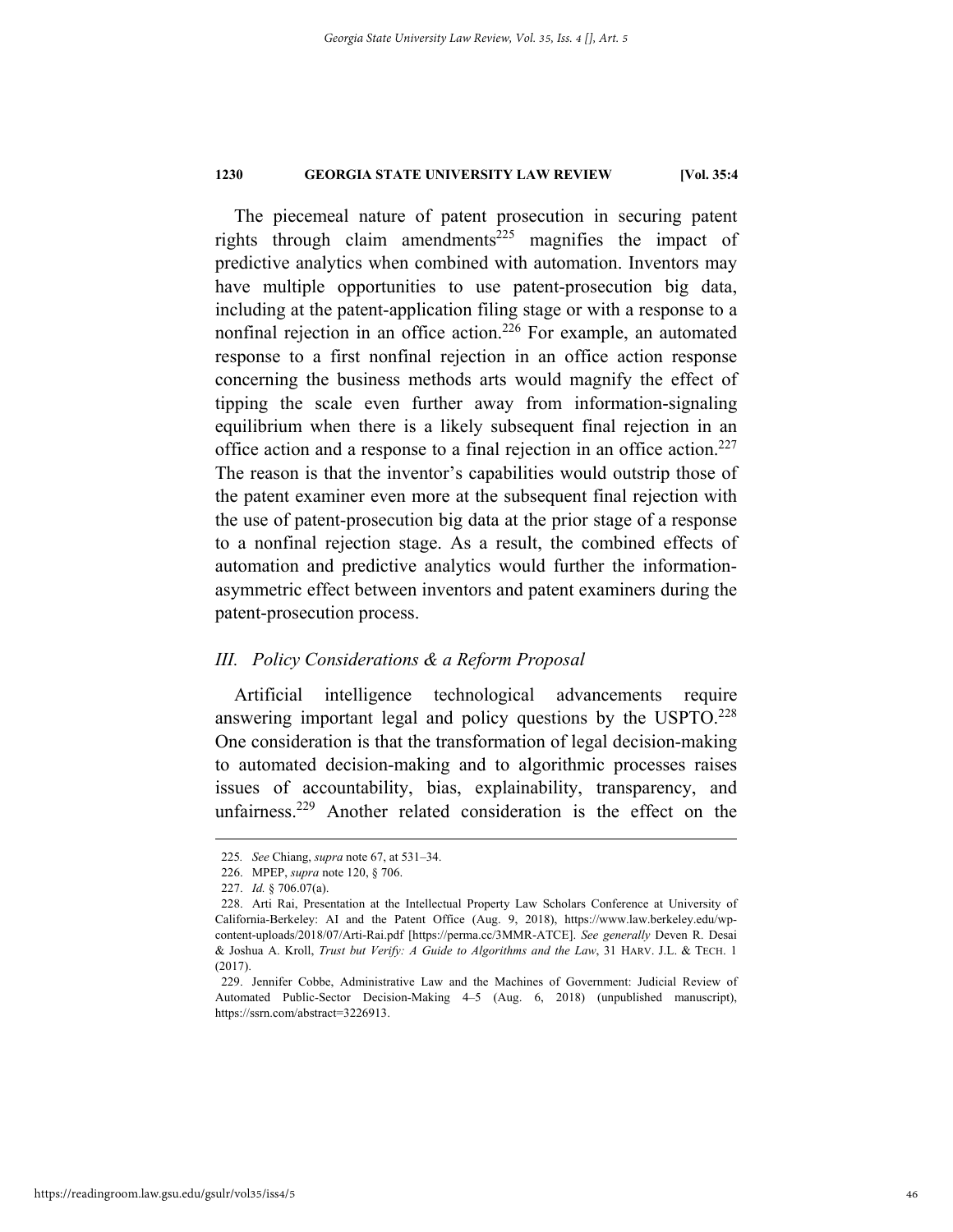The piecemeal nature of patent prosecution in securing patent rights through claim amendments[225] magnifies the impact of predictive analytics when combined with automation. Inventors may have multiple opportunities to use patent-prosecution big data, including at the patent-application filing stage or with a response to a nonfinal rejection in an office action.[226] For example, an automated response to a first nonfinal rejection in an office action response concerning the business methods arts would magnify the effect of tipping the scale even further away from information-signaling equilibrium when there is a likely subsequent final rejection in an office action and a response to a final rejection in an office action.[227] The reason is that the inventor's capabilities would outstrip those of the patent examiner even more at the subsequent final rejection with the use of patent-prosecution big data at the prior stage of a response to a nonfinal rejection stage. As a result, the combined effects of automation and predictive analytics would further the information-asymmetric effect between inventors and patent examiners during the patent-prosecution process.

## *III. Policy Considerations & a Reform Proposal*

Artificial intelligence technological advancements require answering important legal and policy questions by the USPTO.[228] One consideration is that the transformation of legal decision-making to automated decision-making and to algorithmic processes raises issues of accountability, bias, explainability, transparency, and unfairness.[229] Another related consideration is the effect on the

---

225. *See* Chiang, *supra* note 67, at 531–34.

226. MPEP, *supra* note 120, § 706.

227. *Id.* § 706.07(a).

228. Arti Rai, Presentation at the Intellectual Property Law Scholars Conference at University of California-Berkeley: AI and the Patent Office (Aug. 9, 2018), https://www.law.berkeley.edu/wp-content-uploads/2018/07/Arti-Rai.pdf [https://perma.cc/3MMR-ATCE]. *See generally* Deven R. Desai & Joshua A. Kroll, *Trust but Verify: A Guide to Algorithms and the Law*, 31 HARV. J.L. & TECH. 1 (2017).

229. Jennifer Cobbe, Administrative Law and the Machines of Government: Judicial Review of Automated Public-Sector Decision-Making 4–5 (Aug. 6, 2018) (unpublished manuscript), https://ssrn.com/abstract=3226913.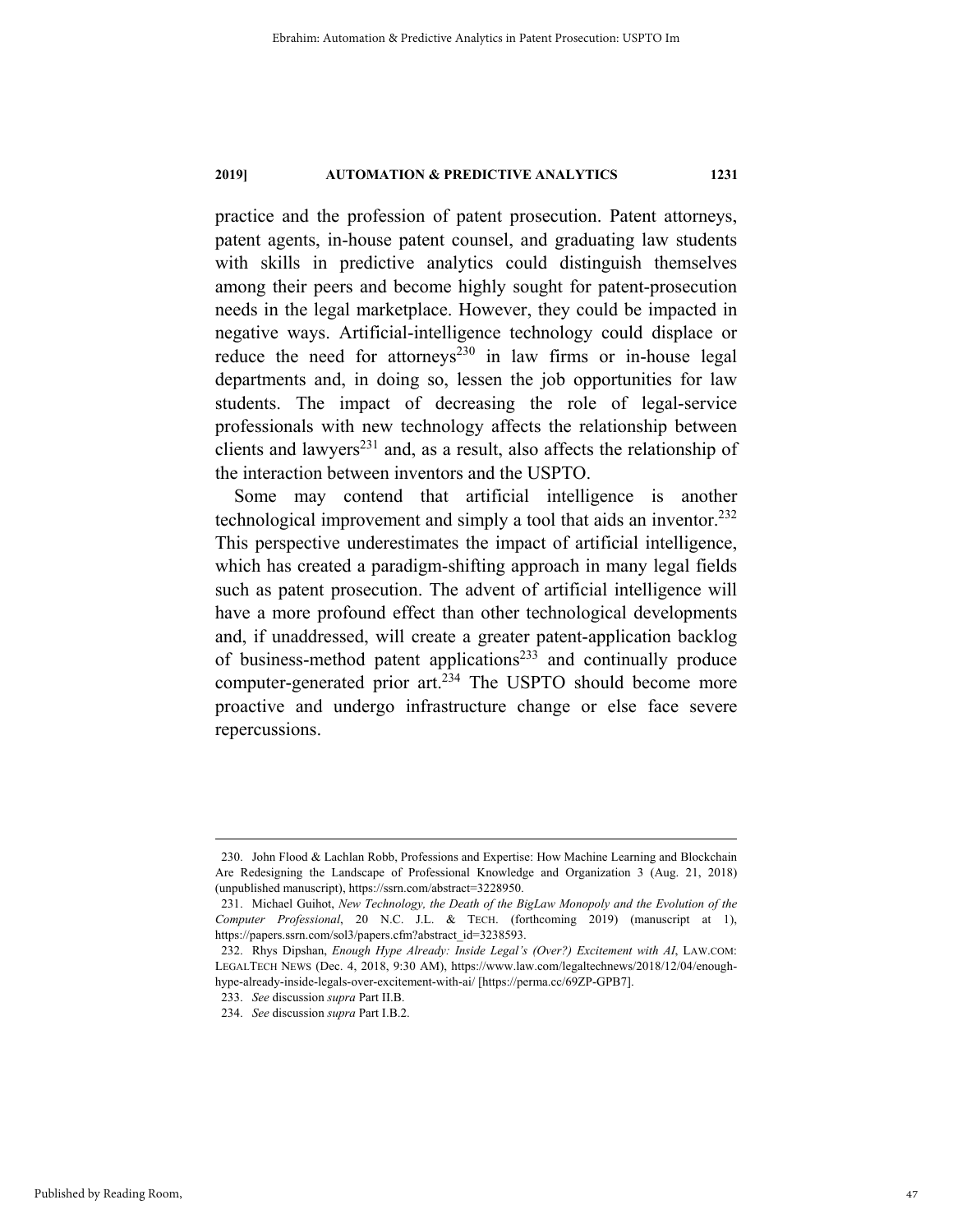practice and the profession of patent prosecution. Patent attorneys, patent agents, in-house patent counsel, and graduating law students with skills in predictive analytics could distinguish themselves among their peers and become highly sought for patent-prosecution needs in the legal marketplace. However, they could be impacted in negative ways. Artificial-intelligence technology could displace or reduce the need for attorneys[230] in law firms or in-house legal departments and, in doing so, lessen the job opportunities for law students. The impact of decreasing the role of legal-service professionals with new technology affects the relationship between clients and lawyers[231] and, as a result, also affects the relationship of the interaction between inventors and the USPTO.

Some may contend that artificial intelligence is another technological improvement and simply a tool that aids an inventor.[232] This perspective underestimates the impact of artificial intelligence, which has created a paradigm-shifting approach in many legal fields such as patent prosecution. The advent of artificial intelligence will have a more profound effect than other technological developments and, if unaddressed, will create a greater patent-application backlog of business-method patent applications[233] and continually produce computer-generated prior art.[234] The USPTO should become more proactive and undergo infrastructure change or else face severe repercussions.

---

230. John Flood & Lachlan Robb, Professions and Expertise: How Machine Learning and Blockchain Are Redesigning the Landscape of Professional Knowledge and Organization 3 (Aug. 21, 2018) (unpublished manuscript), https://ssrn.com/abstract=3228950.

231. Michael Guihot, *New Technology, the Death of the BigLaw Monopoly and the Evolution of the Computer Professional*, 20 N.C. J.L. & TECH. (forthcoming 2019) (manuscript at 1), https://papers.ssrn.com/sol3/papers.cfm?abstract_id=3238593.

232. Rhys Dipshan, *Enough Hype Already: Inside Legal's (Over?) Excitement with AI*, LAW.COM: LEGALTECH NEWS (Dec. 4, 2018, 9:30 AM), https://www.law.com/legaltechnews/2018/12/04/enough-hype-already-inside-legals-over-excitement-with-ai/ [https://perma.cc/69ZP-GPB7].

233. *See* discussion *supra* Part II.B.

234. *See* discussion *supra* Part I.B.2.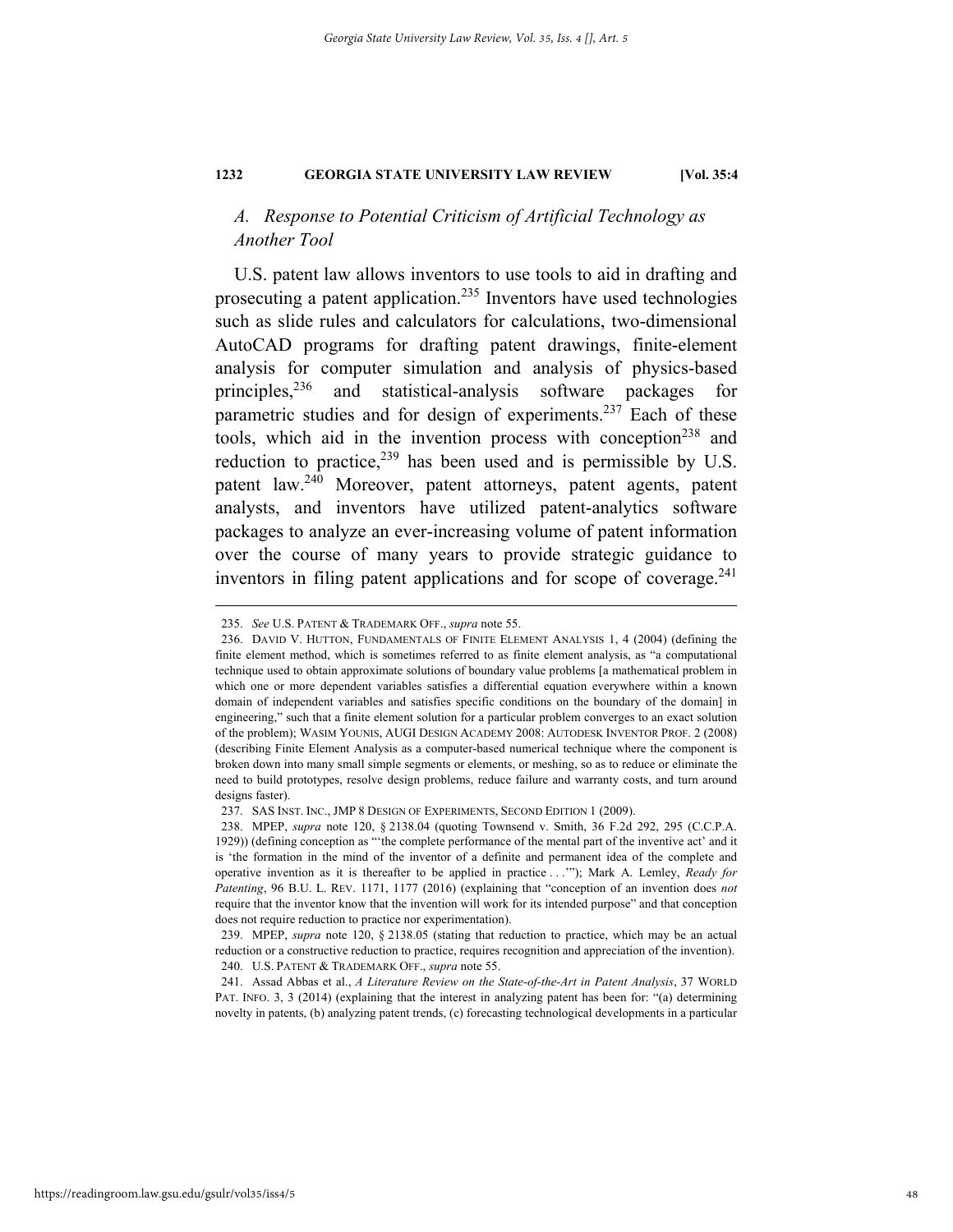### *A. Response to Potential Criticism of Artificial Technology as Another Tool*

U.S. patent law allows inventors to use tools to aid in drafting and prosecuting a patent application.[235] Inventors have used technologies such as slide rules and calculators for calculations, two-dimensional AutoCAD programs for drafting patent drawings, finite-element analysis for computer simulation and analysis of physics-based principles,[236] and statistical-analysis software packages for parametric studies and for design of experiments.[237] Each of these tools, which aid in the invention process with conception[238] and reduction to practice,[239] has been used and is permissible by U.S. patent law.[240] Moreover, patent attorneys, patent agents, patent analysts, and inventors have utilized patent-analytics software packages to analyze an ever-increasing volume of patent information over the course of many years to provide strategic guidance to inventors in filing patent applications and for scope of coverage.[241]

---

235. *See* U.S. PATENT & TRADEMARK OFF., *supra* note 55.

236. DAVID V. HUTTON, FUNDAMENTALS OF FINITE ELEMENT ANALYSIS 1, 4 (2004) (defining the finite element method, which is sometimes referred to as finite element analysis, as "a computational technique used to obtain approximate solutions of boundary value problems [a mathematical problem in which one or more dependent variables satisfies a differential equation everywhere within a known domain of independent variables and satisfies specific conditions on the boundary of the domain] in engineering," such that a finite element solution for a particular problem converges to an exact solution of the problem); WASIM YOUNIS, AUGI DESIGN ACADEMY 2008: AUTODESK INVENTOR PROF. 2 (2008) (describing Finite Element Analysis as a computer-based numerical technique where the component is broken down into many small simple segments or elements, or meshing, so as to reduce or eliminate the need to build prototypes, resolve design problems, reduce failure and warranty costs, and turn around designs faster).

237. SAS INST. INC., JMP 8 DESIGN OF EXPERIMENTS, SECOND EDITION 1 (2009).

238. MPEP, *supra* note 120, § 2138.04 (quoting Townsend v. Smith, 36 F.2d 292, 295 (C.C.P.A. 1929)) (defining conception as "'the complete performance of the mental part of the inventive act' and it is 'the formation in the mind of the inventor of a definite and permanent idea of the complete and operative invention as it is thereafter to be applied in practice . . .'"); Mark A. Lemley, *Ready for Patenting*, 96 B.U. L. REV. 1171, 1177 (2016) (explaining that "conception of an invention does *not* require that the inventor know that the invention will work for its intended purpose" and that conception does not require reduction to practice nor experimentation).

239. MPEP, *supra* note 120, § 2138.05 (stating that reduction to practice, which may be an actual reduction or a constructive reduction to practice, requires recognition and appreciation of the invention).

240. U.S. PATENT & TRADEMARK OFF., *supra* note 55.

241. Assad Abbas et al., *A Literature Review on the State-of-the-Art in Patent Analysis*, 37 WORLD PAT. INFO. 3, 3 (2014) (explaining that the interest in analyzing patent has been for: "(a) determining novelty in patents, (b) analyzing patent trends, (c) forecasting technological developments in a particular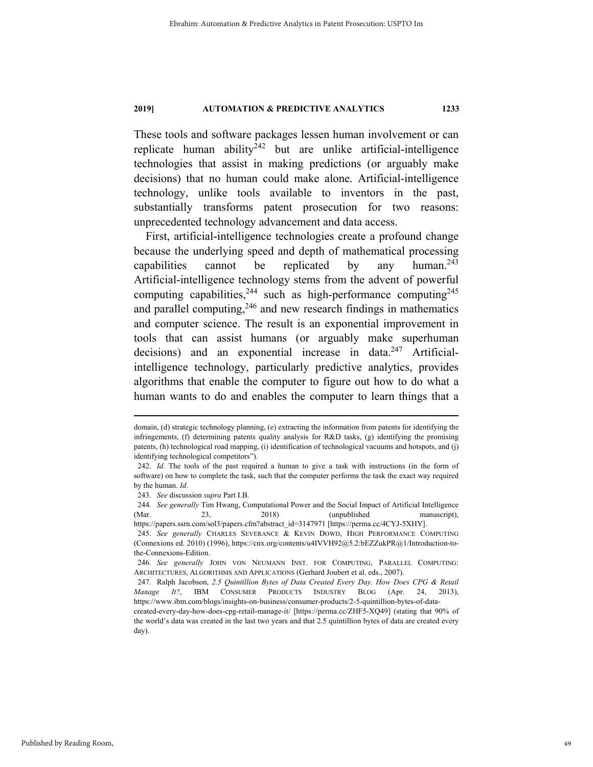These tools and software packages lessen human involvement or can replicate human ability[242] but are unlike artificial-intelligence technologies that assist in making predictions (or arguably make decisions) that no human could make alone. Artificial-intelligence technology, unlike tools available to inventors in the past, substantially transforms patent prosecution for two reasons: unprecedented technology advancement and data access.

First, artificial-intelligence technologies create a profound change because the underlying speed and depth of mathematical processing capabilities cannot be replicated by any human.[243] Artificial-intelligence technology stems from the advent of powerful computing capabilities,[244] such as high-performance computing[245] and parallel computing,[246] and new research findings in mathematics and computer science. The result is an exponential improvement in tools that can assist humans (or arguably make superhuman decisions) and an exponential increase in data.[247] Artificial-intelligence technology, particularly predictive analytics, provides algorithms that enable the computer to figure out how to do what a human wants to do and enables the computer to learn things that a

---

domain, (d) strategic technology planning, (e) extracting the information from patents for identifying the infringements, (f) determining patents quality analysis for R&D tasks, (g) identifying the promising patents, (h) technological road mapping, (i) identification of technological vacuums and hotspots, and (j) identifying technological competitors").

242. *Id.* The tools of the past required a human to give a task with instructions (in the form of software) on how to complete the task, such that the computer performs the task the exact way required by the human. *Id*.

243. *See* discussion *supra* Part I.B.

244. *See generally* Tim Hwang, Computational Power and the Social Impact of Artificial Intelligence (Mar. 23, 2018) (unpublished manuscript), https://papers.ssrn.com/sol3/papers.cfm?abstract_id=3147971 [https://perma.cc/4CYJ-5XHY].

245. *See generally* CHARLES SEVERANCE & KEVIN DOWD, HIGH PERFORMANCE COMPUTING (Connexions ed. 2010) (1996), https://cnx.org/contents/u4IVVH92@5.2:bEZZukPR@1/Introduction-to-the-Connexions-Edition.

246. *See generally* JOHN VON NEUMANN INST. FOR COMPUTING, PARALLEL COMPUTING: ARCHITECTURES, ALGORITHMS AND APPLICATIONS (Gerhard Joubert et al. eds., 2007).

247. Ralph Jacobson, *2.5 Quintillion Bytes of Data Created Every Day. How Does CPG & Retail Manage It?*, IBM CONSUMER PRODUCTS INDUSTRY BLOG (Apr. 24, 2013), https://www.ibm.com/blogs/insights-on-business/consumer-products/2-5-quintillion-bytes-of-data-created-every-day-how-does-cpg-retail-manage-it/ [https://perma.cc/ZHF5-XQ49] (stating that 90% of the world's data was created in the last two years and that 2.5 quintillion bytes of data are created every day).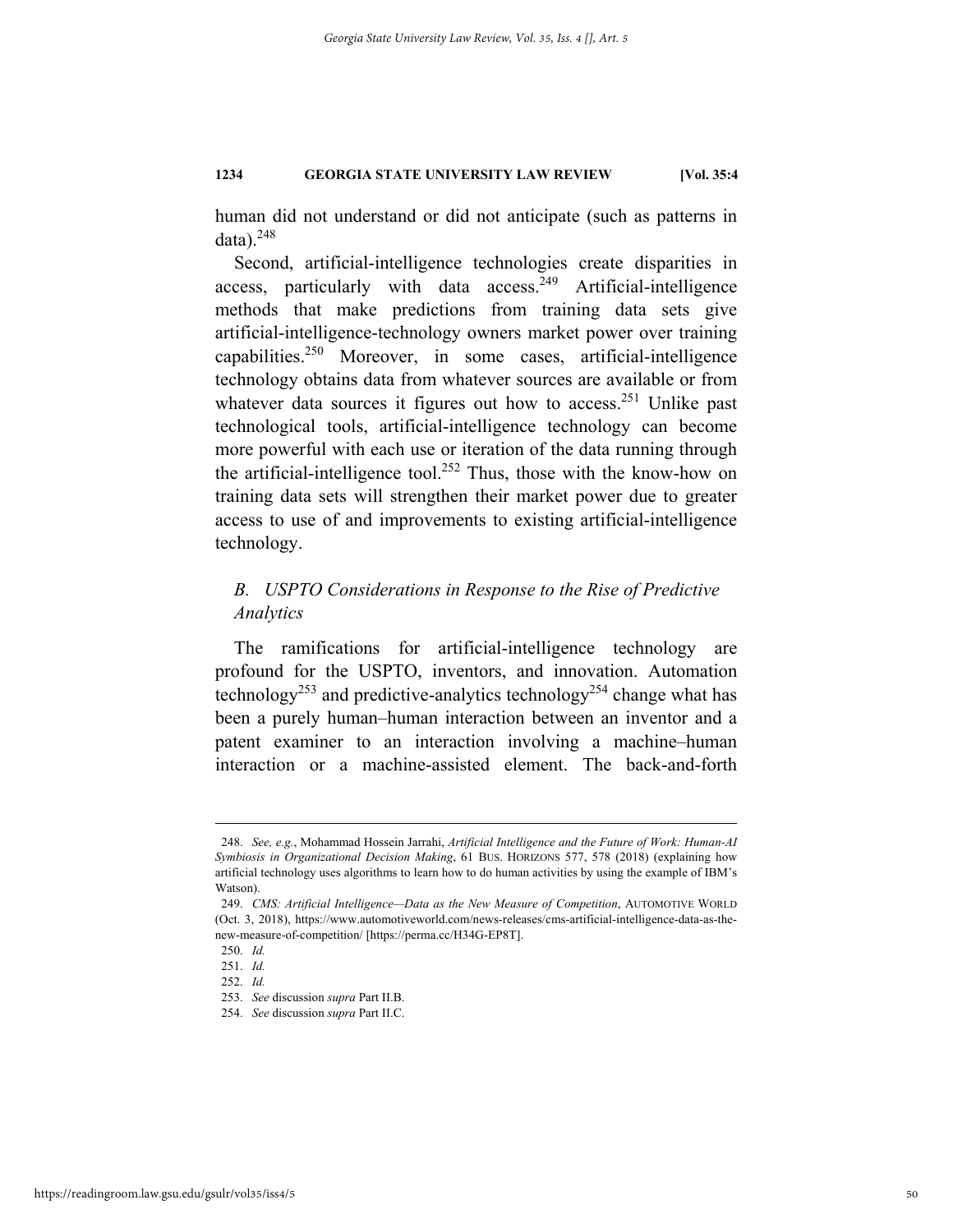human did not understand or did not anticipate (such as patterns in data).[248]

Second, artificial-intelligence technologies create disparities in access, particularly with data access.[249] Artificial-intelligence methods that make predictions from training data sets give artificial-intelligence-technology owners market power over training capabilities.[250] Moreover, in some cases, artificial-intelligence technology obtains data from whatever sources are available or from whatever data sources it figures out how to access.[251] Unlike past technological tools, artificial-intelligence technology can become more powerful with each use or iteration of the data running through the artificial-intelligence tool.[252] Thus, those with the know-how on training data sets will strengthen their market power due to greater access to use of and improvements to existing artificial-intelligence technology.

### *B. USPTO Considerations in Response to the Rise of Predictive Analytics*

The ramifications for artificial-intelligence technology are profound for the USPTO, inventors, and innovation. Automation technology[253] and predictive-analytics technology[254] change what has been a purely human–human interaction between an inventor and a patent examiner to an interaction involving a machine–human interaction or a machine-assisted element. The back-and-forth

---

248. *See, e.g.*, Mohammad Hossein Jarrahi, *Artificial Intelligence and the Future of Work: Human-AI Symbiosis in Organizational Decision Making*, 61 BUS. HORIZONS 577, 578 (2018) (explaining how artificial technology uses algorithms to learn how to do human activities by using the example of IBM's Watson).

249. *CMS: Artificial Intelligence—Data as the New Measure of Competition*, AUTOMOTIVE WORLD (Oct. 3, 2018), https://www.automotiveworld.com/news-releases/cms-artificial-intelligence-data-as-the-new-measure-of-competition/ [https://perma.cc/H34G-EP8T].

250. *Id.*

251. *Id.*

252. *Id.*

253. *See* discussion *supra* Part II.B.

254. *See* discussion *supra* Part II.C.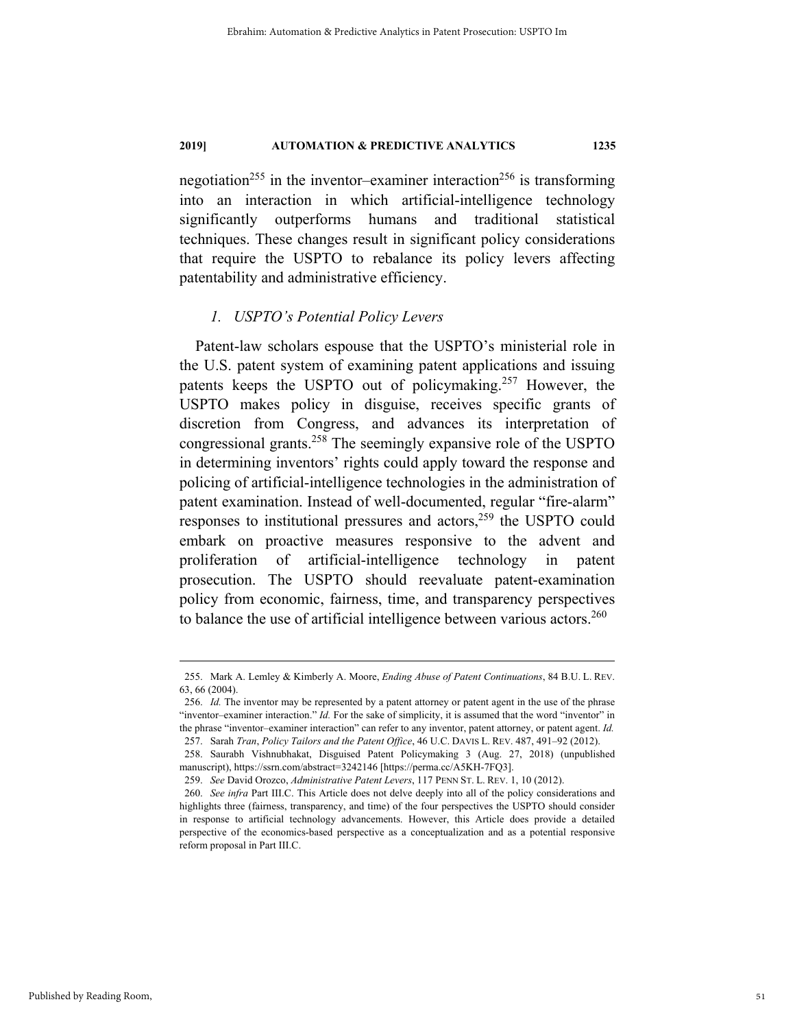negotiation[255] in the inventor–examiner interaction[256] is transforming into an interaction in which artificial-intelligence technology significantly outperforms humans and traditional statistical techniques. These changes result in significant policy considerations that require the USPTO to rebalance its policy levers affecting patentability and administrative efficiency.

### *1. USPTO's Potential Policy Levers*

Patent-law scholars espouse that the USPTO's ministerial role in the U.S. patent system of examining patent applications and issuing patents keeps the USPTO out of policymaking.[257] However, the USPTO makes policy in disguise, receives specific grants of discretion from Congress, and advances its interpretation of congressional grants.[258] The seemingly expansive role of the USPTO in determining inventors' rights could apply toward the response and policing of artificial-intelligence technologies in the administration of patent examination. Instead of well-documented, regular "fire-alarm" responses to institutional pressures and actors,[259] the USPTO could embark on proactive measures responsive to the advent and proliferation of artificial-intelligence technology in patent prosecution. The USPTO should reevaluate patent-examination policy from economic, fairness, time, and transparency perspectives to balance the use of artificial intelligence between various actors.[260]

---

255. Mark A. Lemley & Kimberly A. Moore, *Ending Abuse of Patent Continuations*, 84 B.U. L. REV. 63, 66 (2004).

256. *Id.* The inventor may be represented by a patent attorney or patent agent in the use of the phrase "inventor–examiner interaction." *Id.* For the sake of simplicity, it is assumed that the word "inventor" in the phrase "inventor–examiner interaction" can refer to any inventor, patent attorney, or patent agent. *Id.*

257. Sarah *Tran*, *Policy Tailors and the Patent Office*, 46 U.C. DAVIS L. REV. 487, 491–92 (2012).

258. Saurabh Vishnubhakat, Disguised Patent Policymaking 3 (Aug. 27, 2018) (unpublished manuscript), https://ssrn.com/abstract=3242146 [https://perma.cc/A5KH-7FQ3].

259. *See* David Orozco, *Administrative Patent Levers*, 117 PENN ST. L. REV. 1, 10 (2012).

260. *See infra* Part III.C. This Article does not delve deeply into all of the policy considerations and highlights three (fairness, transparency, and time) of the four perspectives the USPTO should consider in response to artificial technology advancements. However, this Article does provide a detailed perspective of the economics-based perspective as a conceptualization and as a potential responsive reform proposal in Part III.C.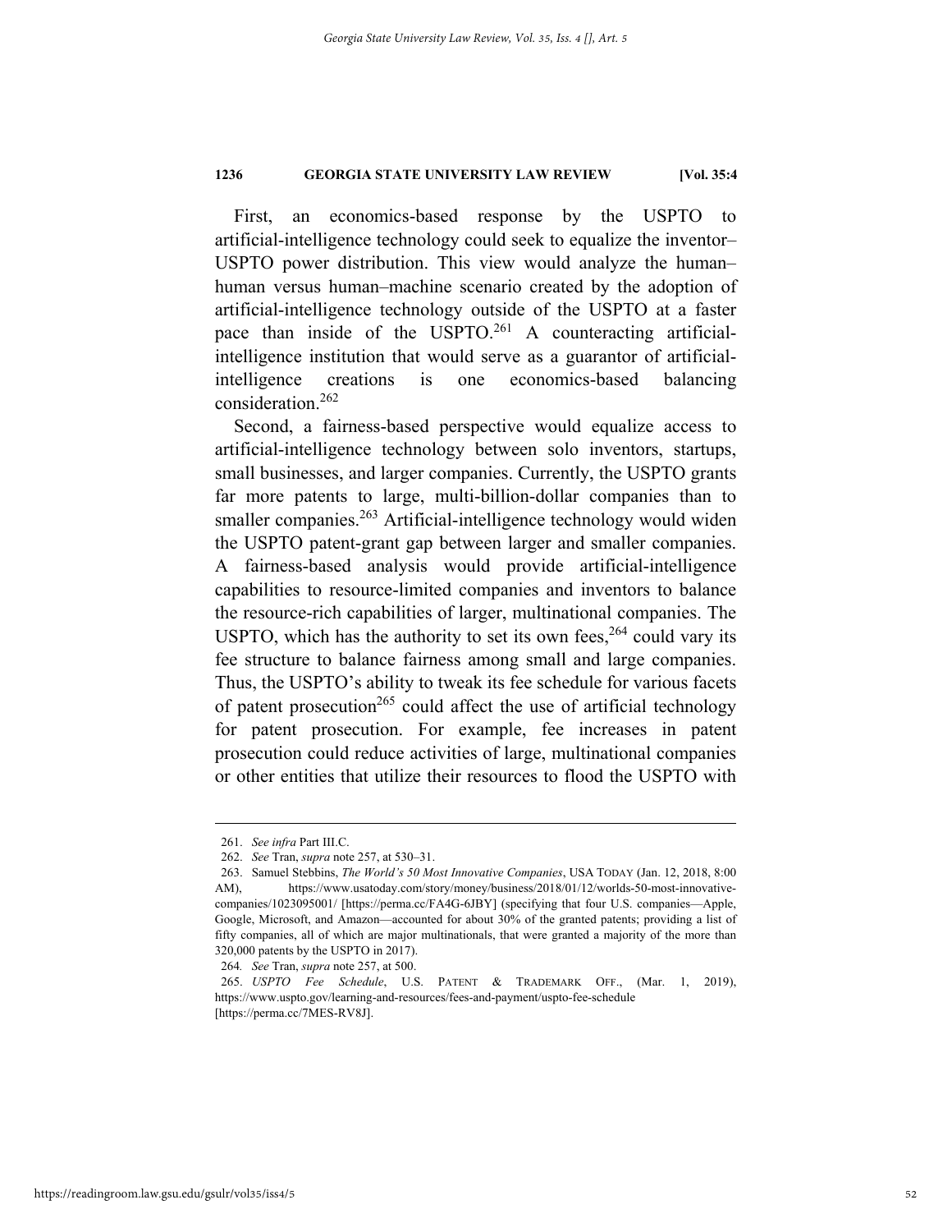First, an economics-based response by the USPTO to artificial-intelligence technology could seek to equalize the inventor–USPTO power distribution. This view would analyze the human–human versus human–machine scenario created by the adoption of artificial-intelligence technology outside of the USPTO at a faster pace than inside of the USPTO.[261] A counteracting artificial-intelligence institution that would serve as a guarantor of artificial-intelligence creations is one economics-based balancing consideration.[262]

Second, a fairness-based perspective would equalize access to artificial-intelligence technology between solo inventors, startups, small businesses, and larger companies. Currently, the USPTO grants far more patents to large, multi-billion-dollar companies than to smaller companies.[263] Artificial-intelligence technology would widen the USPTO patent-grant gap between larger and smaller companies. A fairness-based analysis would provide artificial-intelligence capabilities to resource-limited companies and inventors to balance the resource-rich capabilities of larger, multinational companies. The USPTO, which has the authority to set its own fees,[264] could vary its fee structure to balance fairness among small and large companies. Thus, the USPTO's ability to tweak its fee schedule for various facets of patent prosecution[265] could affect the use of artificial technology for patent prosecution. For example, fee increases in patent prosecution could reduce activities of large, multinational companies or other entities that utilize their resources to flood the USPTO with

---

261. *See infra* Part III.C.

262. *See* Tran, *supra* note 257, at 530–31.

263. Samuel Stebbins, *The World's 50 Most Innovative Companies*, USA TODAY (Jan. 12, 2018, 8:00 AM), https://www.usatoday.com/story/money/business/2018/01/12/worlds-50-most-innovative-companies/1023095001/ [https://perma.cc/FA4G-6JBY] (specifying that four U.S. companies—Apple, Google, Microsoft, and Amazon—accounted for about 30% of the granted patents; providing a list of fifty companies, all of which are major multinationals, that were granted a majority of the more than 320,000 patents by the USPTO in 2017).

264. *See* Tran, *supra* note 257, at 500.

265. *USPTO Fee Schedule*, U.S. PATENT & TRADEMARK OFF., (Mar. 1, 2019), https://www.uspto.gov/learning-and-resources/fees-and-payment/uspto-fee-schedule [https://perma.cc/7MES-RV8J].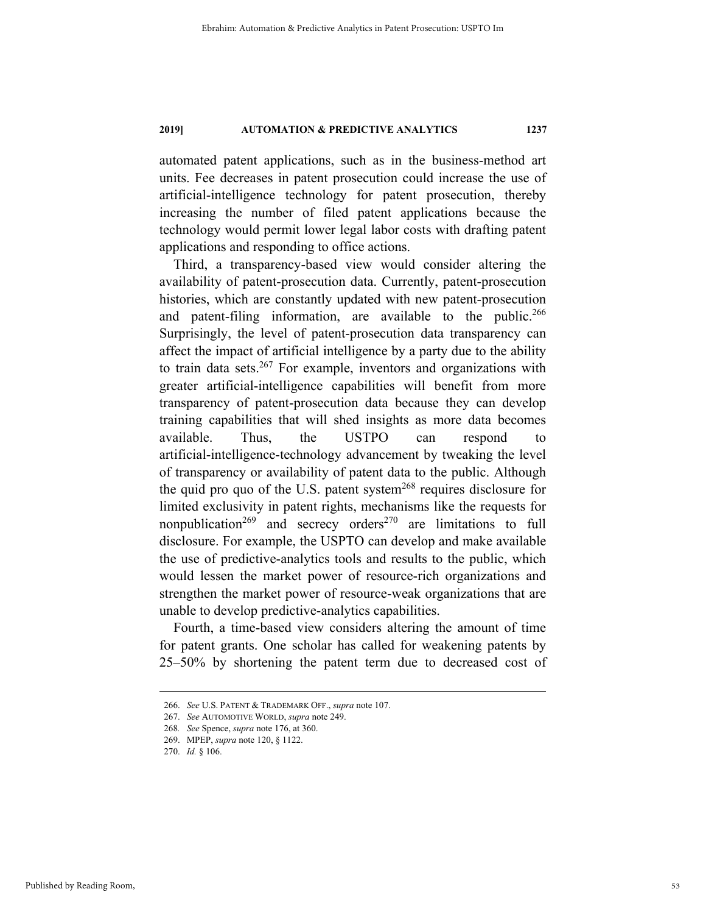automated patent applications, such as in the business-method art units. Fee decreases in patent prosecution could increase the use of artificial-intelligence technology for patent prosecution, thereby increasing the number of filed patent applications because the technology would permit lower legal labor costs with drafting patent applications and responding to office actions.

Third, a transparency-based view would consider altering the availability of patent-prosecution data. Currently, patent-prosecution histories, which are constantly updated with new patent-prosecution and patent-filing information, are available to the public.[266] Surprisingly, the level of patent-prosecution data transparency can affect the impact of artificial intelligence by a party due to the ability to train data sets.[267] For example, inventors and organizations with greater artificial-intelligence capabilities will benefit from more transparency of patent-prosecution data because they can develop training capabilities that will shed insights as more data becomes available. Thus, the USTPO can respond to artificial-intelligence-technology advancement by tweaking the level of transparency or availability of patent data to the public. Although the quid pro quo of the U.S. patent system[268] requires disclosure for limited exclusivity in patent rights, mechanisms like the requests for nonpublication[269] and secrecy orders[270] are limitations to full disclosure. For example, the USPTO can develop and make available the use of predictive-analytics tools and results to the public, which would lessen the market power of resource-rich organizations and strengthen the market power of resource-weak organizations that are unable to develop predictive-analytics capabilities.

Fourth, a time-based view considers altering the amount of time for patent grants. One scholar has called for weakening patents by 25–50% by shortening the patent term due to decreased cost of

---

266. *See* U.S. PATENT & TRADEMARK OFF., *supra* note 107.

267. *See* AUTOMOTIVE WORLD, *supra* note 249.

268. *See* Spence, *supra* note 176, at 360.

269. MPEP, *supra* note 120, § 1122.

270. *Id.* § 106.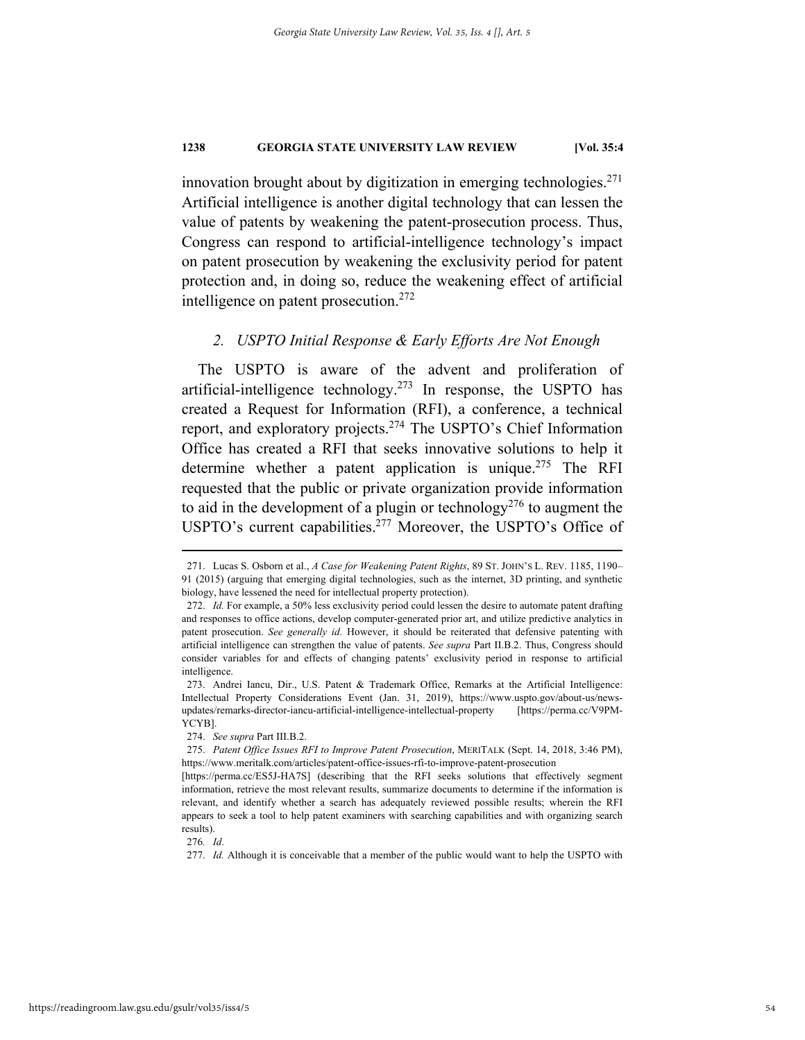innovation brought about by digitization in emerging technologies.[271] Artificial intelligence is another digital technology that can lessen the value of patents by weakening the patent-prosecution process. Thus, Congress can respond to artificial-intelligence technology's impact on patent prosecution by weakening the exclusivity period for patent protection and, in doing so, reduce the weakening effect of artificial intelligence on patent prosecution.[272]

### *2. USPTO Initial Response & Early Efforts Are Not Enough*

The USPTO is aware of the advent and proliferation of artificial-intelligence technology.[273] In response, the USPTO has created a Request for Information (RFI), a conference, a technical report, and exploratory projects.[274] The USPTO's Chief Information Office has created a RFI that seeks innovative solutions to help it determine whether a patent application is unique.[275] The RFI requested that the public or private organization provide information to aid in the development of a plugin or technology[276] to augment the USPTO's current capabilities.[277] Moreover, the USPTO's Office of

---

271. Lucas S. Osborn et al., *A Case for Weakening Patent Rights*, 89 ST. JOHN'S L. REV. 1185, 1190–91 (2015) (arguing that emerging digital technologies, such as the internet, 3D printing, and synthetic biology, have lessened the need for intellectual property protection).

272. *Id.* For example, a 50% less exclusivity period could lessen the desire to automate patent drafting and responses to office actions, develop computer-generated prior art, and utilize predictive analytics in patent prosecution. *See generally id.* However, it should be reiterated that defensive patenting with artificial intelligence can strengthen the value of patents. *See supra* Part II.B.2. Thus, Congress should consider variables for and effects of changing patents' exclusivity period in response to artificial intelligence.

273. Andrei Iancu, Dir., U.S. Patent & Trademark Office, Remarks at the Artificial Intelligence: Intellectual Property Considerations Event (Jan. 31, 2019), https://www.uspto.gov/about-us/news-updates/remarks-director-iancu-artificial-intelligence-intellectual-property [https://perma.cc/V9PM-YCYB].

274. *See supra* Part III.B.2.

275. *Patent Office Issues RFI to Improve Patent Prosecution*, MERITALK (Sept. 14, 2018, 3:46 PM), https://www.meritalk.com/articles/patent-office-issues-rfi-to-improve-patent-prosecution [https://perma.cc/ES5J-HA7S] (describing that the RFI seeks solutions that effectively segment information, retrieve the most relevant results, summarize documents to determine if the information is relevant, and identify whether a search has adequately reviewed possible results; wherein the RFI appears to seek a tool to help patent examiners with searching capabilities and with organizing search results).

276. *Id*.

277. *Id.* Although it is conceivable that a member of the public would want to help the USPTO with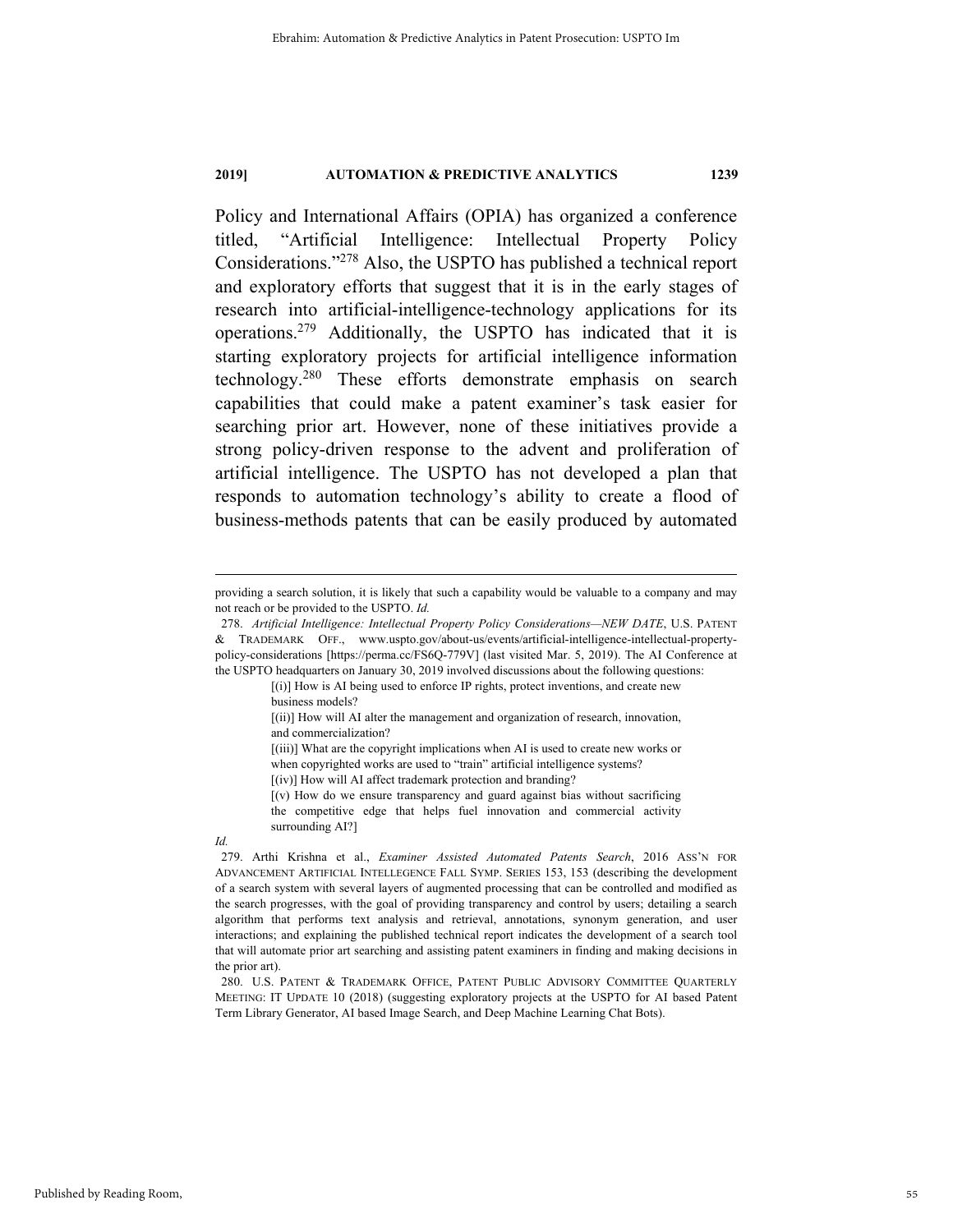Policy and International Affairs (OPIA) has organized a conference titled, "Artificial Intelligence: Intellectual Property Policy Considerations."[278] Also, the USPTO has published a technical report and exploratory efforts that suggest that it is in the early stages of research into artificial-intelligence-technology applications for its operations.[279] Additionally, the USPTO has indicated that it is starting exploratory projects for artificial intelligence information technology.[280] These efforts demonstrate emphasis on search capabilities that could make a patent examiner's task easier for searching prior art. However, none of these initiatives provide a strong policy-driven response to the advent and proliferation of artificial intelligence. The USPTO has not developed a plan that responds to automation technology's ability to create a flood of business-methods patents that can be easily produced by automated

---

providing a search solution, it is likely that such a capability would be valuable to a company and may not reach or be provided to the USPTO. *Id.*

278. *Artificial Intelligence: Intellectual Property Policy Considerations—NEW DATE*, U.S. PATENT & TRADEMARK OFF., www.uspto.gov/about-us/events/artificial-intelligence-intellectual-property-policy-considerations [https://perma.cc/FS6Q-779V] (last visited Mar. 5, 2019). The AI Conference at the USPTO headquarters on January 30, 2019 involved discussions about the following questions:

> [(i)] How is AI being used to enforce IP rights, protect inventions, and create new business models?
>
> [(ii)] How will AI alter the management and organization of research, innovation, and commercialization?
>
> [(iii)] What are the copyright implications when AI is used to create new works or when copyrighted works are used to "train" artificial intelligence systems?
>
> [(iv)] How will AI affect trademark protection and branding?
>
> [(v) How do we ensure transparency and guard against bias without sacrificing the competitive edge that helps fuel innovation and commercial activity surrounding AI?]

*Id.*

279. Arthi Krishna et al., *Examiner Assisted Automated Patents Search*, 2016 ASS'N FOR ADVANCEMENT ARTIFICIAL INTELLEGENCE FALL SYMP. SERIES 153, 153 (describing the development of a search system with several layers of augmented processing that can be controlled and modified as the search progresses, with the goal of providing transparency and control by users; detailing a search algorithm that performs text analysis and retrieval, annotations, synonym generation, and user interactions; and explaining the published technical report indicates the development of a search tool that will automate prior art searching and assisting patent examiners in finding and making decisions in the prior art).

280. U.S. PATENT & TRADEMARK OFFICE, PATENT PUBLIC ADVISORY COMMITTEE QUARTERLY MEETING: IT UPDATE 10 (2018) (suggesting exploratory projects at the USPTO for AI based Patent Term Library Generator, AI based Image Search, and Deep Machine Learning Chat Bots).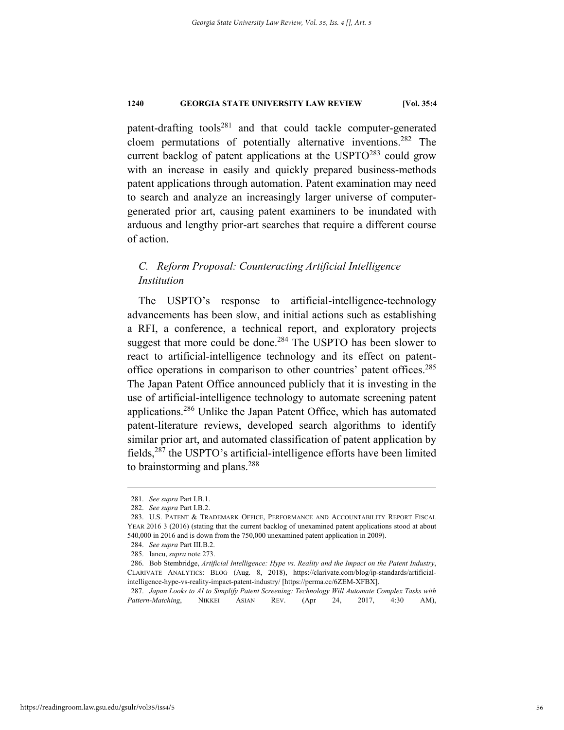patent-drafting tools[281] and that could tackle computer-generated cloem permutations of potentially alternative inventions.[282] The current backlog of patent applications at the USPTO[283] could grow with an increase in easily and quickly prepared business-methods patent applications through automation. Patent examination may need to search and analyze an increasingly larger universe of computer-generated prior art, causing patent examiners to be inundated with arduous and lengthy prior-art searches that require a different course of action.

### *C. Reform Proposal: Counteracting Artificial Intelligence Institution*

The USPTO's response to artificial-intelligence-technology advancements has been slow, and initial actions such as establishing a RFI, a conference, a technical report, and exploratory projects suggest that more could be done.[284] The USPTO has been slower to react to artificial-intelligence technology and its effect on patent-office operations in comparison to other countries' patent offices.[285] The Japan Patent Office announced publicly that it is investing in the use of artificial-intelligence technology to automate screening patent applications.[286] Unlike the Japan Patent Office, which has automated patent-literature reviews, developed search algorithms to identify similar prior art, and automated classification of patent application by fields,[287] the USPTO's artificial-intelligence efforts have been limited to brainstorming and plans.[288]

---

281. *See supra* Part I.B.1.

282. *See supra* Part I.B.2.

283. U.S. PATENT & TRADEMARK OFFICE, PERFORMANCE AND ACCOUNTABILITY REPORT FISCAL YEAR 2016 3 (2016) (stating that the current backlog of unexamined patent applications stood at about 540,000 in 2016 and is down from the 750,000 unexamined patent application in 2009).

284. *See supra* Part III.B.2.

285. Iancu, *supra* note 273.

286. Bob Stembridge, *Artificial Intelligence: Hype vs. Reality and the Impact on the Patent Industry*, CLARIVATE ANALYTICS: BLOG (Aug. 8, 2018), https://clarivate.com/blog/ip-standards/artificial-intelligence-hype-vs-reality-impact-patent-industry/ [https://perma.cc/6ZEM-XFBX].

287. *Japan Looks to AI to Simplify Patent Screening: Technology Will Automate Complex Tasks with Pattern-Matching*, NIKKEI ASIAN REV. (Apr 24, 2017, 4:30 AM),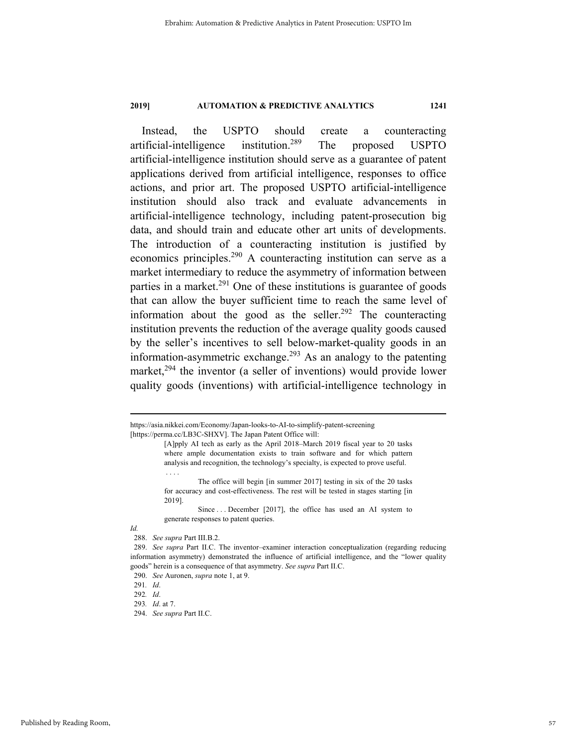Instead, the USPTO should create a counteracting artificial-intelligence institution.[289] The proposed USPTO artificial-intelligence institution should serve as a guarantee of patent applications derived from artificial intelligence, responses to office actions, and prior art. The proposed USPTO artificial-intelligence institution should also track and evaluate advancements in artificial-intelligence technology, including patent-prosecution big data, and should train and educate other art units of developments. The introduction of a counteracting institution is justified by economics principles.[290] A counteracting institution can serve as a market intermediary to reduce the asymmetry of information between parties in a market.[291] One of these institutions is guarantee of goods that can allow the buyer sufficient time to reach the same level of information about the good as the seller.[292] The counteracting institution prevents the reduction of the average quality goods caused by the seller's incentives to sell below-market-quality goods in an information-asymmetric exchange.[293] As an analogy to the patenting market,[294] the inventor (a seller of inventions) would provide lower quality goods (inventions) with artificial-intelligence technology in

---

https://asia.nikkei.com/Economy/Japan-looks-to-AI-to-simplify-patent-screening [https://perma.cc/LB3C-SHXV]. The Japan Patent Office will:

> [A]pply AI tech as early as the April 2018–March 2019 fiscal year to 20 tasks where ample documentation exists to train software and for which pattern analysis and recognition, the technology's specialty, is expected to prove useful.
>
> . . . .
>
> The office will begin [in summer 2017] testing in six of the 20 tasks for accuracy and cost-effectiveness. The rest will be tested in stages starting [in 2019].
>
> Since . . . December [2017], the office has used an AI system to generate responses to patent queries.

*Id.*

288. *See supra* Part III.B.2.

289. *See supra* Part II.C. The inventor–examiner interaction conceptualization (regarding reducing information asymmetry) demonstrated the influence of artificial intelligence, and the "lower quality goods" herein is a consequence of that asymmetry. *See supra* Part II.C.

290. *See* Auronen, *supra* note 1, at 9.

291. *Id*.

292. *Id*.

293. *Id*. at 7.

294. *See supra* Part II.C.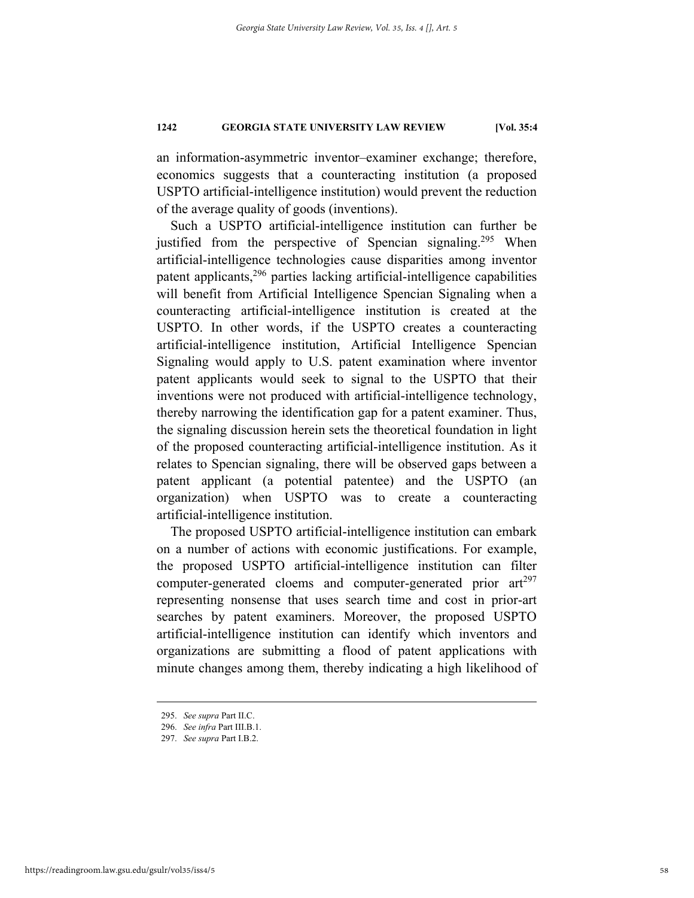an information-asymmetric inventor–examiner exchange; therefore, economics suggests that a counteracting institution (a proposed USPTO artificial-intelligence institution) would prevent the reduction of the average quality of goods (inventions).

Such a USPTO artificial-intelligence institution can further be justified from the perspective of Spencian signaling.[295] When artificial-intelligence technologies cause disparities among inventor patent applicants,[296] parties lacking artificial-intelligence capabilities will benefit from Artificial Intelligence Spencian Signaling when a counteracting artificial-intelligence institution is created at the USPTO. In other words, if the USPTO creates a counteracting artificial-intelligence institution, Artificial Intelligence Spencian Signaling would apply to U.S. patent examination where inventor patent applicants would seek to signal to the USPTO that their inventions were not produced with artificial-intelligence technology, thereby narrowing the identification gap for a patent examiner. Thus, the signaling discussion herein sets the theoretical foundation in light of the proposed counteracting artificial-intelligence institution. As it relates to Spencian signaling, there will be observed gaps between a patent applicant (a potential patentee) and the USPTO (an organization) when USPTO was to create a counteracting artificial-intelligence institution.

The proposed USPTO artificial-intelligence institution can embark on a number of actions with economic justifications. For example, the proposed USPTO artificial-intelligence institution can filter computer-generated cloems and computer-generated prior art[297] representing nonsense that uses search time and cost in prior-art searches by patent examiners. Moreover, the proposed USPTO artificial-intelligence institution can identify which inventors and organizations are submitting a flood of patent applications with minute changes among them, thereby indicating a high likelihood of

---

295. *See supra* Part II.C.

296. *See infra* Part III.B.1.

297. *See supra* Part I.B.2.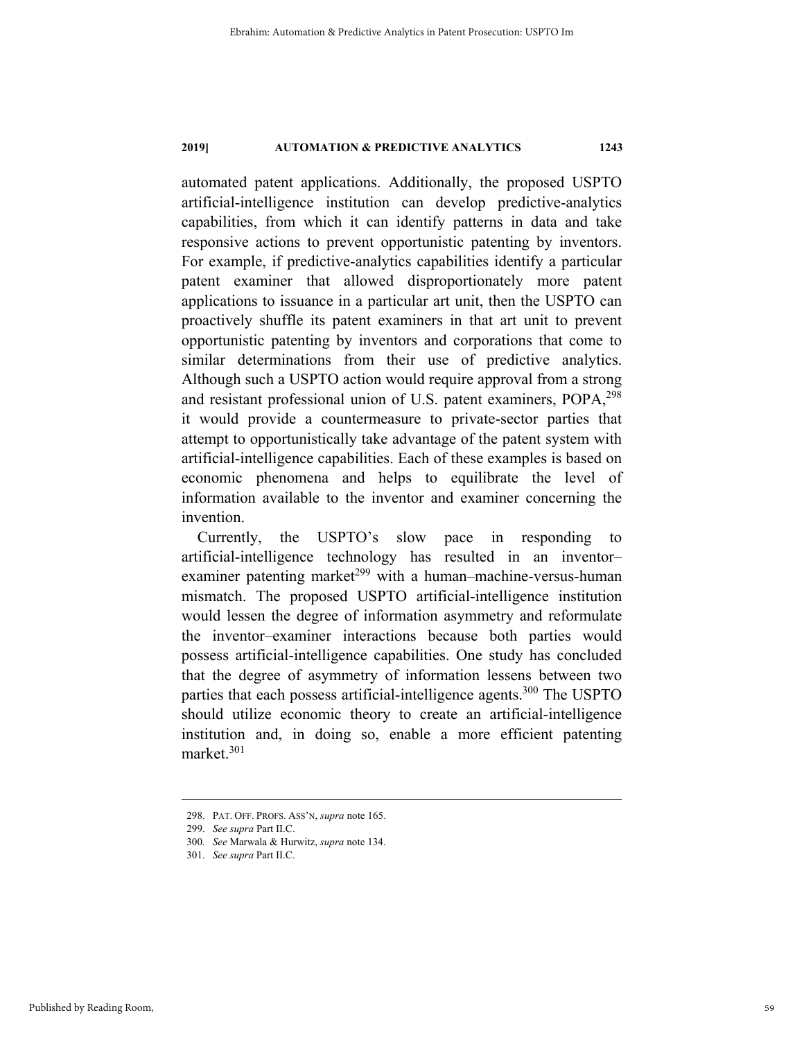automated patent applications. Additionally, the proposed USPTO artificial-intelligence institution can develop predictive-analytics capabilities, from which it can identify patterns in data and take responsive actions to prevent opportunistic patenting by inventors. For example, if predictive-analytics capabilities identify a particular patent examiner that allowed disproportionately more patent applications to issuance in a particular art unit, then the USPTO can proactively shuffle its patent examiners in that art unit to prevent opportunistic patenting by inventors and corporations that come to similar determinations from their use of predictive analytics. Although such a USPTO action would require approval from a strong and resistant professional union of U.S. patent examiners, POPA,[298] it would provide a countermeasure to private-sector parties that attempt to opportunistically take advantage of the patent system with artificial-intelligence capabilities. Each of these examples is based on economic phenomena and helps to equilibrate the level of information available to the inventor and examiner concerning the invention.

Currently, the USPTO's slow pace in responding to artificial-intelligence technology has resulted in an inventor–examiner patenting market[299] with a human–machine-versus-human mismatch. The proposed USPTO artificial-intelligence institution would lessen the degree of information asymmetry and reformulate the inventor–examiner interactions because both parties would possess artificial-intelligence capabilities. One study has concluded that the degree of asymmetry of information lessens between two parties that each possess artificial-intelligence agents.[300] The USPTO should utilize economic theory to create an artificial-intelligence institution and, in doing so, enable a more efficient patenting market.[301]

---

298. PAT. OFF. PROFS. ASS'N, *supra* note 165.

299. *See supra* Part II.C.

300. *See* Marwala & Hurwitz, *supra* note 134.

301. *See supra* Part II.C.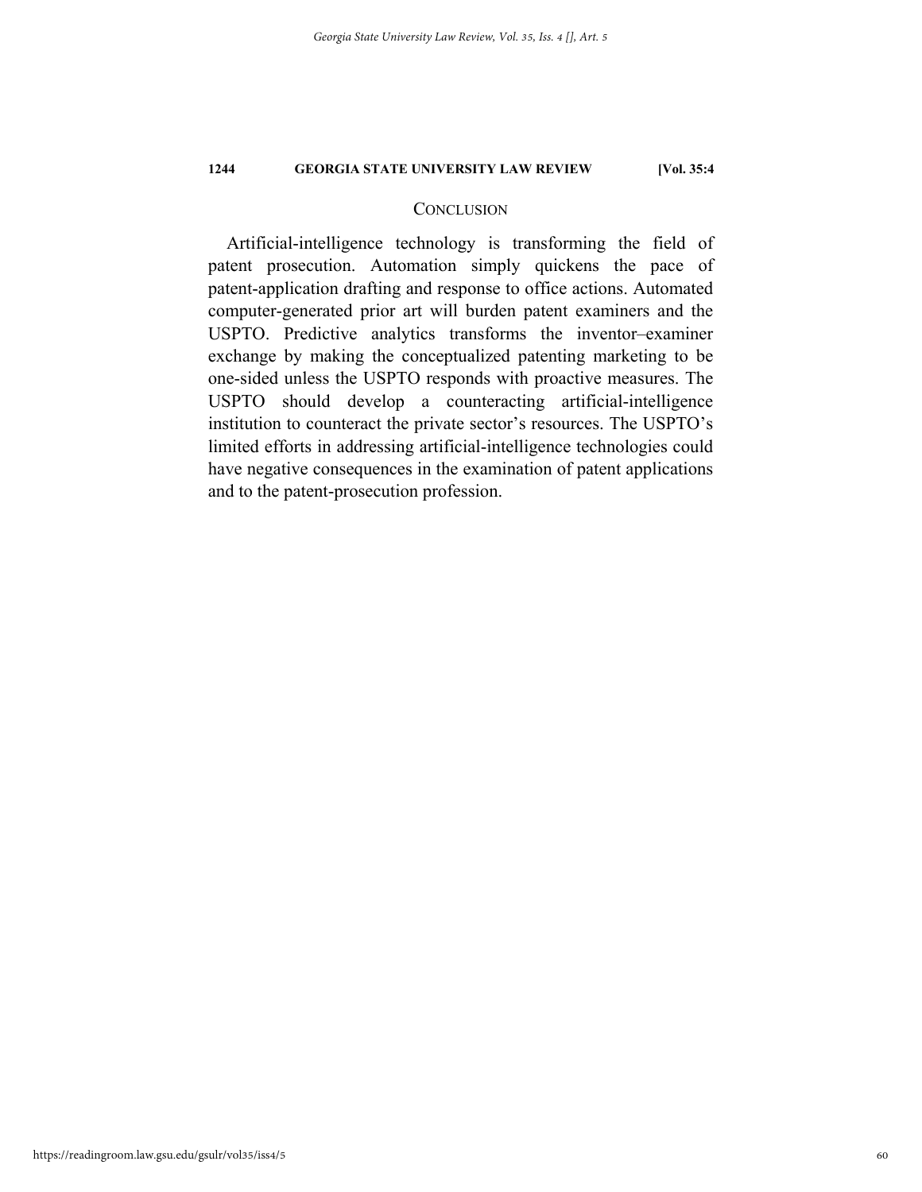## CONCLUSION

Artificial-intelligence technology is transforming the field of patent prosecution. Automation simply quickens the pace of patent-application drafting and response to office actions. Automated computer-generated prior art will burden patent examiners and the USPTO. Predictive analytics transforms the inventor–examiner exchange by making the conceptualized patenting marketing to be one-sided unless the USPTO responds with proactive measures. The USPTO should develop a counteracting artificial-intelligence institution to counteract the private sector's resources. The USPTO's limited efforts in addressing artificial-intelligence technologies could have negative consequences in the examination of patent applications and to the patent-prosecution profession.